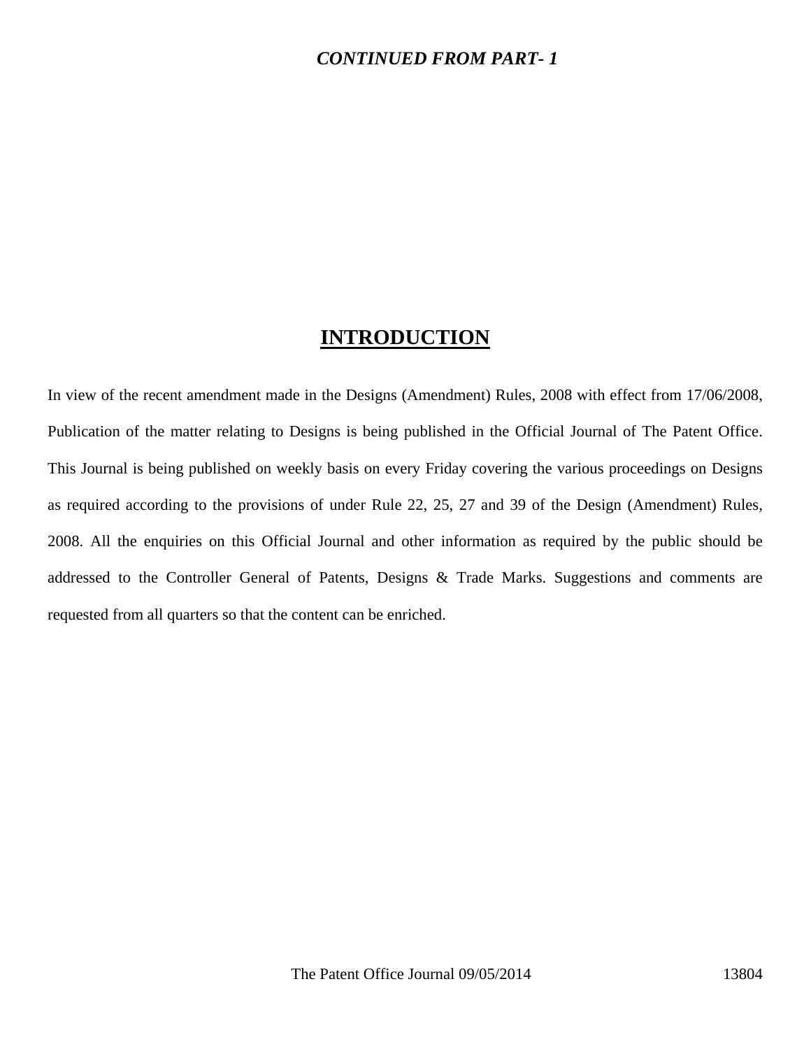***CONTINUED FROM PART- 1***

# INTRODUCTION

In view of the recent amendment made in the Designs (Amendment) Rules, 2008 with effect from 17/06/2008, Publication of the matter relating to Designs is being published in the Official Journal of The Patent Office. This Journal is being published on weekly basis on every Friday covering the various proceedings on Designs as required according to the provisions of under Rule 22, 25, 27 and 39 of the Design (Amendment) Rules, 2008. All the enquiries on this Official Journal and other information as required by the public should be addressed to the Controller General of Patents, Designs & Trade Marks. Suggestions and comments are requested from all quarters so that the content can be enriched.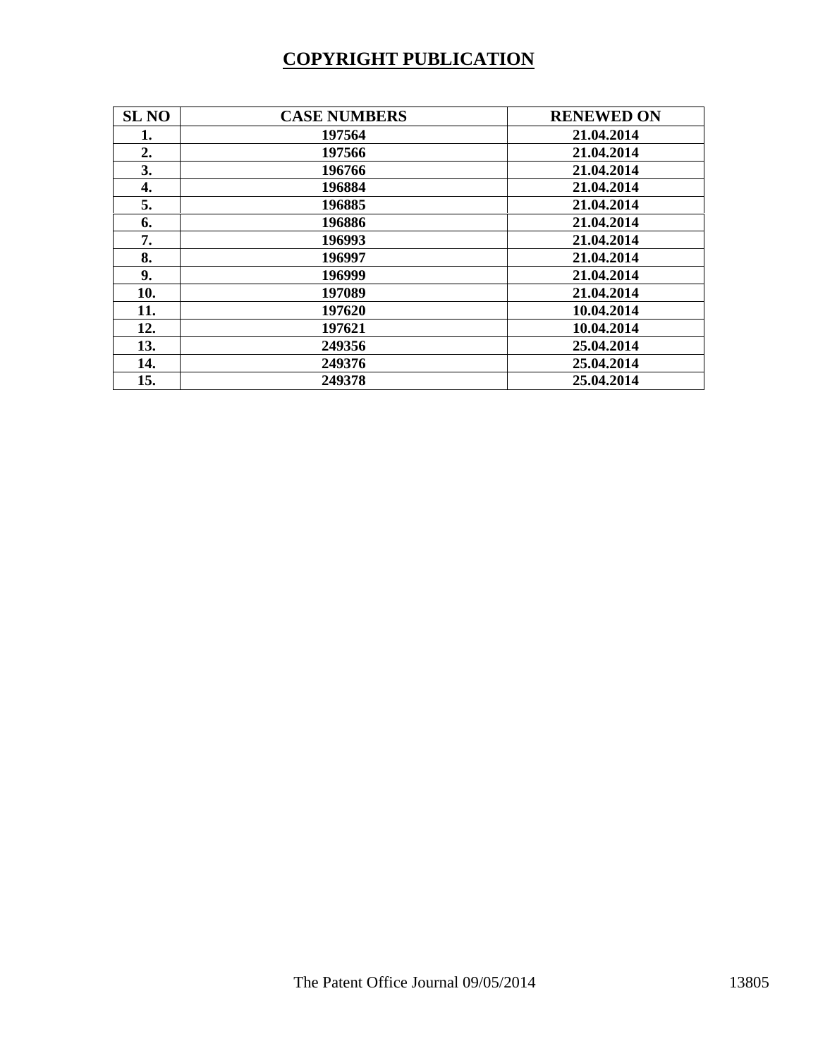# COPYRIGHT PUBLICATION

| SL NO | CASE NUMBERS | RENEWED ON |
|---|---|---|
| 1. | 197564 | 21.04.2014 |
| 2. | 197566 | 21.04.2014 |
| 3. | 196766 | 21.04.2014 |
| 4. | 196884 | 21.04.2014 |
| 5. | 196885 | 21.04.2014 |
| 6. | 196886 | 21.04.2014 |
| 7. | 196993 | 21.04.2014 |
| 8. | 196997 | 21.04.2014 |
| 9. | 196999 | 21.04.2014 |
| 10. | 197089 | 21.04.2014 |
| 11. | 197620 | 10.04.2014 |
| 12. | 197621 | 10.04.2014 |
| 13. | 249356 | 25.04.2014 |
| 14. | 249376 | 25.04.2014 |
| 15. | 249378 | 25.04.2014 |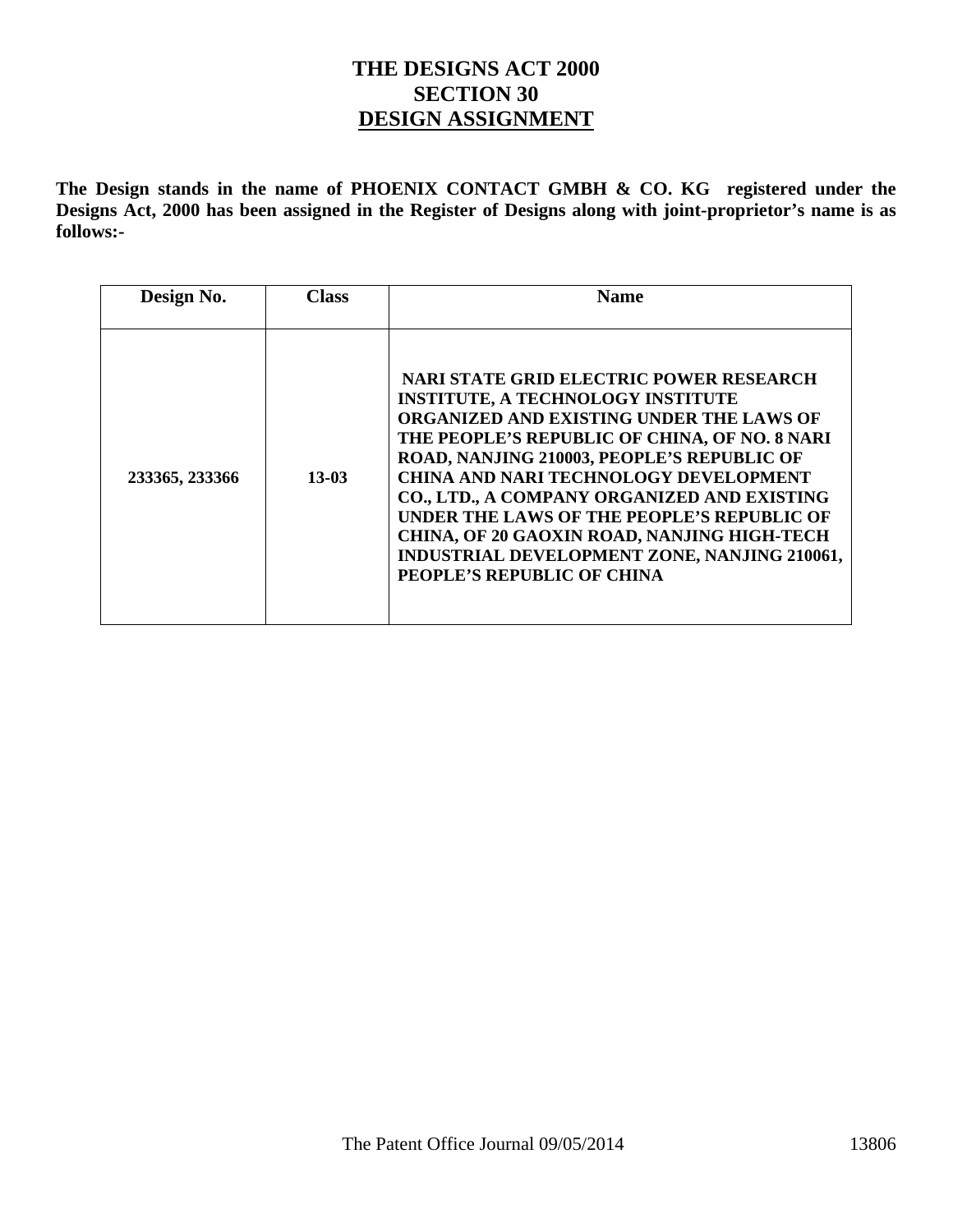# THE DESIGNS ACT 2000
# SECTION 30
# DESIGN ASSIGNMENT

**The Design stands in the name of PHOENIX CONTACT GMBH & CO. KG registered under the Designs Act, 2000 has been assigned in the Register of Designs along with joint-proprietor's name is as follows:-**

| Design No. | Class | Name |
|---|---|---|
| 233365, 233366 | 13-03 | NARI STATE GRID ELECTRIC POWER RESEARCH INSTITUTE, A TECHNOLOGY INSTITUTE ORGANIZED AND EXISTING UNDER THE LAWS OF THE PEOPLE'S REPUBLIC OF CHINA, OF NO. 8 NARI ROAD, NANJING 210003, PEOPLE'S REPUBLIC OF CHINA AND NARI TECHNOLOGY DEVELOPMENT CO., LTD., A COMPANY ORGANIZED AND EXISTING UNDER THE LAWS OF THE PEOPLE'S REPUBLIC OF CHINA, OF 20 GAOXIN ROAD, NANJING HIGH-TECH INDUSTRIAL DEVELOPMENT ZONE, NANJING 210061, PEOPLE'S REPUBLIC OF CHINA |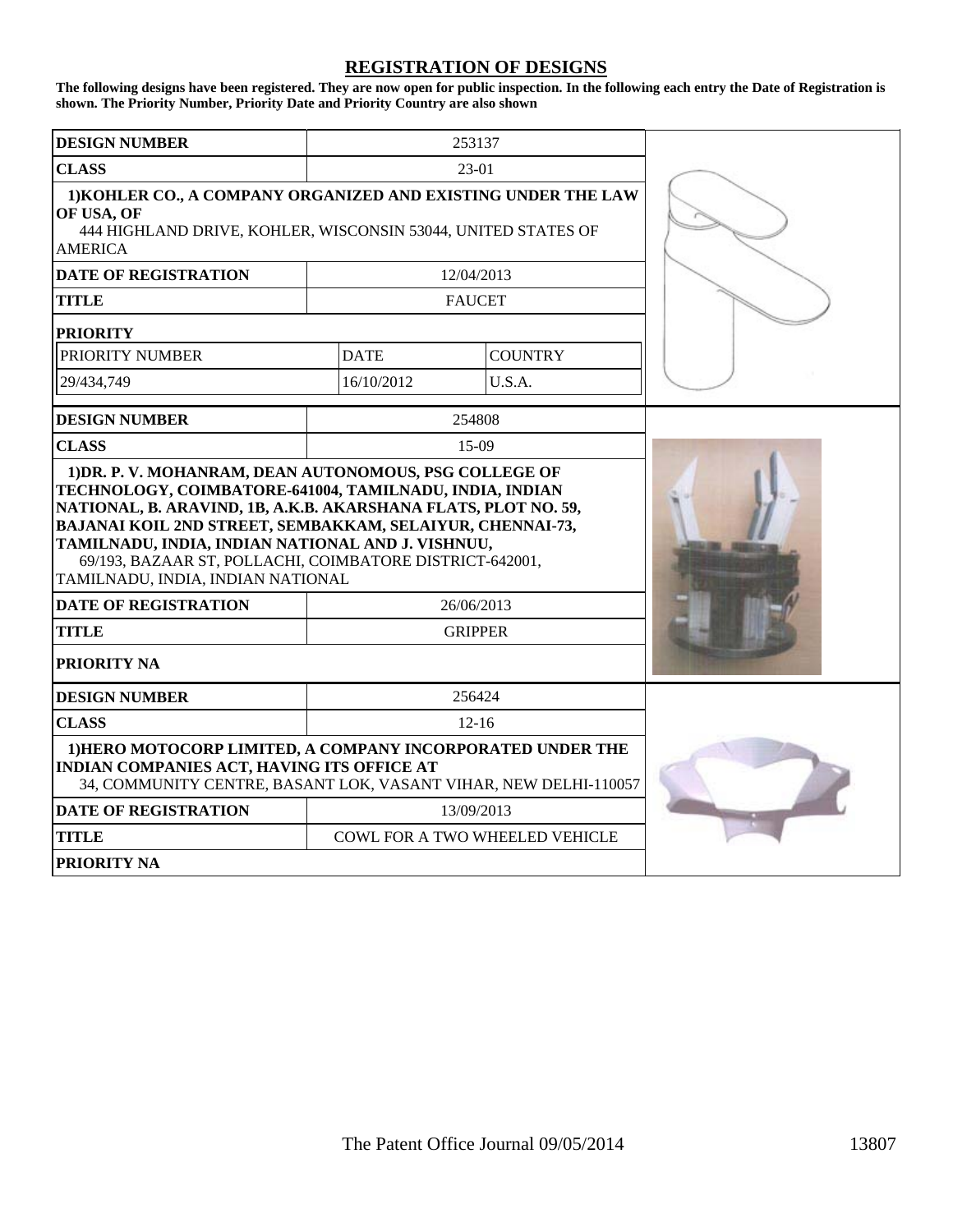## REGISTRATION OF DESIGNS

**The following designs have been registered. They are now open for public inspection. In the following each entry the Date of Registration is shown. The Priority Number, Priority Date and Priority Country are also shown**

| | | |
|---|---|---|
| **DESIGN NUMBER** | 253137 | |
| **CLASS** | 23-01 | |
| **1)KOHLER CO., A COMPANY ORGANIZED AND EXISTING UNDER THE LAW OF USA, OF** 444 HIGHLAND DRIVE, KOHLER, WISCONSIN 53044, UNITED STATES OF AMERICA | | |
| **DATE OF REGISTRATION** | 12/04/2013 | |
| **TITLE** | FAUCET | |
| **PRIORITY** | | |
| PRIORITY NUMBER | DATE | COUNTRY |
| 29/434,749 | 16/10/2012 | U.S.A. |

| | |
|---|---|
| **DESIGN NUMBER** | 254808 |
| **CLASS** | 15-09 |
| **1)DR. P. V. MOHANRAM, DEAN AUTONOMOUS, PSG COLLEGE OF TECHNOLOGY, COIMBATORE-641004, TAMILNADU, INDIA, INDIAN NATIONAL, B. ARAVIND, 1B, A.K.B. AKARSHANA FLATS, PLOT NO. 59, BAJANAI KOIL 2ND STREET, SEMBAKKAM, SELAIYUR, CHENNAI-73, TAMILNADU, INDIA, INDIAN NATIONAL AND J. VISHNUU,** 69/193, BAZAAR ST, POLLACHI, COIMBATORE DISTRICT-642001, TAMILNADU, INDIA, INDIAN NATIONAL | |
| **DATE OF REGISTRATION** | 26/06/2013 |
| **TITLE** | GRIPPER |
| **PRIORITY NA** | |

| | |
|---|---|
| **DESIGN NUMBER** | 256424 |
| **CLASS** | 12-16 |
| **1)HERO MOTOCORP LIMITED, A COMPANY INCORPORATED UNDER THE INDIAN COMPANIES ACT, HAVING ITS OFFICE AT** 34, COMMUNITY CENTRE, BASANT LOK, VASANT VIHAR, NEW DELHI-110057 | |
| **DATE OF REGISTRATION** | 13/09/2013 |
| **TITLE** | COWL FOR A TWO WHEELED VEHICLE |
| **PRIORITY NA** | |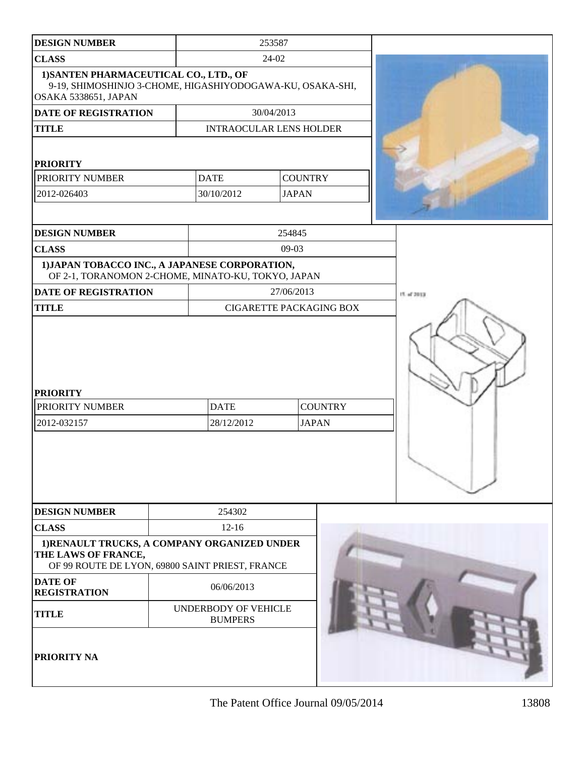| DESIGN NUMBER | 253587 | |
|---|---|---|
| CLASS | 24-02 | |
| 1)SANTEN PHARMACEUTICAL CO., LTD., OF 9-19, SHIMOSHINJO 3-CHOME, HIGASHIYODOGAWA-KU, OSAKA-SHI, OSAKA 5338651, JAPAN | | |
| DATE OF REGISTRATION | 30/04/2013 | |
| TITLE | INTRAOCULAR LENS HOLDER | |
| PRIORITY | | |
| PRIORITY NUMBER | DATE | COUNTRY |
| 2012-026403 | 30/10/2012 | JAPAN |

| DESIGN NUMBER | 254845 | |
|---|---|---|
| CLASS | 09-03 | |
| 1)JAPAN TOBACCO INC., A JAPANESE CORPORATION, OF 2-1, TORANOMON 2-CHOME, MINATO-KU, TOKYO, JAPAN | | |
| DATE OF REGISTRATION | 27/06/2013 | |
| TITLE | CIGARETTE PACKAGING BOX | |
| PRIORITY | | |
| PRIORITY NUMBER | DATE | COUNTRY |
| 2012-032157 | 28/12/2012 | JAPAN |

| DESIGN NUMBER | 254302 |
|---|---|
| CLASS | 12-16 |
| 1)RENAULT TRUCKS, A COMPANY ORGANIZED UNDER THE LAWS OF FRANCE, OF 99 ROUTE DE LYON, 69800 SAINT PRIEST, FRANCE | |
| DATE OF REGISTRATION | 06/06/2013 |
| TITLE | UNDERBODY OF VEHICLE BUMPERS |
| PRIORITY NA | |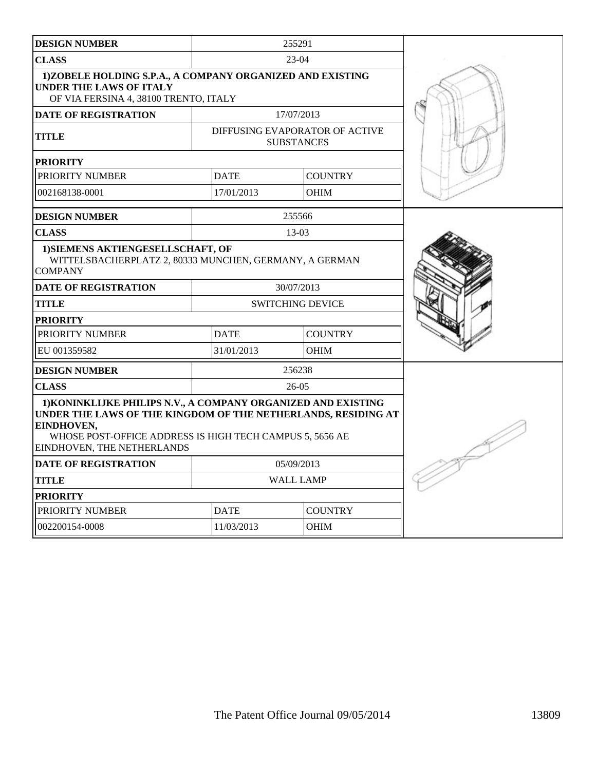| | | |
|---|---|---|
| **DESIGN NUMBER** | 255291 | |
| **CLASS** | 23-04 | |
| **1)ZOBELE HOLDING S.P.A., A COMPANY ORGANIZED AND EXISTING UNDER THE LAWS OF ITALY** OF VIA FERSINA 4, 38100 TRENTO, ITALY | | |
| **DATE OF REGISTRATION** | 17/07/2013 | |
| **TITLE** | DIFFUSING EVAPORATOR OF ACTIVE SUBSTANCES | |
| **PRIORITY** | | |
| PRIORITY NUMBER | DATE | COUNTRY |
| 002168138-0001 | 17/01/2013 | OHIM |

| | | |
|---|---|---|
| **DESIGN NUMBER** | 255566 | |
| **CLASS** | 13-03 | |
| **1)SIEMENS AKTIENGESELLSCHAFT, OF** WITTELSBACHERPLATZ 2, 80333 MUNCHEN, GERMANY, A GERMAN COMPANY | | |
| **DATE OF REGISTRATION** | 30/07/2013 | |
| **TITLE** | SWITCHING DEVICE | |
| **PRIORITY** | | |
| PRIORITY NUMBER | DATE | COUNTRY |
| EU 001359582 | 31/01/2013 | OHIM |

| | | |
|---|---|---|
| **DESIGN NUMBER** | 256238 | |
| **CLASS** | 26-05 | |
| **1)KONINKLIJKE PHILIPS N.V., A COMPANY ORGANIZED AND EXISTING UNDER THE LAWS OF THE KINGDOM OF THE NETHERLANDS, RESIDING AT EINDHOVEN,** WHOSE POST-OFFICE ADDRESS IS HIGH TECH CAMPUS 5, 5656 AE EINDHOVEN, THE NETHERLANDS | | |
| **DATE OF REGISTRATION** | 05/09/2013 | |
| **TITLE** | WALL LAMP | |
| **PRIORITY** | | |
| PRIORITY NUMBER | DATE | COUNTRY |
| 002200154-0008 | 11/03/2013 | OHIM |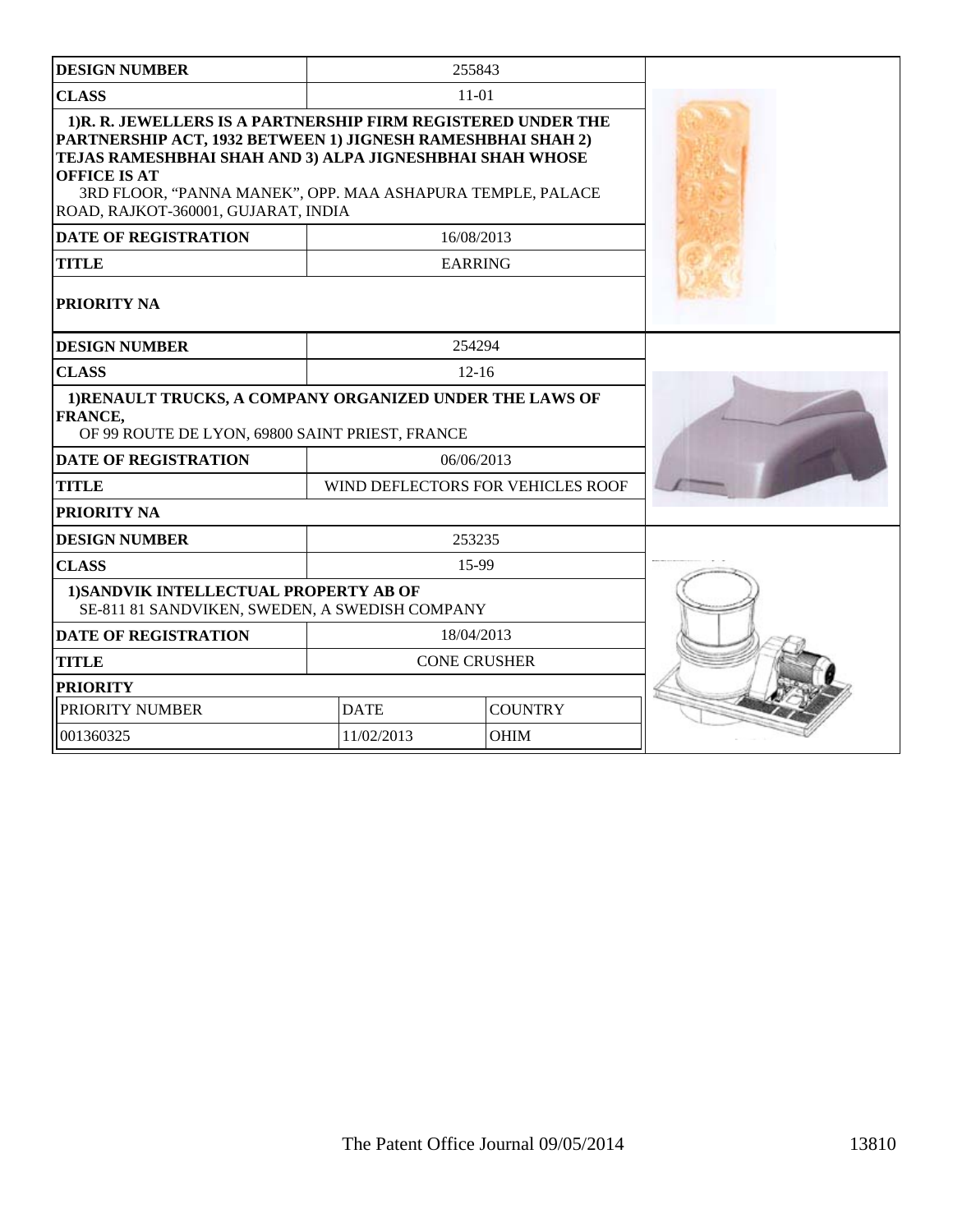| DESIGN NUMBER | 255843 |
| --- | --- |
| CLASS | 11-01 |
| 1)R. R. JEWELLERS IS A PARTNERSHIP FIRM REGISTERED UNDER THE PARTNERSHIP ACT, 1932 BETWEEN 1) JIGNESH RAMESHBHAI SHAH 2) TEJAS RAMESHBHAI SHAH AND 3) ALPA JIGNESHBHAI SHAH WHOSE OFFICE IS AT 3RD FLOOR, "PANNA MANEK", OPP. MAA ASHAPURA TEMPLE, PALACE ROAD, RAJKOT-360001, GUJARAT, INDIA | |
| DATE OF REGISTRATION | 16/08/2013 |
| TITLE | EARRING |
| PRIORITY NA | |

| DESIGN NUMBER | 254294 |
| --- | --- |
| CLASS | 12-16 |
| 1)RENAULT TRUCKS, A COMPANY ORGANIZED UNDER THE LAWS OF FRANCE, OF 99 ROUTE DE LYON, 69800 SAINT PRIEST, FRANCE | |
| DATE OF REGISTRATION | 06/06/2013 |
| TITLE | WIND DEFLECTORS FOR VEHICLES ROOF |
| PRIORITY NA | |

| DESIGN NUMBER | 253235 | |
| --- | --- | --- |
| CLASS | 15-99 | |
| 1)SANDVIK INTELLECTUAL PROPERTY AB OF SE-811 81 SANDVIKEN, SWEDEN, A SWEDISH COMPANY | | |
| DATE OF REGISTRATION | 18/04/2013 | |
| TITLE | CONE CRUSHER | |
| PRIORITY | | |
| PRIORITY NUMBER | DATE | COUNTRY |
| 001360325 | 11/02/2013 | OHIM |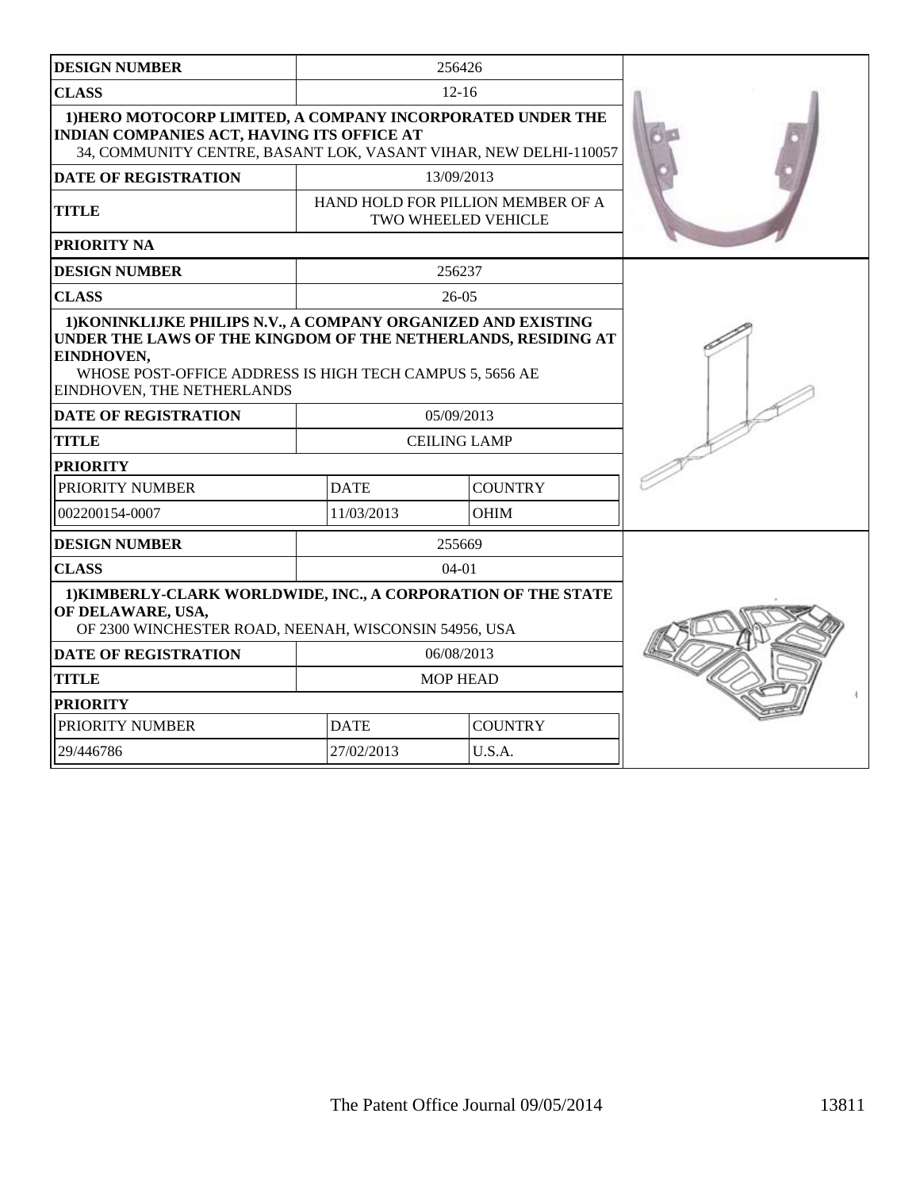| DESIGN NUMBER | 256426 |
|---|---|
| CLASS | 12-16 |
| 1)HERO MOTOCORP LIMITED, A COMPANY INCORPORATED UNDER THE INDIAN COMPANIES ACT, HAVING ITS OFFICE AT 34, COMMUNITY CENTRE, BASANT LOK, VASANT VIHAR, NEW DELHI-110057 | |
| DATE OF REGISTRATION | 13/09/2013 |
| TITLE | HAND HOLD FOR PILLION MEMBER OF A TWO WHEELED VEHICLE |
| PRIORITY NA | |

| DESIGN NUMBER | 256237 | |
|---|---|---|
| CLASS | 26-05 | |
| 1)KONINKLIJKE PHILIPS N.V., A COMPANY ORGANIZED AND EXISTING UNDER THE LAWS OF THE KINGDOM OF THE NETHERLANDS, RESIDING AT EINDHOVEN, WHOSE POST-OFFICE ADDRESS IS HIGH TECH CAMPUS 5, 5656 AE EINDHOVEN, THE NETHERLANDS | | |
| DATE OF REGISTRATION | 05/09/2013 | |
| TITLE | CEILING LAMP | |
| PRIORITY | | |
| PRIORITY NUMBER | DATE | COUNTRY |
| 002200154-0007 | 11/03/2013 | OHIM |

| DESIGN NUMBER | 255669 | |
|---|---|---|
| CLASS | 04-01 | |
| 1)KIMBERLY-CLARK WORLDWIDE, INC., A CORPORATION OF THE STATE OF DELAWARE, USA, OF 2300 WINCHESTER ROAD, NEENAH, WISCONSIN 54956, USA | | |
| DATE OF REGISTRATION | 06/08/2013 | |
| TITLE | MOP HEAD | |
| PRIORITY | | |
| PRIORITY NUMBER | DATE | COUNTRY |
| 29/446786 | 27/02/2013 | U.S.A. |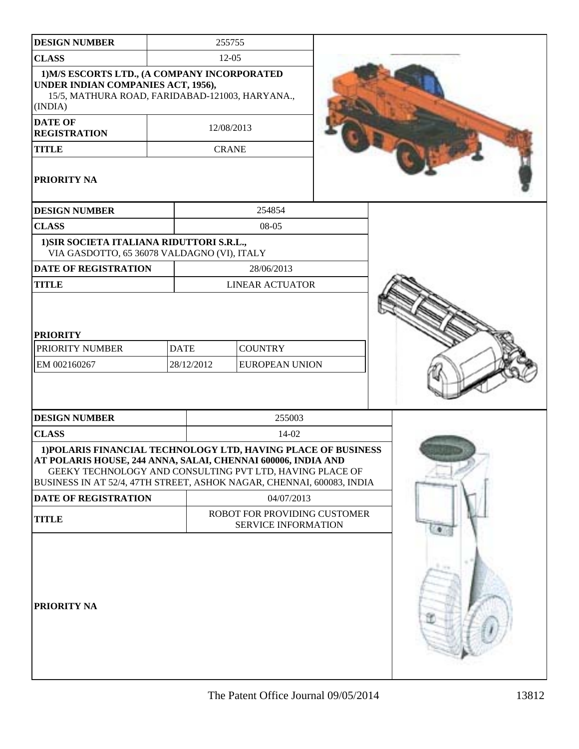| | |
|---|---|
| **DESIGN NUMBER** | 255755 |
| **CLASS** | 12-05 |
| **1)M/S ESCORTS LTD., (A COMPANY INCORPORATED UNDER INDIAN COMPANIES ACT, 1956),** 15/5, MATHURA ROAD, FARIDABAD-121003, HARYANA., (INDIA) | |
| **DATE OF REGISTRATION** | 12/08/2013 |
| **TITLE** | CRANE |
| **PRIORITY NA** | |

| | |
|---|---|
| **DESIGN NUMBER** | 254854 |
| **CLASS** | 08-05 |
| **1)SIR SOCIETA ITALIANA RIDUTTORI S.R.L.,** VIA GASDOTTO, 65 36078 VALDAGNO (VI), ITALY | |
| **DATE OF REGISTRATION** | 28/06/2013 |
| **TITLE** | LINEAR ACTUATOR |

**PRIORITY**

| PRIORITY NUMBER | DATE | COUNTRY |
|---|---|---|
| EM 002160267 | 28/12/2012 | EUROPEAN UNION |

| | |
|---|---|
| **DESIGN NUMBER** | 255003 |
| **CLASS** | 14-02 |
| **1)POLARIS FINANCIAL TECHNOLOGY LTD, HAVING PLACE OF BUSINESS AT POLARIS HOUSE, 244 ANNA, SALAI, CHENNAI 600006, INDIA AND** GEEKY TECHNOLOGY AND CONSULTING PVT LTD, HAVING PLACE OF BUSINESS IN AT 52/4, 47TH STREET, ASHOK NAGAR, CHENNAI, 600083, INDIA | |
| **DATE OF REGISTRATION** | 04/07/2013 |
| **TITLE** | ROBOT FOR PROVIDING CUSTOMER SERVICE INFORMATION |
| **PRIORITY NA** | |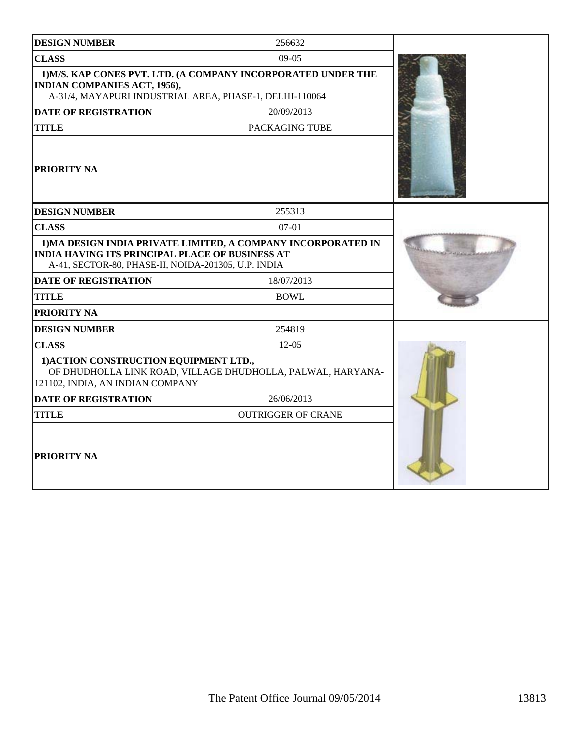| | |
|---|---|
| **DESIGN NUMBER** | 256632 |
| **CLASS** | 09-05 |
| **1)M/S. KAP CONES PVT. LTD. (A COMPANY INCORPORATED UNDER THE INDIAN COMPANIES ACT, 1956),** A-31/4, MAYAPURI INDUSTRIAL AREA, PHASE-1, DELHI-110064 | |
| **DATE OF REGISTRATION** | 20/09/2013 |
| **TITLE** | PACKAGING TUBE |
| **PRIORITY NA** | |

| | |
|---|---|
| **DESIGN NUMBER** | 255313 |
| **CLASS** | 07-01 |
| **1)MA DESIGN INDIA PRIVATE LIMITED, A COMPANY INCORPORATED IN INDIA HAVING ITS PRINCIPAL PLACE OF BUSINESS AT** A-41, SECTOR-80, PHASE-II, NOIDA-201305, U.P. INDIA | |
| **DATE OF REGISTRATION** | 18/07/2013 |
| **TITLE** | BOWL |
| **PRIORITY NA** | |

| | |
|---|---|
| **DESIGN NUMBER** | 254819 |
| **CLASS** | 12-05 |
| **1)ACTION CONSTRUCTION EQUIPMENT LTD.,** OF DHUDHOLLA LINK ROAD, VILLAGE DHUDHOLLA, PALWAL, HARYANA-121102, INDIA, AN INDIAN COMPANY | |
| **DATE OF REGISTRATION** | 26/06/2013 |
| **TITLE** | OUTRIGGER OF CRANE |
| **PRIORITY NA** | |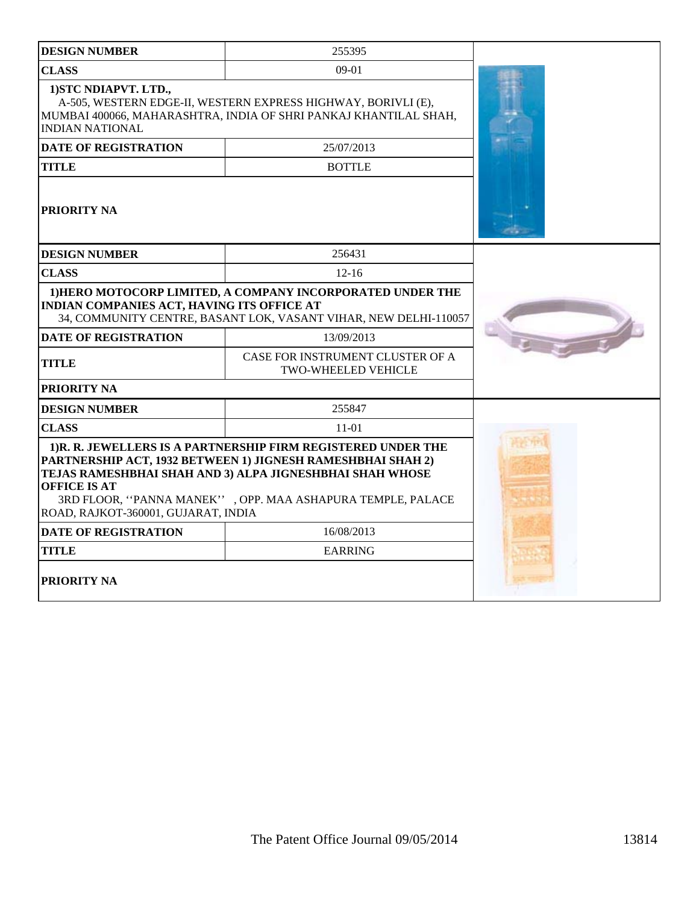| | |
|---|---|
| **DESIGN NUMBER** | 255395 |
| **CLASS** | 09-01 |
| **1)STC NDIAPVT. LTD.,** A-505, WESTERN EDGE-II, WESTERN EXPRESS HIGHWAY, BORIVLI (E), MUMBAI 400066, MAHARASHTRA, INDIA OF SHRI PANKAJ KHANTILAL SHAH, INDIAN NATIONAL | |
| **DATE OF REGISTRATION** | 25/07/2013 |
| **TITLE** | BOTTLE |
| **PRIORITY NA** | |

| | |
|---|---|
| **DESIGN NUMBER** | 256431 |
| **CLASS** | 12-16 |
| **1)HERO MOTOCORP LIMITED, A COMPANY INCORPORATED UNDER THE INDIAN COMPANIES ACT, HAVING ITS OFFICE AT** 34, COMMUNITY CENTRE, BASANT LOK, VASANT VIHAR, NEW DELHI-110057 | |
| **DATE OF REGISTRATION** | 13/09/2013 |
| **TITLE** | CASE FOR INSTRUMENT CLUSTER OF A TWO-WHEELED VEHICLE |
| **PRIORITY NA** | |

| | |
|---|---|
| **DESIGN NUMBER** | 255847 |
| **CLASS** | 11-01 |
| **1)R. R. JEWELLERS IS A PARTNERSHIP FIRM REGISTERED UNDER THE PARTNERSHIP ACT, 1932 BETWEEN 1) JIGNESH RAMESHBHAI SHAH 2) TEJAS RAMESHBHAI SHAH AND 3) ALPA JIGNESHBHAI SHAH WHOSE OFFICE IS AT** 3RD FLOOR, ''PANNA MANEK'' , OPP. MAA ASHAPURA TEMPLE, PALACE ROAD, RAJKOT-360001, GUJARAT, INDIA | |
| **DATE OF REGISTRATION** | 16/08/2013 |
| **TITLE** | EARRING |
| **PRIORITY NA** | |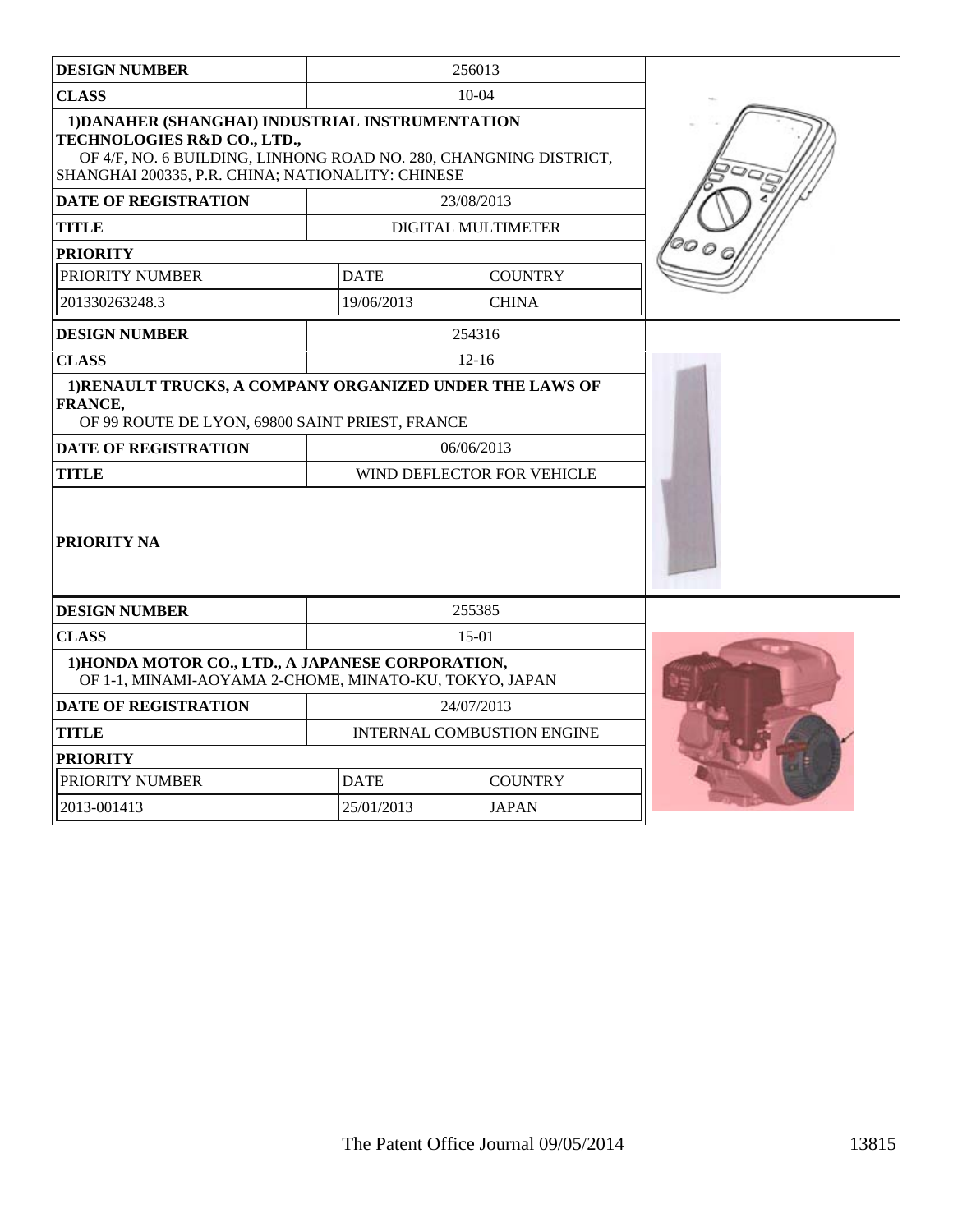| DESIGN NUMBER | 256013 | |
|---|---|---|
| CLASS | 10-04 | |
| 1)DANAHER (SHANGHAI) INDUSTRIAL INSTRUMENTATION TECHNOLOGIES R&D CO., LTD., OF 4/F, NO. 6 BUILDING, LINHONG ROAD NO. 280, CHANGNING DISTRICT, SHANGHAI 200335, P.R. CHINA; NATIONALITY: CHINESE | | |
| DATE OF REGISTRATION | 23/08/2013 | |
| TITLE | DIGITAL MULTIMETER | |
| PRIORITY | | |
| PRIORITY NUMBER | DATE | COUNTRY |
| 201330263248.3 | 19/06/2013 | CHINA |

| DESIGN NUMBER | 254316 |
|---|---|
| CLASS | 12-16 |
| 1)RENAULT TRUCKS, A COMPANY ORGANIZED UNDER THE LAWS OF FRANCE, OF 99 ROUTE DE LYON, 69800 SAINT PRIEST, FRANCE | |
| DATE OF REGISTRATION | 06/06/2013 |
| TITLE | WIND DEFLECTOR FOR VEHICLE |
| PRIORITY NA | |

| DESIGN NUMBER | 255385 | |
|---|---|---|
| CLASS | 15-01 | |
| 1)HONDA MOTOR CO., LTD., A JAPANESE CORPORATION, OF 1-1, MINAMI-AOYAMA 2-CHOME, MINATO-KU, TOKYO, JAPAN | | |
| DATE OF REGISTRATION | 24/07/2013 | |
| TITLE | INTERNAL COMBUSTION ENGINE | |
| PRIORITY | | |
| PRIORITY NUMBER | DATE | COUNTRY |
| 2013-001413 | 25/01/2013 | JAPAN |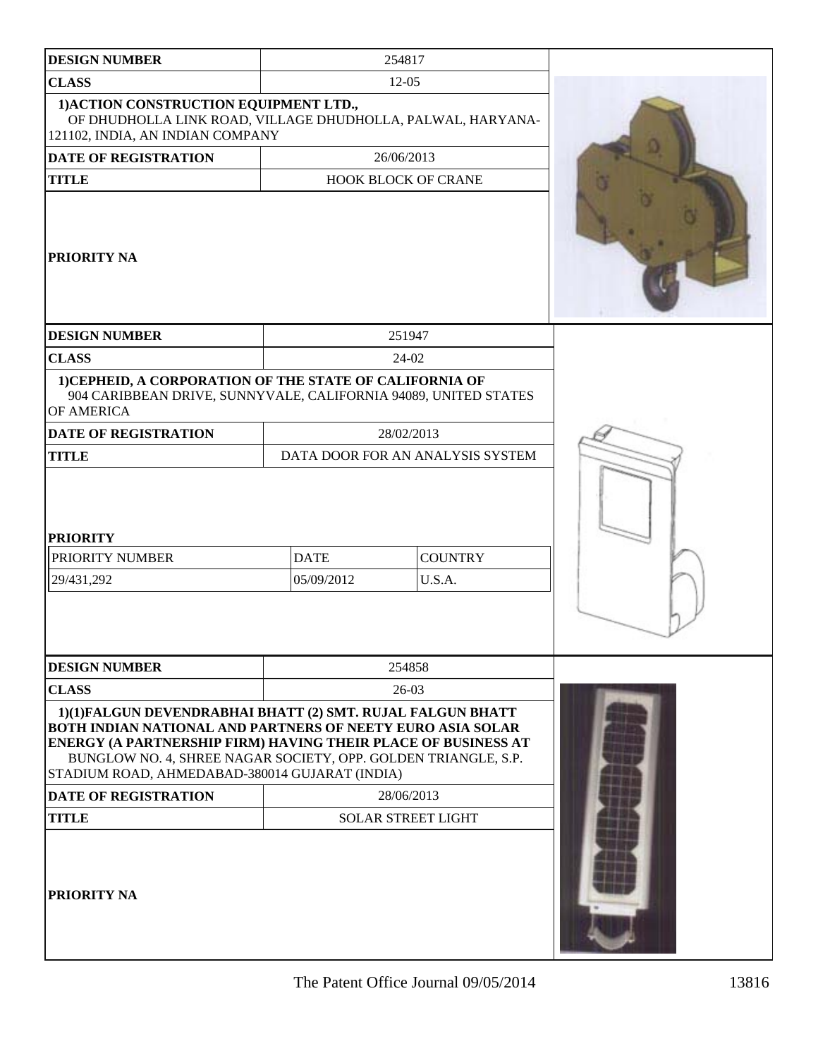| DESIGN NUMBER | 254817 |
| --- | --- |
| CLASS | 12-05 |
| 1)ACTION CONSTRUCTION EQUIPMENT LTD., OF DHUDHOLLA LINK ROAD, VILLAGE DHUDHOLLA, PALWAL, HARYANA-121102, INDIA, AN INDIAN COMPANY | |
| DATE OF REGISTRATION | 26/06/2013 |
| TITLE | HOOK BLOCK OF CRANE |
| PRIORITY NA | |

| DESIGN NUMBER | 251947 | |
| --- | --- | --- |
| CLASS | 24-02 | |
| 1)CEPHEID, A CORPORATION OF THE STATE OF CALIFORNIA OF 904 CARIBBEAN DRIVE, SUNNYVALE, CALIFORNIA 94089, UNITED STATES OF AMERICA | | |
| DATE OF REGISTRATION | 28/02/2013 | |
| TITLE | DATA DOOR FOR AN ANALYSIS SYSTEM | |
| PRIORITY | | |
| PRIORITY NUMBER | DATE | COUNTRY |
| 29/431,292 | 05/09/2012 | U.S.A. |

| DESIGN NUMBER | 254858 |
| --- | --- |
| CLASS | 26-03 |
| 1)(1)FALGUN DEVENDRABHAI BHATT (2) SMT. RUJAL FALGUN BHATT BOTH INDIAN NATIONAL AND PARTNERS OF NEETY EURO ASIA SOLAR ENERGY (A PARTNERSHIP FIRM) HAVING THEIR PLACE OF BUSINESS AT BUNGLOW NO. 4, SHREE NAGAR SOCIETY, OPP. GOLDEN TRIANGLE, S.P. STADIUM ROAD, AHMEDABAD-380014 GUJARAT (INDIA) | |
| DATE OF REGISTRATION | 28/06/2013 |
| TITLE | SOLAR STREET LIGHT |
| PRIORITY NA | |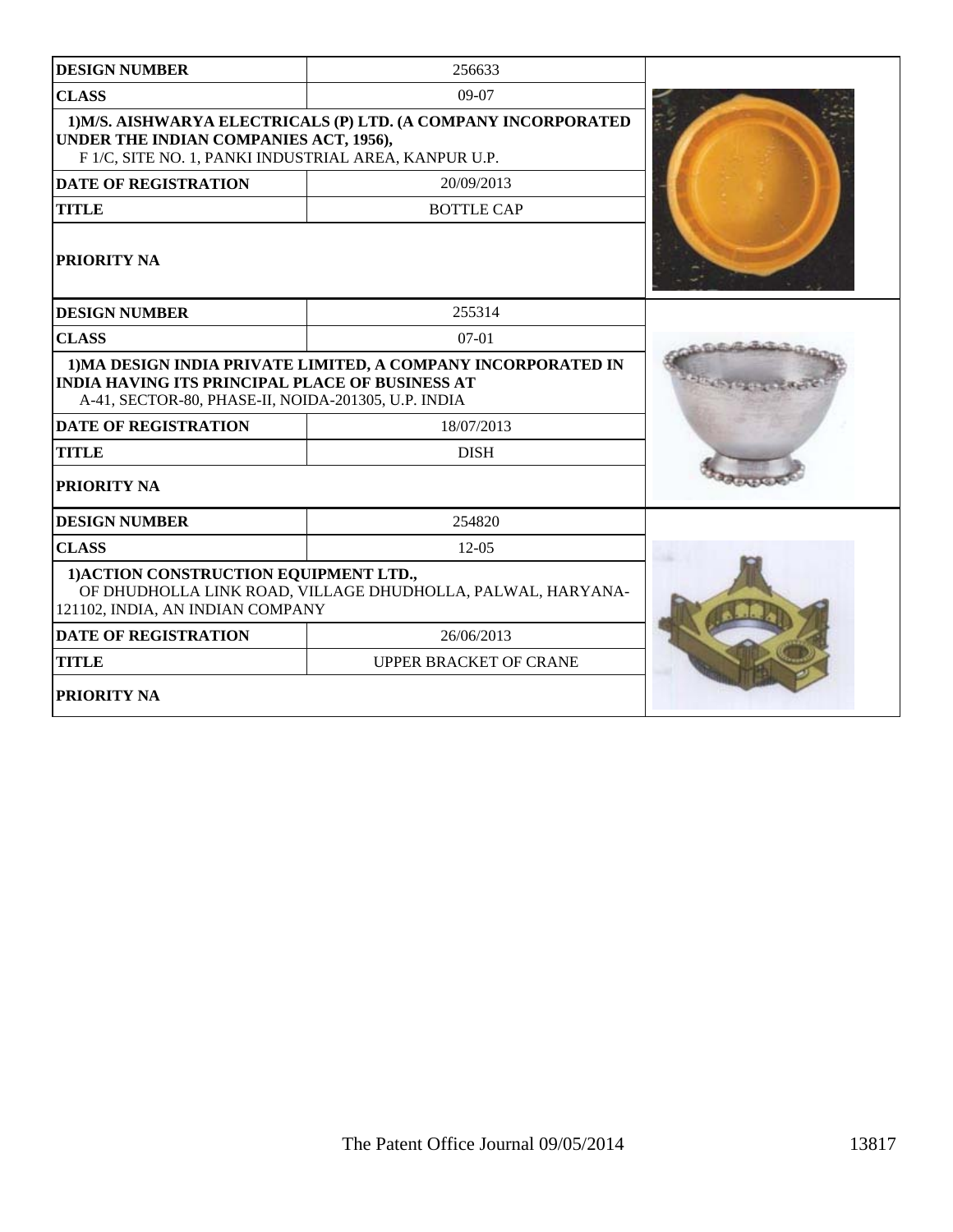| | |
|---|---|
| **DESIGN NUMBER** | 256633 |
| **CLASS** | 09-07 |
| **1)M/S. AISHWARYA ELECTRICALS (P) LTD. (A COMPANY INCORPORATED UNDER THE INDIAN COMPANIES ACT, 1956),** F 1/C, SITE NO. 1, PANKI INDUSTRIAL AREA, KANPUR U.P. | |
| **DATE OF REGISTRATION** | 20/09/2013 |
| **TITLE** | BOTTLE CAP |
| **PRIORITY NA** | |

| | |
|---|---|
| **DESIGN NUMBER** | 255314 |
| **CLASS** | 07-01 |
| **1)MA DESIGN INDIA PRIVATE LIMITED, A COMPANY INCORPORATED IN INDIA HAVING ITS PRINCIPAL PLACE OF BUSINESS AT** A-41, SECTOR-80, PHASE-II, NOIDA-201305, U.P. INDIA | |
| **DATE OF REGISTRATION** | 18/07/2013 |
| **TITLE** | DISH |
| **PRIORITY NA** | |

| | |
|---|---|
| **DESIGN NUMBER** | 254820 |
| **CLASS** | 12-05 |
| **1)ACTION CONSTRUCTION EQUIPMENT LTD.,** OF DHUDHOLLA LINK ROAD, VILLAGE DHUDHOLLA, PALWAL, HARYANA-121102, INDIA, AN INDIAN COMPANY | |
| **DATE OF REGISTRATION** | 26/06/2013 |
| **TITLE** | UPPER BRACKET OF CRANE |
| **PRIORITY NA** | |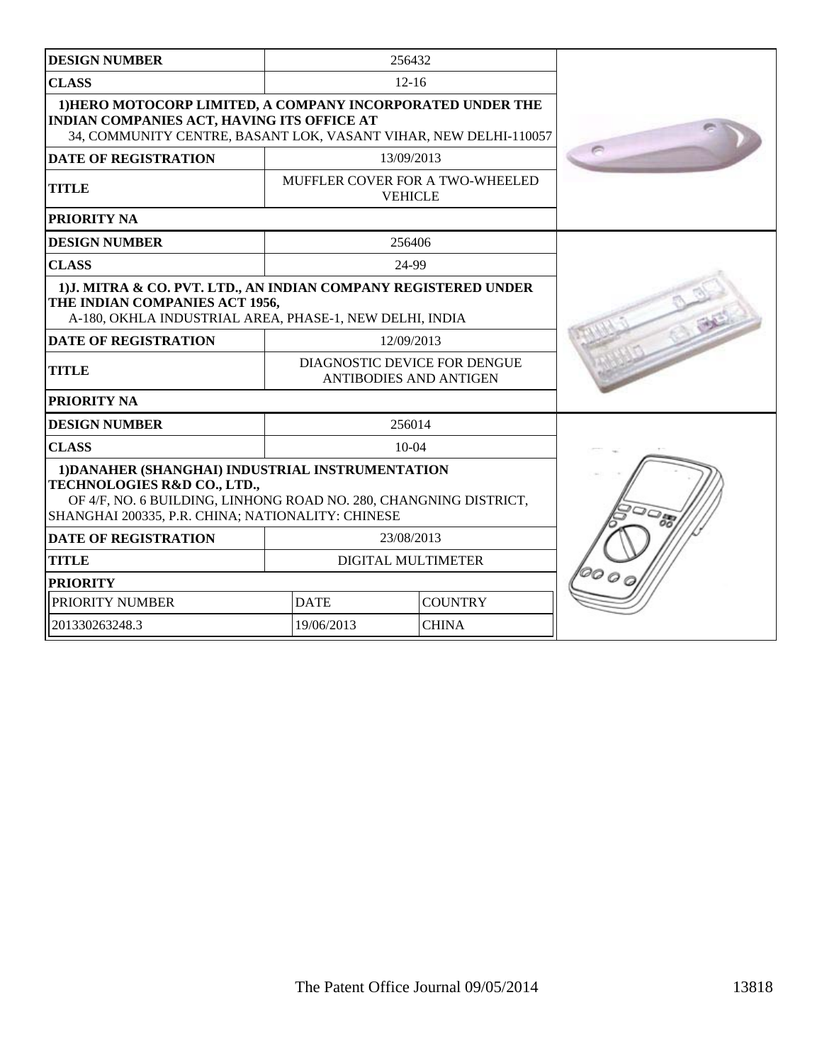| | |
|---|---|
| **DESIGN NUMBER** | 256432 |
| **CLASS** | 12-16 |
| **1)HERO MOTOCORP LIMITED, A COMPANY INCORPORATED UNDER THE INDIAN COMPANIES ACT, HAVING ITS OFFICE AT** 34, COMMUNITY CENTRE, BASANT LOK, VASANT VIHAR, NEW DELHI-110057 | |
| **DATE OF REGISTRATION** | 13/09/2013 |
| **TITLE** | MUFFLER COVER FOR A TWO-WHEELED VEHICLE |
| **PRIORITY NA** | |

| | |
|---|---|
| **DESIGN NUMBER** | 256406 |
| **CLASS** | 24-99 |
| **1)J. MITRA & CO. PVT. LTD., AN INDIAN COMPANY REGISTERED UNDER THE INDIAN COMPANIES ACT 1956,** A-180, OKHLA INDUSTRIAL AREA, PHASE-1, NEW DELHI, INDIA | |
| **DATE OF REGISTRATION** | 12/09/2013 |
| **TITLE** | DIAGNOSTIC DEVICE FOR DENGUE ANTIBODIES AND ANTIGEN |
| **PRIORITY NA** | |

| | | |
|---|---|---|
| **DESIGN NUMBER** | 256014 | |
| **CLASS** | 10-04 | |
| **1)DANAHER (SHANGHAI) INDUSTRIAL INSTRUMENTATION TECHNOLOGIES R&D CO., LTD.,** OF 4/F, NO. 6 BUILDING, LINHONG ROAD NO. 280, CHANGNING DISTRICT, SHANGHAI 200335, P.R. CHINA; NATIONALITY: CHINESE | | |
| **DATE OF REGISTRATION** | 23/08/2013 | |
| **TITLE** | DIGITAL MULTIMETER | |
| **PRIORITY** | | |
| PRIORITY NUMBER | DATE | COUNTRY |
| 201330263248.3 | 19/06/2013 | CHINA |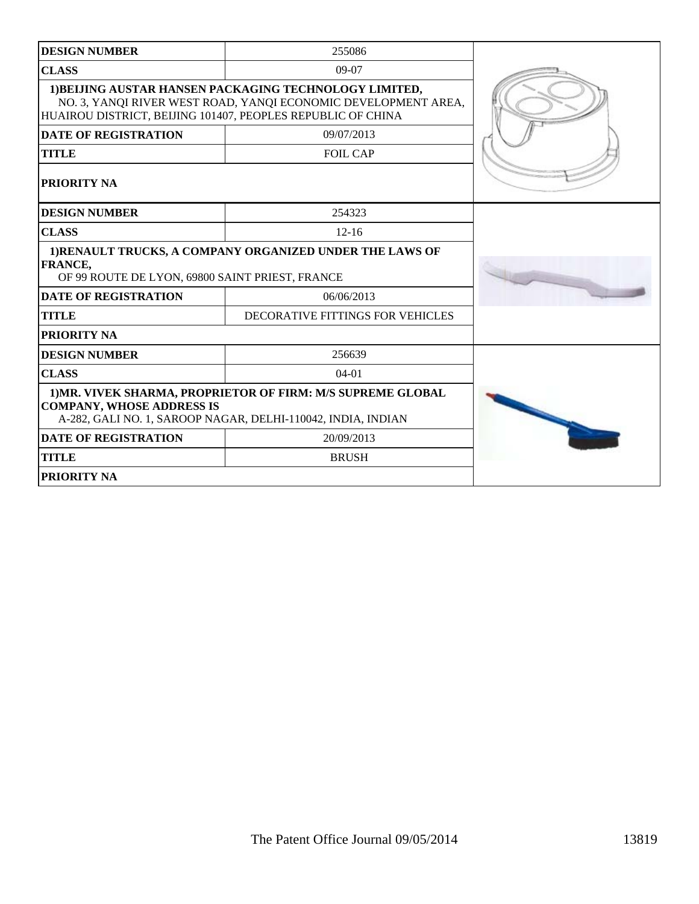| | |
|---|---|
| **DESIGN NUMBER** | 255086 |
| **CLASS** | 09-07 |
| **1)BEIJING AUSTAR HANSEN PACKAGING TECHNOLOGY LIMITED,** NO. 3, YANQI RIVER WEST ROAD, YANQI ECONOMIC DEVELOPMENT AREA, HUAIROU DISTRICT, BEIJING 101407, PEOPLES REPUBLIC OF CHINA | |
| **DATE OF REGISTRATION** | 09/07/2013 |
| **TITLE** | FOIL CAP |
| **PRIORITY NA** | |

| | |
|---|---|
| **DESIGN NUMBER** | 254323 |
| **CLASS** | 12-16 |
| **1)RENAULT TRUCKS, A COMPANY ORGANIZED UNDER THE LAWS OF FRANCE,** OF 99 ROUTE DE LYON, 69800 SAINT PRIEST, FRANCE | |
| **DATE OF REGISTRATION** | 06/06/2013 |
| **TITLE** | DECORATIVE FITTINGS FOR VEHICLES |
| **PRIORITY NA** | |

| | |
|---|---|
| **DESIGN NUMBER** | 256639 |
| **CLASS** | 04-01 |
| **1)MR. VIVEK SHARMA, PROPRIETOR OF FIRM: M/S SUPREME GLOBAL COMPANY, WHOSE ADDRESS IS** A-282, GALI NO. 1, SAROOP NAGAR, DELHI-110042, INDIA, INDIAN | |
| **DATE OF REGISTRATION** | 20/09/2013 |
| **TITLE** | BRUSH |
| **PRIORITY NA** | |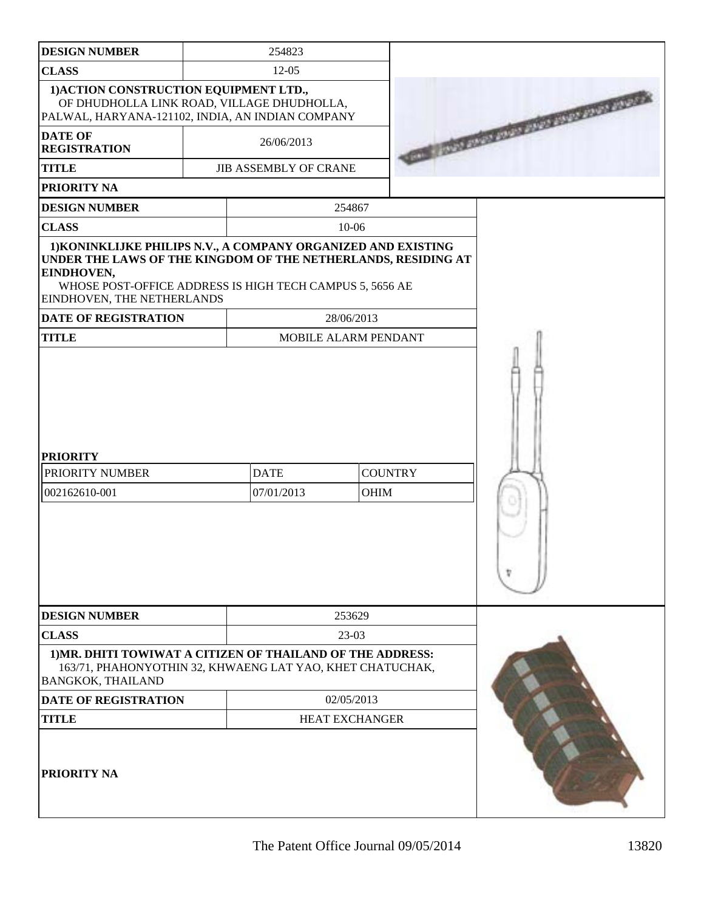| DESIGN NUMBER | 254823 |
| --- | --- |
| CLASS | 12-05 |
| 1)ACTION CONSTRUCTION EQUIPMENT LTD., OF DHUDHOLLA LINK ROAD, VILLAGE DHUDHOLLA, PALWAL, HARYANA-121102, INDIA, AN INDIAN COMPANY | |
| DATE OF REGISTRATION | 26/06/2013 |
| TITLE | JIB ASSEMBLY OF CRANE |
| PRIORITY NA | |

| DESIGN NUMBER | 254867 |
| --- | --- |
| CLASS | 10-06 |
| 1)KONINKLIJKE PHILIPS N.V., A COMPANY ORGANIZED AND EXISTING UNDER THE LAWS OF THE KINGDOM OF THE NETHERLANDS, RESIDING AT EINDHOVEN, WHOSE POST-OFFICE ADDRESS IS HIGH TECH CAMPUS 5, 5656 AE EINDHOVEN, THE NETHERLANDS | |
| DATE OF REGISTRATION | 28/06/2013 |
| TITLE | MOBILE ALARM PENDANT |

**PRIORITY**

| PRIORITY NUMBER | DATE | COUNTRY |
| --- | --- | --- |
| 002162610-001 | 07/01/2013 | OHIM |

| DESIGN NUMBER | 253629 |
| --- | --- |
| CLASS | 23-03 |
| 1)MR. DHITI TOWIWAT A CITIZEN OF THAILAND OF THE ADDRESS: 163/71, PHAHONYOTHIN 32, KHWAENG LAT YAO, KHET CHATUCHAK, BANGKOK, THAILAND | |
| DATE OF REGISTRATION | 02/05/2013 |
| TITLE | HEAT EXCHANGER |
| PRIORITY NA | |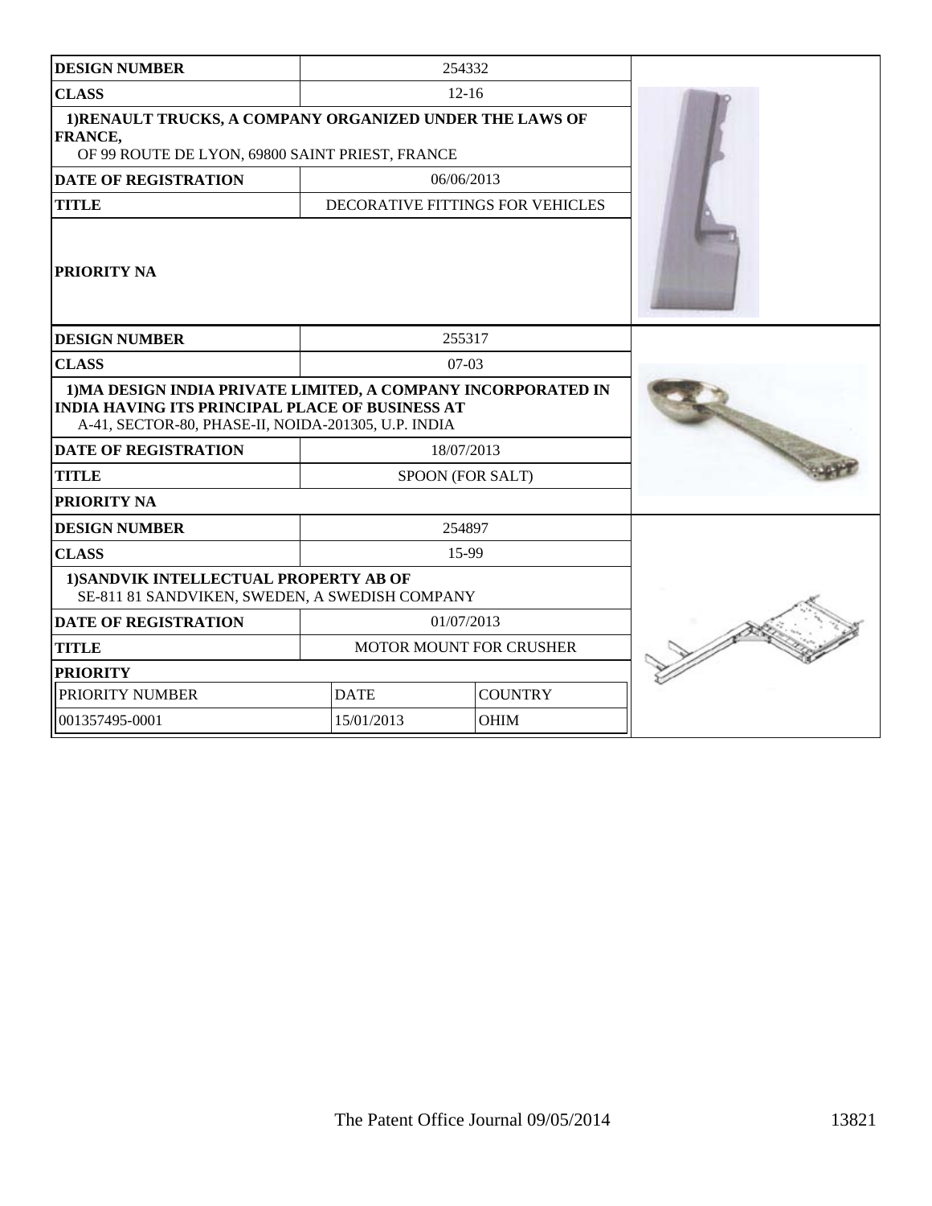| DESIGN NUMBER | 254332 |
|---|---|
| CLASS | 12-16 |
| 1)RENAULT TRUCKS, A COMPANY ORGANIZED UNDER THE LAWS OF FRANCE, OF 99 ROUTE DE LYON, 69800 SAINT PRIEST, FRANCE | |
| DATE OF REGISTRATION | 06/06/2013 |
| TITLE | DECORATIVE FITTINGS FOR VEHICLES |
| PRIORITY NA | |

| DESIGN NUMBER | 255317 |
|---|---|
| CLASS | 07-03 |
| 1)MA DESIGN INDIA PRIVATE LIMITED, A COMPANY INCORPORATED IN INDIA HAVING ITS PRINCIPAL PLACE OF BUSINESS AT A-41, SECTOR-80, PHASE-II, NOIDA-201305, U.P. INDIA | |
| DATE OF REGISTRATION | 18/07/2013 |
| TITLE | SPOON (FOR SALT) |
| PRIORITY NA | |

| DESIGN NUMBER | 254897 | |
|---|---|---|
| CLASS | 15-99 | |
| 1)SANDVIK INTELLECTUAL PROPERTY AB OF SE-811 81 SANDVIKEN, SWEDEN, A SWEDISH COMPANY | | |
| DATE OF REGISTRATION | 01/07/2013 | |
| TITLE | MOTOR MOUNT FOR CRUSHER | |
| PRIORITY | | |
| PRIORITY NUMBER | DATE | COUNTRY |
| 001357495-0001 | 15/01/2013 | OHIM |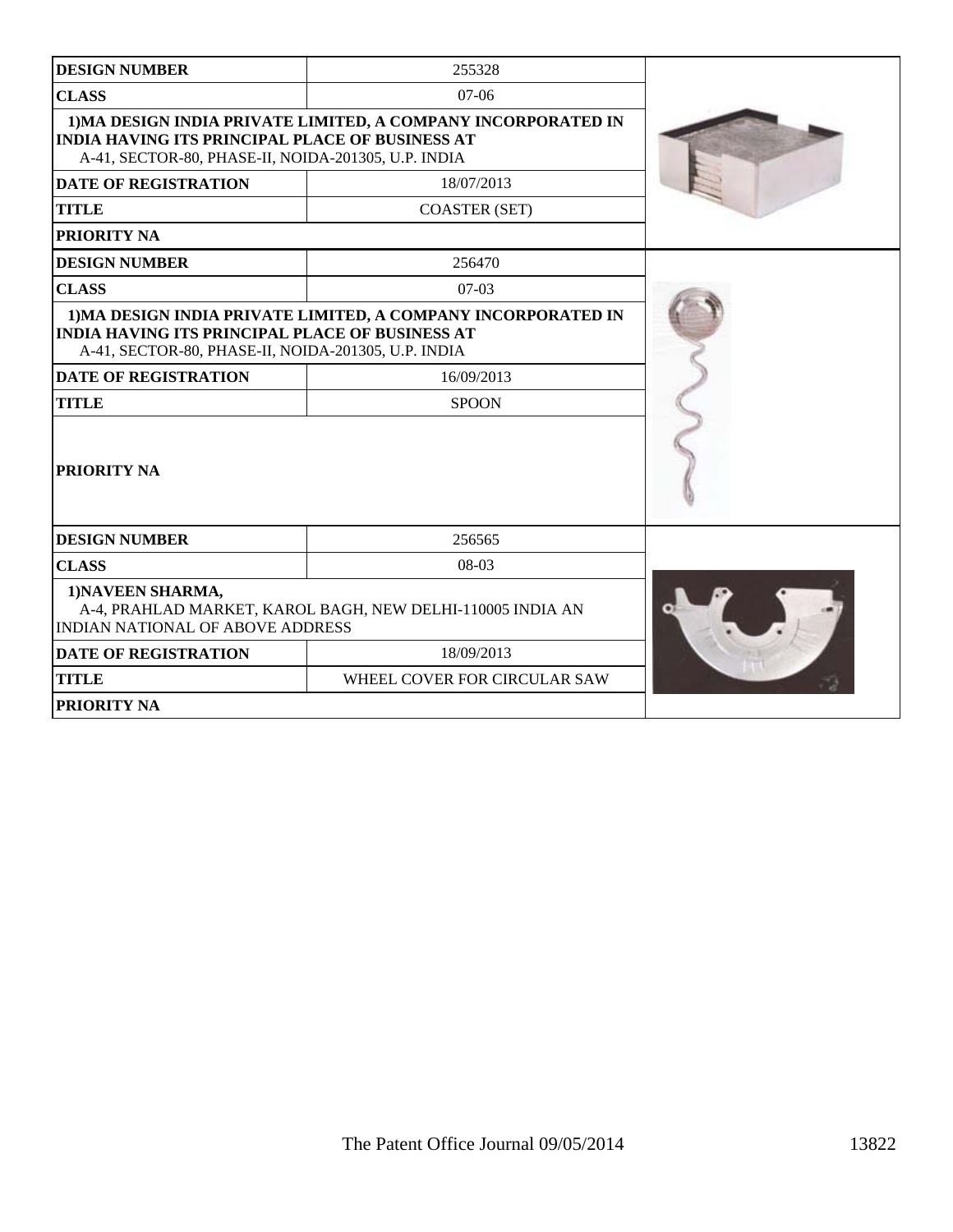| | |
|---|---|
| **DESIGN NUMBER** | 255328 |
| **CLASS** | 07-06 |
| **1)MA DESIGN INDIA PRIVATE LIMITED, A COMPANY INCORPORATED IN INDIA HAVING ITS PRINCIPAL PLACE OF BUSINESS AT** A-41, SECTOR-80, PHASE-II, NOIDA-201305, U.P. INDIA | |
| **DATE OF REGISTRATION** | 18/07/2013 |
| **TITLE** | COASTER (SET) |
| **PRIORITY NA** | |

| | |
|---|---|
| **DESIGN NUMBER** | 256470 |
| **CLASS** | 07-03 |
| **1)MA DESIGN INDIA PRIVATE LIMITED, A COMPANY INCORPORATED IN INDIA HAVING ITS PRINCIPAL PLACE OF BUSINESS AT** A-41, SECTOR-80, PHASE-II, NOIDA-201305, U.P. INDIA | |
| **DATE OF REGISTRATION** | 16/09/2013 |
| **TITLE** | SPOON |
| **PRIORITY NA** | |

| | |
|---|---|
| **DESIGN NUMBER** | 256565 |
| **CLASS** | 08-03 |
| **1)NAVEEN SHARMA,** A-4, PRAHLAD MARKET, KAROL BAGH, NEW DELHI-110005 INDIA AN INDIAN NATIONAL OF ABOVE ADDRESS | |
| **DATE OF REGISTRATION** | 18/09/2013 |
| **TITLE** | WHEEL COVER FOR CIRCULAR SAW |
| **PRIORITY NA** | |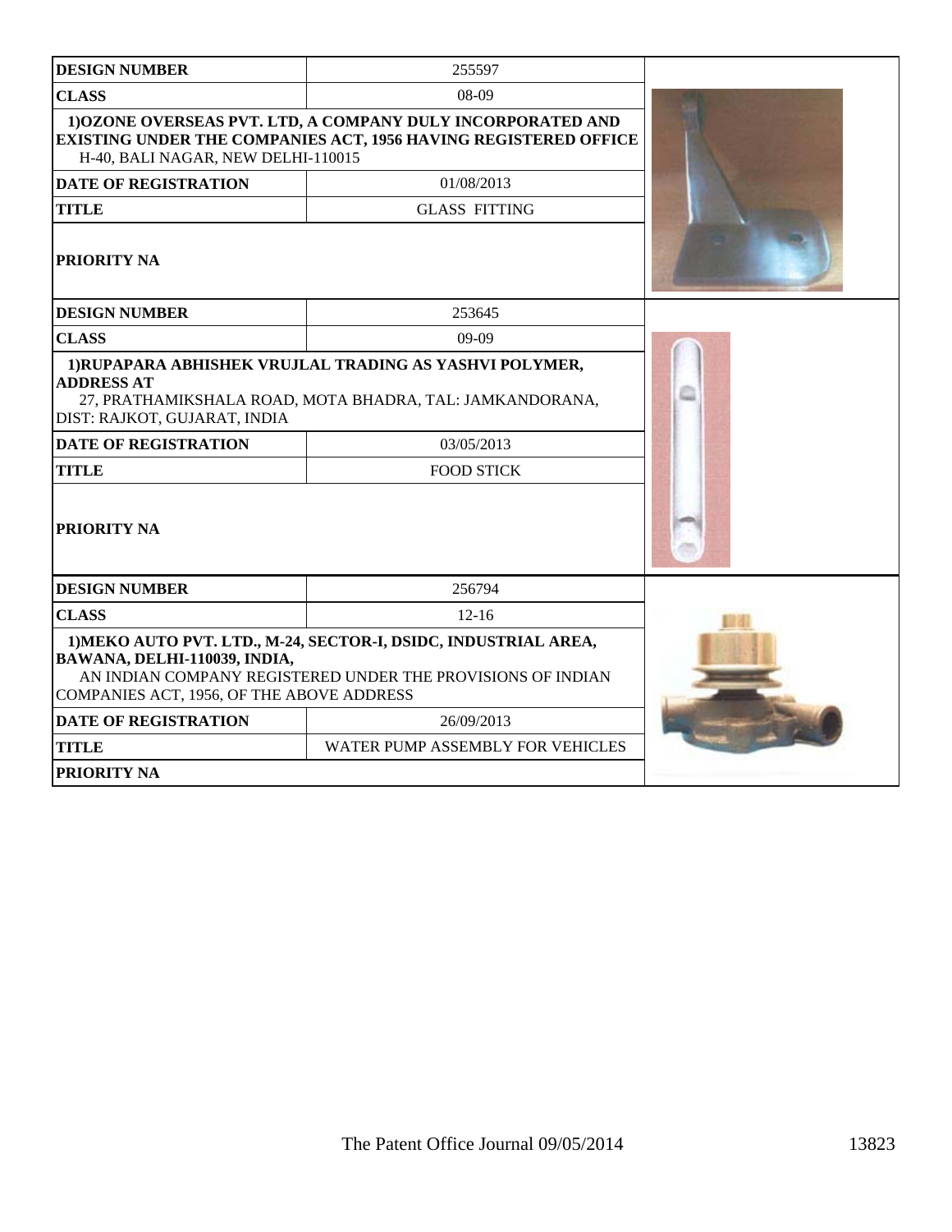| DESIGN NUMBER | 255597 |
| --- | --- |
| CLASS | 08-09 |
| 1)OZONE OVERSEAS PVT. LTD, A COMPANY DULY INCORPORATED AND EXISTING UNDER THE COMPANIES ACT, 1956 HAVING REGISTERED OFFICE H-40, BALI NAGAR, NEW DELHI-110015 | |
| DATE OF REGISTRATION | 01/08/2013 |
| TITLE | GLASS FITTING |
| PRIORITY NA | |

| DESIGN NUMBER | 253645 |
| --- | --- |
| CLASS | 09-09 |
| 1)RUPAPARA ABHISHEK VRUJLAL TRADING AS YASHVI POLYMER, ADDRESS AT 27, PRATHAMIKSHALA ROAD, MOTA BHADRA, TAL: JAMKANDORANA, DIST: RAJKOT, GUJARAT, INDIA | |
| DATE OF REGISTRATION | 03/05/2013 |
| TITLE | FOOD STICK |
| PRIORITY NA | |

| DESIGN NUMBER | 256794 |
| --- | --- |
| CLASS | 12-16 |
| 1)MEKO AUTO PVT. LTD., M-24, SECTOR-I, DSIDC, INDUSTRIAL AREA, BAWANA, DELHI-110039, INDIA, AN INDIAN COMPANY REGISTERED UNDER THE PROVISIONS OF INDIAN COMPANIES ACT, 1956, OF THE ABOVE ADDRESS | |
| DATE OF REGISTRATION | 26/09/2013 |
| TITLE | WATER PUMP ASSEMBLY FOR VEHICLES |
| PRIORITY NA | |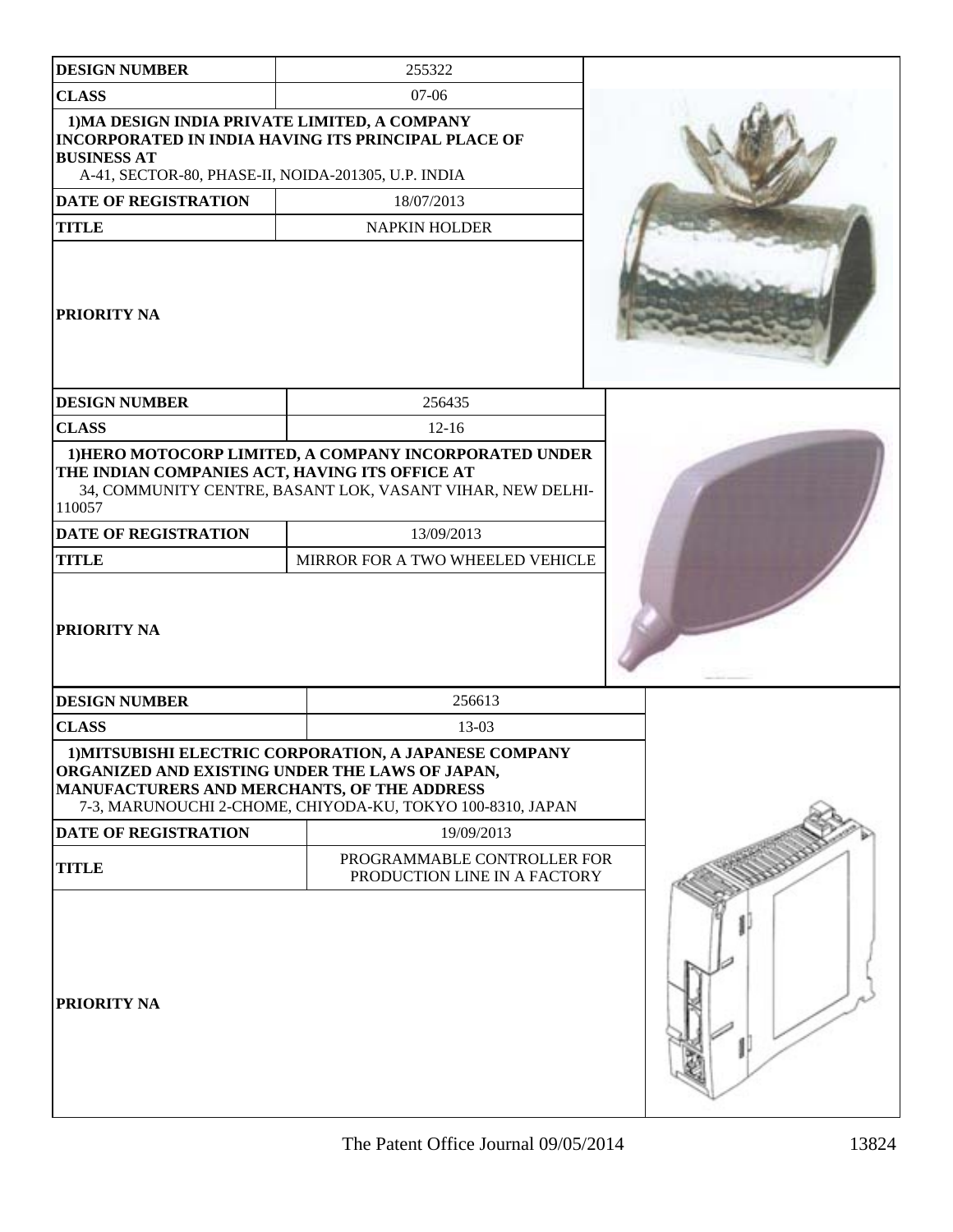| | |
|---|---|
| **DESIGN NUMBER** | 255322 |
| **CLASS** | 07-06 |
| **1)MA DESIGN INDIA PRIVATE LIMITED, A COMPANY INCORPORATED IN INDIA HAVING ITS PRINCIPAL PLACE OF BUSINESS AT** A-41, SECTOR-80, PHASE-II, NOIDA-201305, U.P. INDIA | |
| **DATE OF REGISTRATION** | 18/07/2013 |
| **TITLE** | NAPKIN HOLDER |
| **PRIORITY NA** | |

| | |
|---|---|
| **DESIGN NUMBER** | 256435 |
| **CLASS** | 12-16 |
| **1)HERO MOTOCORP LIMITED, A COMPANY INCORPORATED UNDER THE INDIAN COMPANIES ACT, HAVING ITS OFFICE AT** 34, COMMUNITY CENTRE, BASANT LOK, VASANT VIHAR, NEW DELHI-110057 | |
| **DATE OF REGISTRATION** | 13/09/2013 |
| **TITLE** | MIRROR FOR A TWO WHEELED VEHICLE |
| **PRIORITY NA** | |

| | |
|---|---|
| **DESIGN NUMBER** | 256613 |
| **CLASS** | 13-03 |
| **1)MITSUBISHI ELECTRIC CORPORATION, A JAPANESE COMPANY ORGANIZED AND EXISTING UNDER THE LAWS OF JAPAN, MANUFACTURERS AND MERCHANTS, OF THE ADDRESS** 7-3, MARUNOUCHI 2-CHOME, CHIYODA-KU, TOKYO 100-8310, JAPAN | |
| **DATE OF REGISTRATION** | 19/09/2013 |
| **TITLE** | PROGRAMMABLE CONTROLLER FOR PRODUCTION LINE IN A FACTORY |
| **PRIORITY NA** | |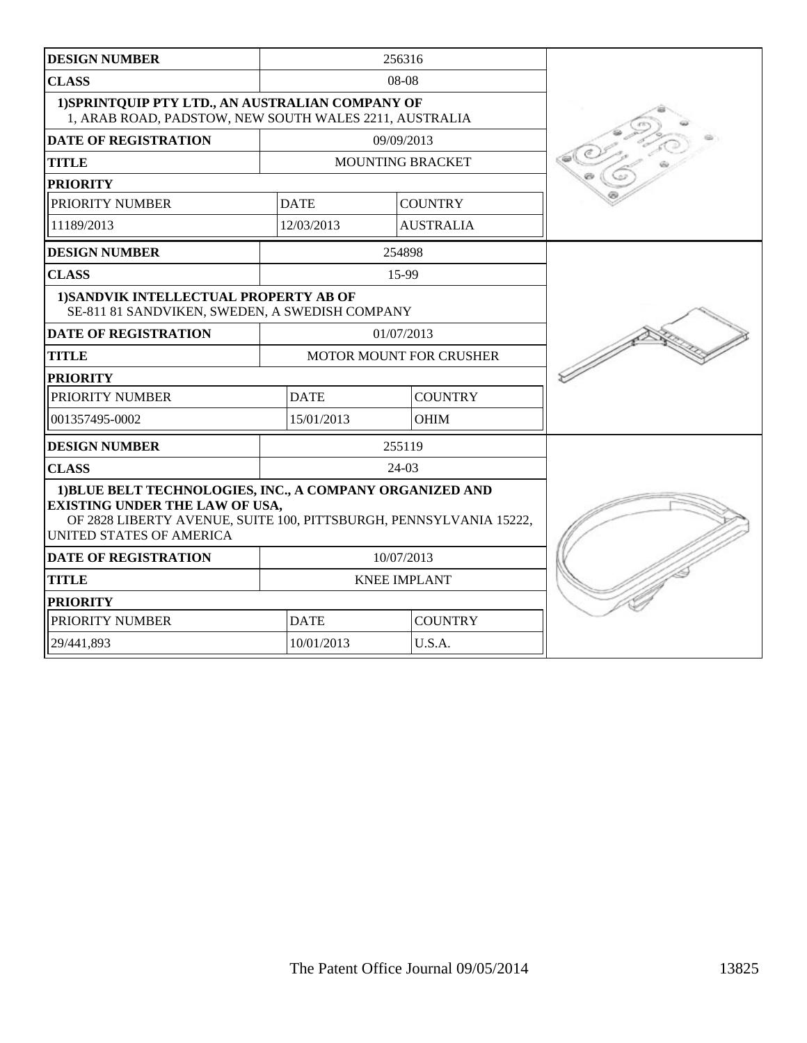| | | | |
|---|---|---|---|
| **DESIGN NUMBER** | 256316 | | |
| **CLASS** | 08-08 | | |
| **1)SPRINTQUIP PTY LTD., AN AUSTRALIAN COMPANY OF** 1, ARAB ROAD, PADSTOW, NEW SOUTH WALES 2211, AUSTRALIA | | | |
| **DATE OF REGISTRATION** | 09/09/2013 | | |
| **TITLE** | MOUNTING BRACKET | | |
| **PRIORITY** | | | |
| PRIORITY NUMBER | DATE | COUNTRY | |
| 11189/2013 | 12/03/2013 | AUSTRALIA | |

| | | | |
|---|---|---|---|
| **DESIGN NUMBER** | 254898 | | |
| **CLASS** | 15-99 | | |
| **1)SANDVIK INTELLECTUAL PROPERTY AB OF** SE-811 81 SANDVIKEN, SWEDEN, A SWEDISH COMPANY | | | |
| **DATE OF REGISTRATION** | 01/07/2013 | | |
| **TITLE** | MOTOR MOUNT FOR CRUSHER | | |
| **PRIORITY** | | | |
| PRIORITY NUMBER | DATE | COUNTRY | |
| 001357495-0002 | 15/01/2013 | OHIM | |

| | | | |
|---|---|---|---|
| **DESIGN NUMBER** | 255119 | | |
| **CLASS** | 24-03 | | |
| **1)BLUE BELT TECHNOLOGIES, INC., A COMPANY ORGANIZED AND EXISTING UNDER THE LAW OF USA,** OF 2828 LIBERTY AVENUE, SUITE 100, PITTSBURGH, PENNSYLVANIA 15222, UNITED STATES OF AMERICA | | | |
| **DATE OF REGISTRATION** | 10/07/2013 | | |
| **TITLE** | KNEE IMPLANT | | |
| **PRIORITY** | | | |
| PRIORITY NUMBER | DATE | COUNTRY | |
| 29/441,893 | 10/01/2013 | U.S.A. | |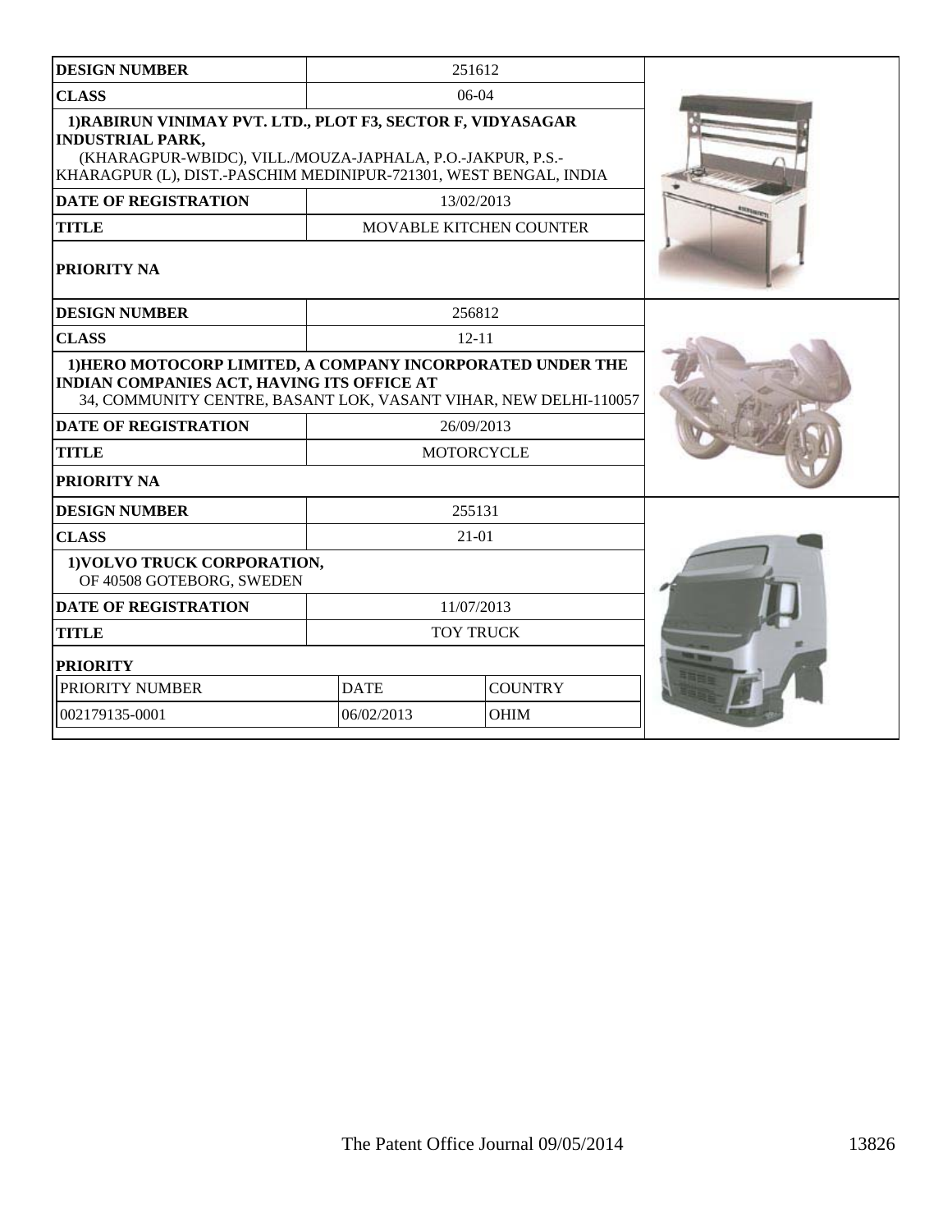| DESIGN NUMBER | 251612 | |
|---|---|---|
| CLASS | 06-04 | |
| 1)RABIRUN VINIMAY PVT. LTD., PLOT F3, SECTOR F, VIDYASAGAR INDUSTRIAL PARK, (KHARAGPUR-WBIDC), VILL./MOUZA-JAPHALA, P.O.-JAKPUR, P.S.-KHARAGPUR (L), DIST.-PASCHIM MEDINIPUR-721301, WEST BENGAL, INDIA | | |
| DATE OF REGISTRATION | 13/02/2013 | |
| TITLE | MOVABLE KITCHEN COUNTER | |
| PRIORITY NA | | |

| DESIGN NUMBER | 256812 |
|---|---|
| CLASS | 12-11 |
| 1)HERO MOTOCORP LIMITED, A COMPANY INCORPORATED UNDER THE INDIAN COMPANIES ACT, HAVING ITS OFFICE AT 34, COMMUNITY CENTRE, BASANT LOK, VASANT VIHAR, NEW DELHI-110057 | |
| DATE OF REGISTRATION | 26/09/2013 |
| TITLE | MOTORCYCLE |
| PRIORITY NA | |

| DESIGN NUMBER | 255131 | |
|---|---|---|
| CLASS | 21-01 | |
| 1)VOLVO TRUCK CORPORATION, OF 40508 GOTEBORG, SWEDEN | | |
| DATE OF REGISTRATION | 11/07/2013 | |
| TITLE | TOY TRUCK | |
| PRIORITY | | |
| PRIORITY NUMBER | DATE | COUNTRY |
| 002179135-0001 | 06/02/2013 | OHIM |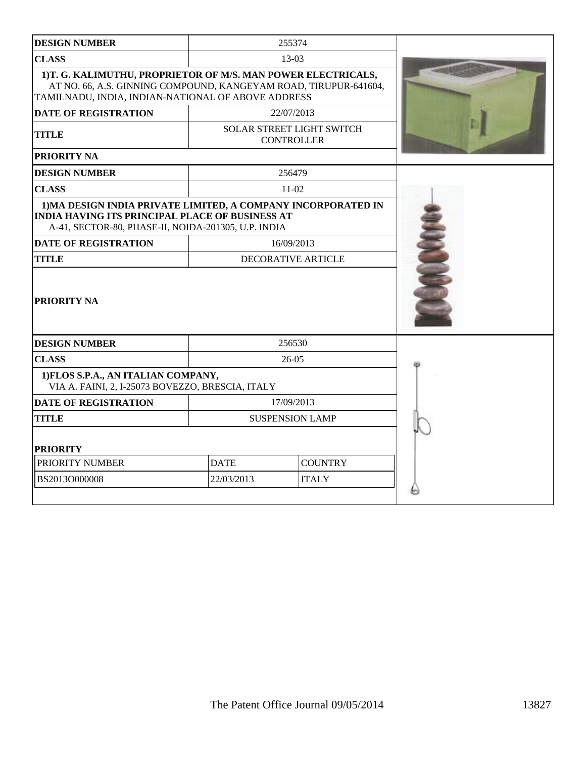| | | |
|---|---|---|
| **DESIGN NUMBER** | 255374 | |
| **CLASS** | 13-03 | |
| **1)T. G. KALIMUTHU, PROPRIETOR OF M/S. MAN POWER ELECTRICALS,** AT NO. 66, A.S. GINNING COMPOUND, KANGEYAM ROAD, TIRUPUR-641604, TAMILNADU, INDIA, INDIAN-NATIONAL OF ABOVE ADDRESS | | |
| **DATE OF REGISTRATION** | 22/07/2013 | |
| **TITLE** | SOLAR STREET LIGHT SWITCH CONTROLLER | |
| **PRIORITY NA** | | |

| | | |
|---|---|---|
| **DESIGN NUMBER** | 256479 | |
| **CLASS** | 11-02 | |
| **1)MA DESIGN INDIA PRIVATE LIMITED, A COMPANY INCORPORATED IN INDIA HAVING ITS PRINCIPAL PLACE OF BUSINESS AT** A-41, SECTOR-80, PHASE-II, NOIDA-201305, U.P. INDIA | | |
| **DATE OF REGISTRATION** | 16/09/2013 | |
| **TITLE** | DECORATIVE ARTICLE | |
| **PRIORITY NA** | | |

| | | |
|---|---|---|
| **DESIGN NUMBER** | 256530 | |
| **CLASS** | 26-05 | |
| **1)FLOS S.P.A., AN ITALIAN COMPANY,** VIA A. FAINI, 2, I-25073 BOVEZZO, BRESCIA, ITALY | | |
| **DATE OF REGISTRATION** | 17/09/2013 | |
| **TITLE** | SUSPENSION LAMP | |
| **PRIORITY** | | |

| PRIORITY NUMBER | DATE | COUNTRY |
|---|---|---|
| BS2013O000008 | 22/03/2013 | ITALY |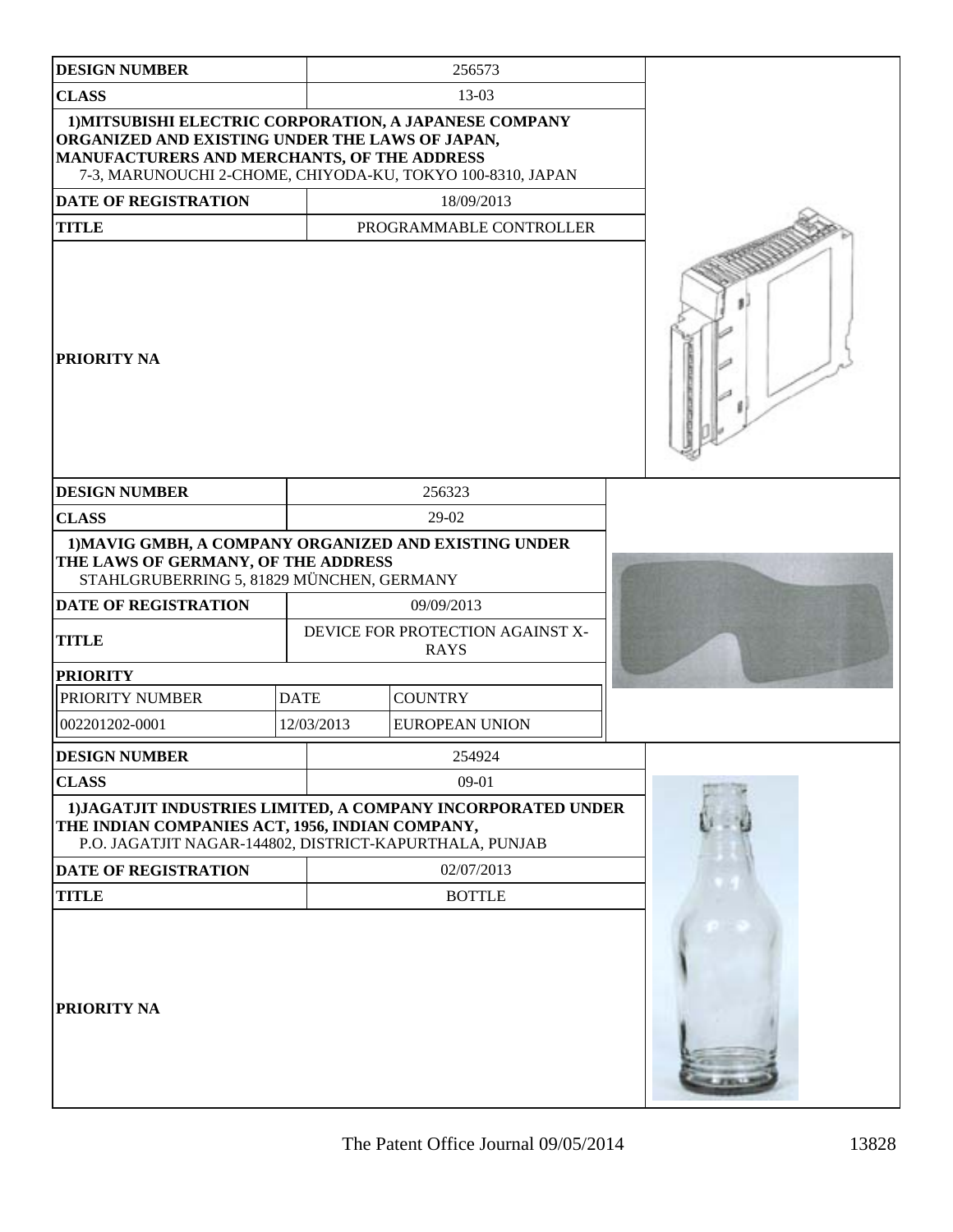| | |
|---|---|
| **DESIGN NUMBER** | 256573 |
| **CLASS** | 13-03 |
| **1)MITSUBISHI ELECTRIC CORPORATION, A JAPANESE COMPANY ORGANIZED AND EXISTING UNDER THE LAWS OF JAPAN, MANUFACTURERS AND MERCHANTS, OF THE ADDRESS** 7-3, MARUNOUCHI 2-CHOME, CHIYODA-KU, TOKYO 100-8310, JAPAN | |
| **DATE OF REGISTRATION** | 18/09/2013 |
| **TITLE** | PROGRAMMABLE CONTROLLER |
| **PRIORITY NA** | |

| | | |
|---|---|---|
| **DESIGN NUMBER** | 256323 | |
| **CLASS** | 29-02 | |
| **1)MAVIG GMBH, A COMPANY ORGANIZED AND EXISTING UNDER THE LAWS OF GERMANY, OF THE ADDRESS** STAHLGRUBERRING 5, 81829 MÜNCHEN, GERMANY | | |
| **DATE OF REGISTRATION** | 09/09/2013 | |
| **TITLE** | DEVICE FOR PROTECTION AGAINST X-RAYS | |
| **PRIORITY** | | |
| PRIORITY NUMBER | DATE | COUNTRY |
| 002201202-0001 | 12/03/2013 | EUROPEAN UNION |

| | |
|---|---|
| **DESIGN NUMBER** | 254924 |
| **CLASS** | 09-01 |
| **1)JAGATJIT INDUSTRIES LIMITED, A COMPANY INCORPORATED UNDER THE INDIAN COMPANIES ACT, 1956, INDIAN COMPANY,** P.O. JAGATJIT NAGAR-144802, DISTRICT-KAPURTHALA, PUNJAB | |
| **DATE OF REGISTRATION** | 02/07/2013 |
| **TITLE** | BOTTLE |
| **PRIORITY NA** | |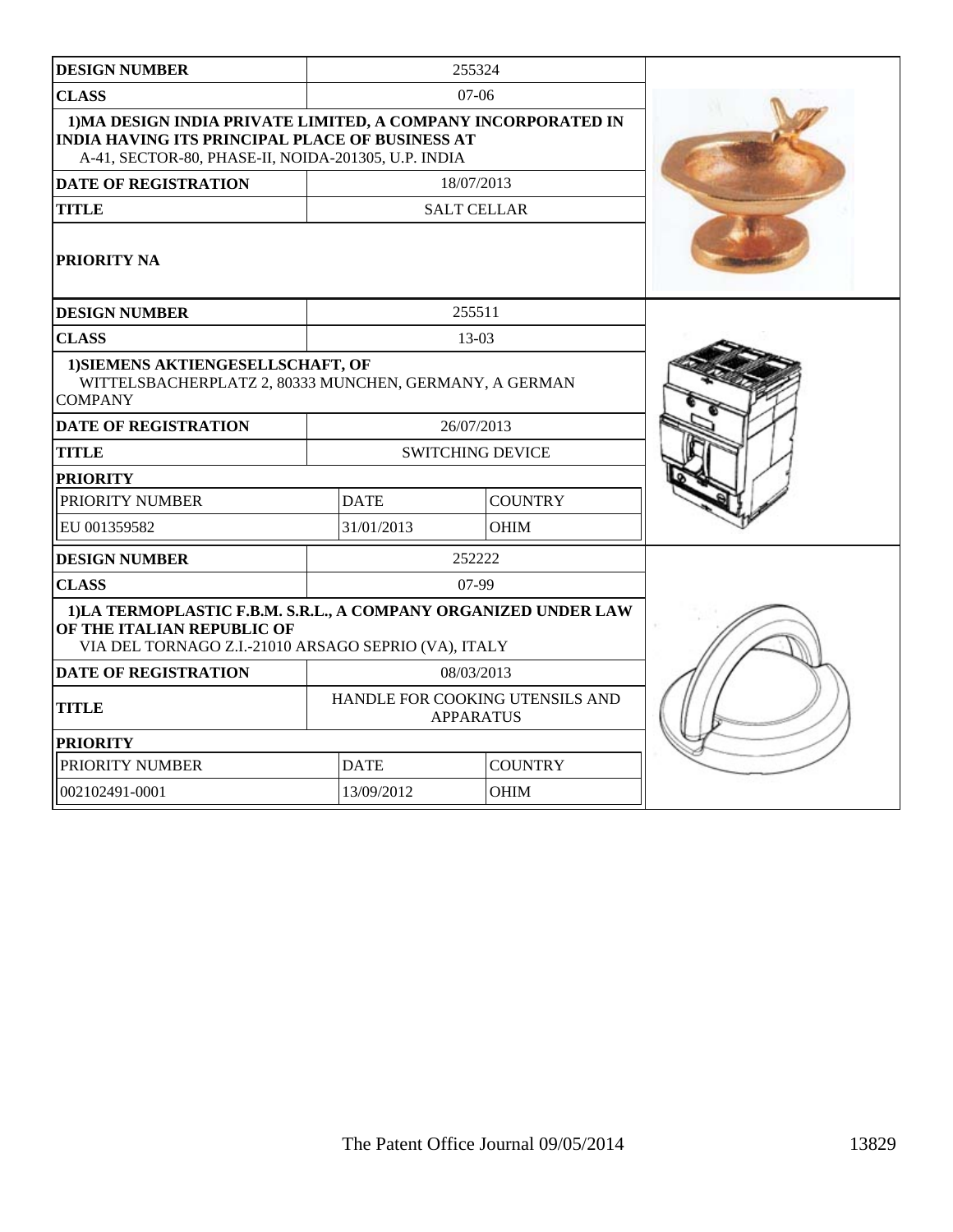| | | |
|---|---|---|
| **DESIGN NUMBER** | 255324 | |
| **CLASS** | 07-06 | |
| **1)MA DESIGN INDIA PRIVATE LIMITED, A COMPANY INCORPORATED IN INDIA HAVING ITS PRINCIPAL PLACE OF BUSINESS AT** A-41, SECTOR-80, PHASE-II, NOIDA-201305, U.P. INDIA | | |
| **DATE OF REGISTRATION** | 18/07/2013 | |
| **TITLE** | SALT CELLAR | |
| **PRIORITY NA** | | |

| | | |
|---|---|---|
| **DESIGN NUMBER** | 255511 | |
| **CLASS** | 13-03 | |
| **1)SIEMENS AKTIENGESELLSCHAFT, OF** WITTELSBACHERPLATZ 2, 80333 MUNCHEN, GERMANY, A GERMAN COMPANY | | |
| **DATE OF REGISTRATION** | 26/07/2013 | |
| **TITLE** | SWITCHING DEVICE | |
| **PRIORITY** | | |
| PRIORITY NUMBER | DATE | COUNTRY |
| EU 001359582 | 31/01/2013 | OHIM |

| | | |
|---|---|---|
| **DESIGN NUMBER** | 252222 | |
| **CLASS** | 07-99 | |
| **1)LA TERMOPLASTIC F.B.M. S.R.L., A COMPANY ORGANIZED UNDER LAW OF THE ITALIAN REPUBLIC OF** VIA DEL TORNAGO Z.I.-21010 ARSAGO SEPRIO (VA), ITALY | | |
| **DATE OF REGISTRATION** | 08/03/2013 | |
| **TITLE** | HANDLE FOR COOKING UTENSILS AND APPARATUS | |
| **PRIORITY** | | |
| PRIORITY NUMBER | DATE | COUNTRY |
| 002102491-0001 | 13/09/2012 | OHIM |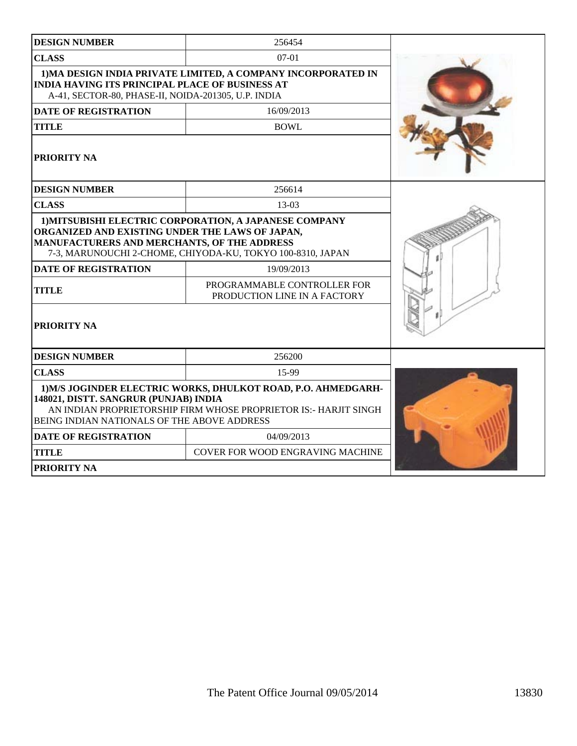| | |
|---|---|
| **DESIGN NUMBER** | 256454 |
| **CLASS** | 07-01 |
| **1)MA DESIGN INDIA PRIVATE LIMITED, A COMPANY INCORPORATED IN INDIA HAVING ITS PRINCIPAL PLACE OF BUSINESS AT** A-41, SECTOR-80, PHASE-II, NOIDA-201305, U.P. INDIA | |
| **DATE OF REGISTRATION** | 16/09/2013 |
| **TITLE** | BOWL |
| **PRIORITY NA** | |

| | |
|---|---|
| **DESIGN NUMBER** | 256614 |
| **CLASS** | 13-03 |
| **1)MITSUBISHI ELECTRIC CORPORATION, A JAPANESE COMPANY ORGANIZED AND EXISTING UNDER THE LAWS OF JAPAN, MANUFACTURERS AND MERCHANTS, OF THE ADDRESS** 7-3, MARUNOUCHI 2-CHOME, CHIYODA-KU, TOKYO 100-8310, JAPAN | |
| **DATE OF REGISTRATION** | 19/09/2013 |
| **TITLE** | PROGRAMMABLE CONTROLLER FOR PRODUCTION LINE IN A FACTORY |
| **PRIORITY NA** | |

| | |
|---|---|
| **DESIGN NUMBER** | 256200 |
| **CLASS** | 15-99 |
| **1)M/S JOGINDER ELECTRIC WORKS, DHULKOT ROAD, P.O. AHMEDGARH-148021, DISTT. SANGRUR (PUNJAB) INDIA** AN INDIAN PROPRIETORSHIP FIRM WHOSE PROPRIETOR IS:- HARJIT SINGH BEING INDIAN NATIONALS OF THE ABOVE ADDRESS | |
| **DATE OF REGISTRATION** | 04/09/2013 |
| **TITLE** | COVER FOR WOOD ENGRAVING MACHINE |
| **PRIORITY NA** | |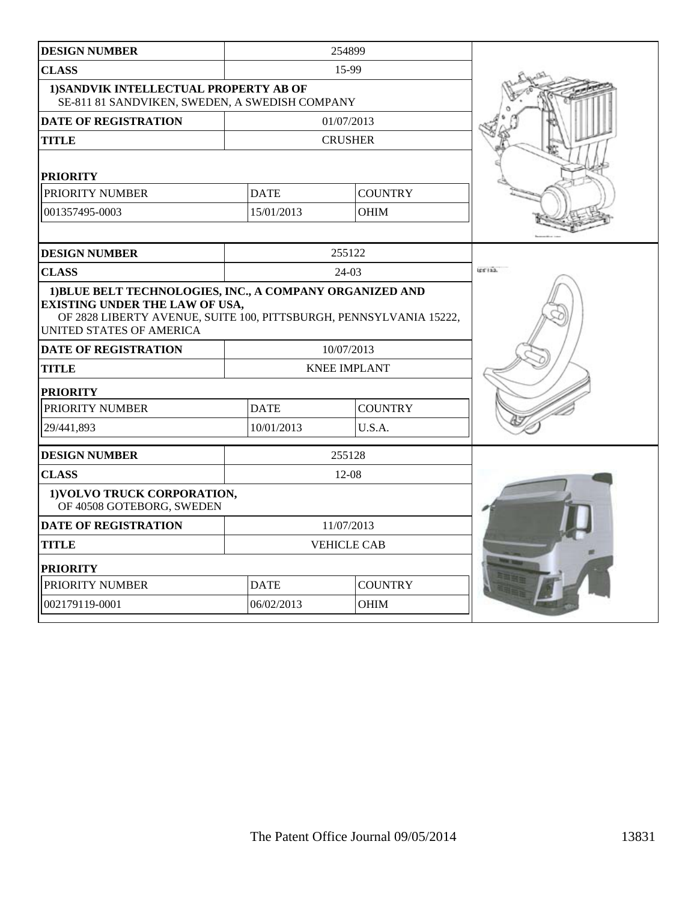| DESIGN NUMBER | 254899 | |
|---|---|---|
| CLASS | 15-99 | |
| 1)SANDVIK INTELLECTUAL PROPERTY AB OF SE-811 81 SANDVIKEN, SWEDEN, A SWEDISH COMPANY | | |
| DATE OF REGISTRATION | 01/07/2013 | |
| TITLE | CRUSHER | |
| PRIORITY | | |
| PRIORITY NUMBER | DATE | COUNTRY |
| 001357495-0003 | 15/01/2013 | OHIM |

| DESIGN NUMBER | 255122 | |
|---|---|---|
| CLASS | 24-03 | |
| 1)BLUE BELT TECHNOLOGIES, INC., A COMPANY ORGANIZED AND EXISTING UNDER THE LAW OF USA, OF 2828 LIBERTY AVENUE, SUITE 100, PITTSBURGH, PENNSYLVANIA 15222, UNITED STATES OF AMERICA | | |
| DATE OF REGISTRATION | 10/07/2013 | |
| TITLE | KNEE IMPLANT | |
| PRIORITY | | |
| PRIORITY NUMBER | DATE | COUNTRY |
| 29/441,893 | 10/01/2013 | U.S.A. |

| DESIGN NUMBER | 255128 | |
|---|---|---|
| CLASS | 12-08 | |
| 1)VOLVO TRUCK CORPORATION, OF 40508 GOTEBORG, SWEDEN | | |
| DATE OF REGISTRATION | 11/07/2013 | |
| TITLE | VEHICLE CAB | |
| PRIORITY | | |
| PRIORITY NUMBER | DATE | COUNTRY |
| 002179119-0001 | 06/02/2013 | OHIM |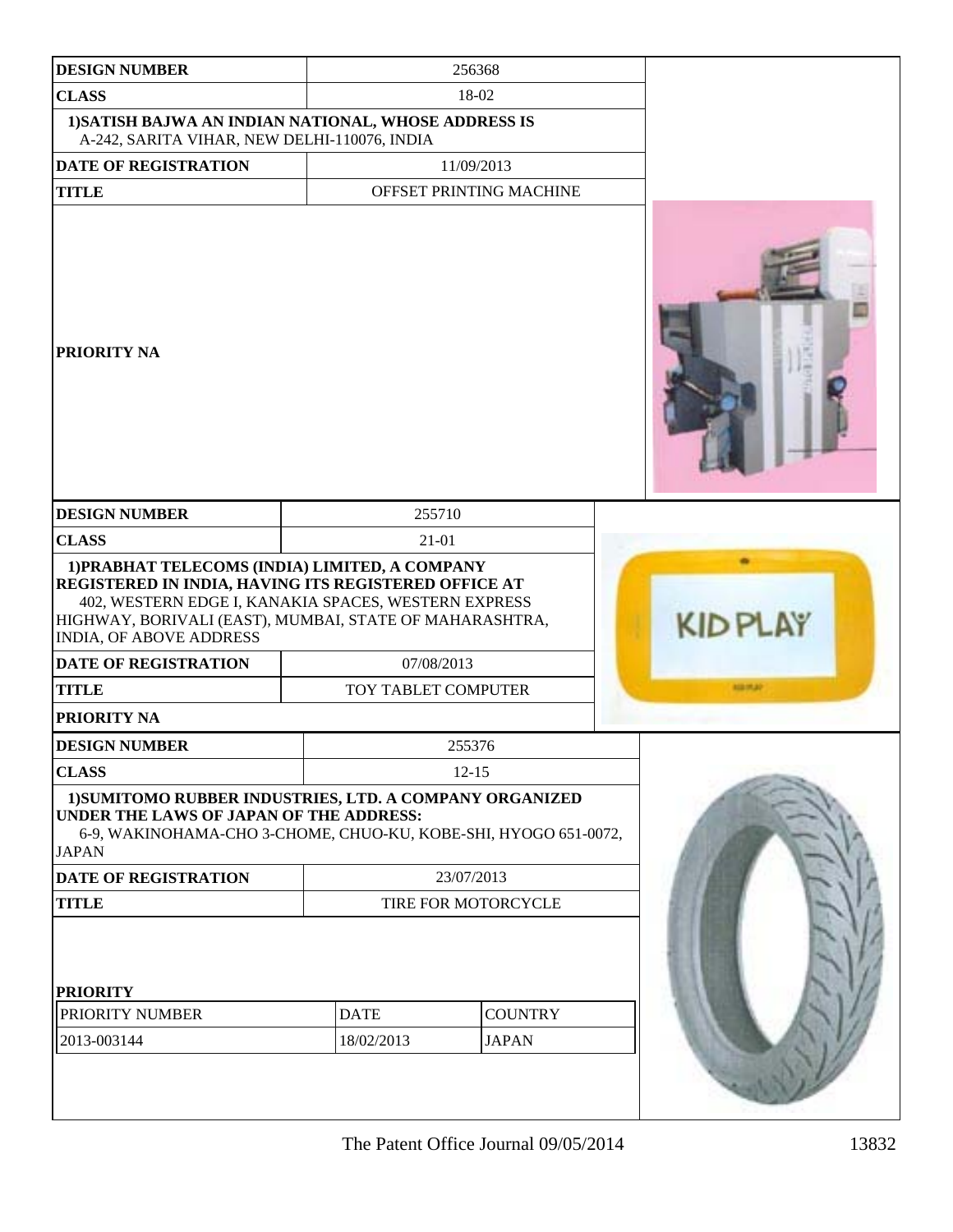| DESIGN NUMBER | 256368 |
| --- | --- |
| CLASS | 18-02 |
| 1)SATISH BAJWA AN INDIAN NATIONAL, WHOSE ADDRESS IS A-242, SARITA VIHAR, NEW DELHI-110076, INDIA | |
| DATE OF REGISTRATION | 11/09/2013 |
| TITLE | OFFSET PRINTING MACHINE |
| PRIORITY NA | |

| DESIGN NUMBER | 255710 |
| --- | --- |
| CLASS | 21-01 |
| 1)PRABHAT TELECOMS (INDIA) LIMITED, A COMPANY REGISTERED IN INDIA, HAVING ITS REGISTERED OFFICE AT 402, WESTERN EDGE I, KANAKIA SPACES, WESTERN EXPRESS HIGHWAY, BORIVALI (EAST), MUMBAI, STATE OF MAHARASHTRA, INDIA, OF ABOVE ADDRESS | |
| DATE OF REGISTRATION | 07/08/2013 |
| TITLE | TOY TABLET COMPUTER |
| PRIORITY NA | |

| DESIGN NUMBER | 255376 |
| --- | --- |
| CLASS | 12-15 |
| 1)SUMITOMO RUBBER INDUSTRIES, LTD. A COMPANY ORGANIZED UNDER THE LAWS OF JAPAN OF THE ADDRESS: 6-9, WAKINOHAMA-CHO 3-CHOME, CHUO-KU, KOBE-SHI, HYOGO 651-0072, JAPAN | |
| DATE OF REGISTRATION | 23/07/2013 |
| TITLE | TIRE FOR MOTORCYCLE |

**PRIORITY**

| PRIORITY NUMBER | DATE | COUNTRY |
| --- | --- | --- |
| 2013-003144 | 18/02/2013 | JAPAN |

The Patent Office Journal 09/05/2014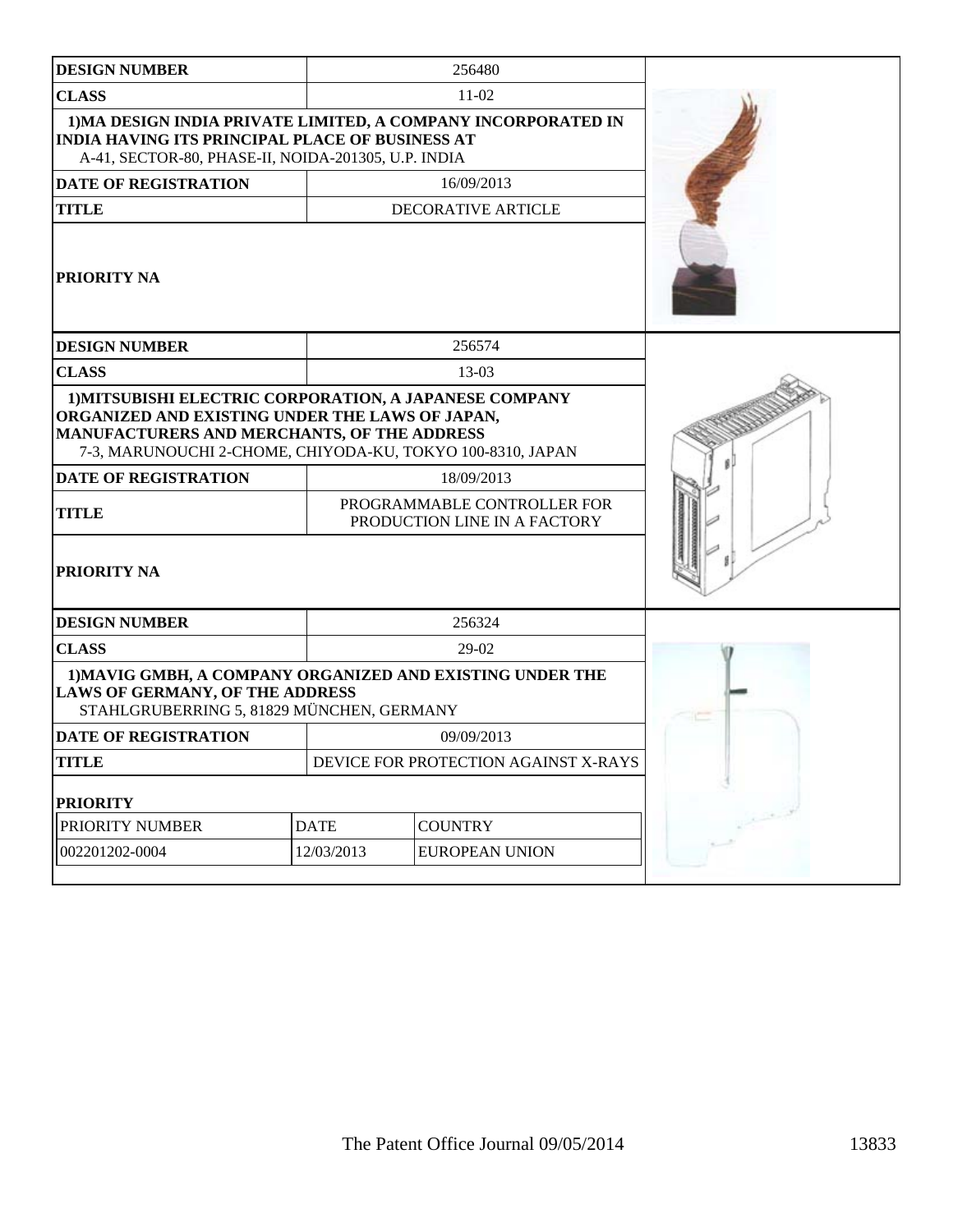| DESIGN NUMBER | 256480 |
| --- | --- |
| CLASS | 11-02 |
| 1)MA DESIGN INDIA PRIVATE LIMITED, A COMPANY INCORPORATED IN INDIA HAVING ITS PRINCIPAL PLACE OF BUSINESS AT A-41, SECTOR-80, PHASE-II, NOIDA-201305, U.P. INDIA | |
| DATE OF REGISTRATION | 16/09/2013 |
| TITLE | DECORATIVE ARTICLE |
| PRIORITY NA | |

| DESIGN NUMBER | 256574 |
| --- | --- |
| CLASS | 13-03 |
| 1)MITSUBISHI ELECTRIC CORPORATION, A JAPANESE COMPANY ORGANIZED AND EXISTING UNDER THE LAWS OF JAPAN, MANUFACTURERS AND MERCHANTS, OF THE ADDRESS 7-3, MARUNOUCHI 2-CHOME, CHIYODA-KU, TOKYO 100-8310, JAPAN | |
| DATE OF REGISTRATION | 18/09/2013 |
| TITLE | PROGRAMMABLE CONTROLLER FOR PRODUCTION LINE IN A FACTORY |
| PRIORITY NA | |

| DESIGN NUMBER | 256324 |
| --- | --- |
| CLASS | 29-02 |
| 1)MAVIG GMBH, A COMPANY ORGANIZED AND EXISTING UNDER THE LAWS OF GERMANY, OF THE ADDRESS STAHLGRUBERRING 5, 81829 MÜNCHEN, GERMANY | |
| DATE OF REGISTRATION | 09/09/2013 |
| TITLE | DEVICE FOR PROTECTION AGAINST X-RAYS |

**PRIORITY**

| PRIORITY NUMBER | DATE | COUNTRY |
| --- | --- | --- |
| 002201202-0004 | 12/03/2013 | EUROPEAN UNION |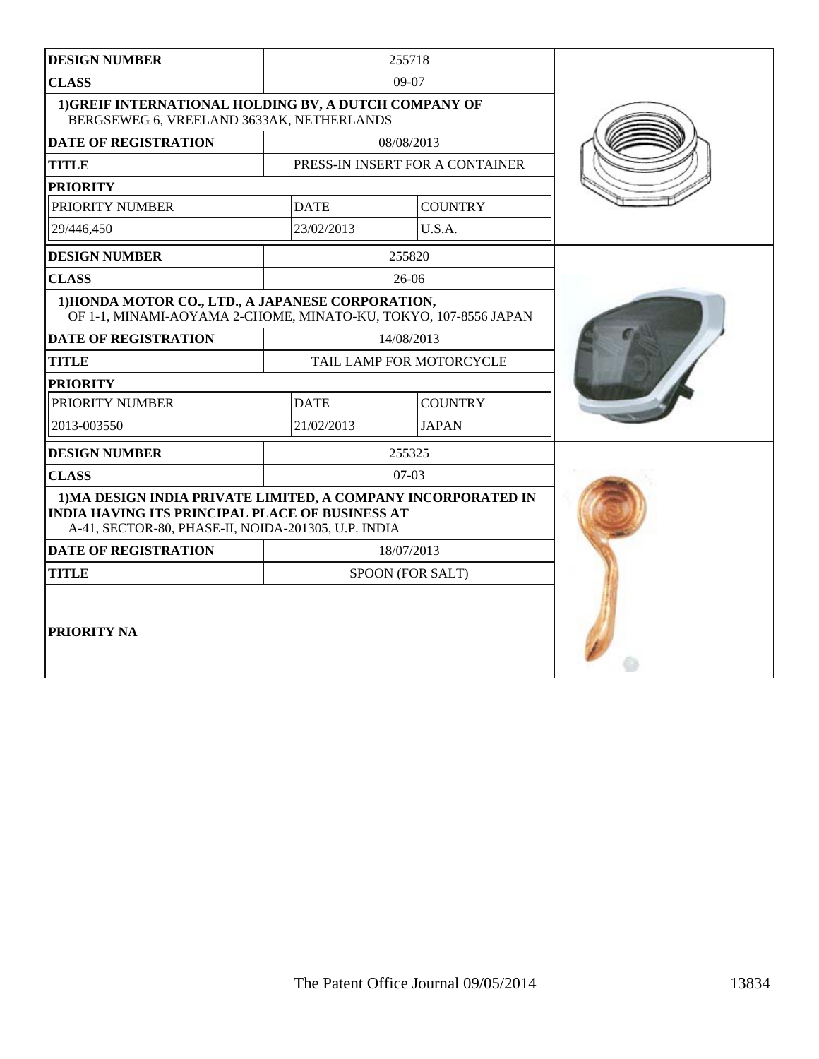| | | | |
|---|---|---|---|
| **DESIGN NUMBER** | 255718 | | |
| **CLASS** | 09-07 | | |
| **1)GREIF INTERNATIONAL HOLDING BV, A DUTCH COMPANY OF** BERGSEWEG 6, VREELAND 3633AK, NETHERLANDS | | | |
| **DATE OF REGISTRATION** | 08/08/2013 | | |
| **TITLE** | PRESS-IN INSERT FOR A CONTAINER | | |
| **PRIORITY** | | | |
| PRIORITY NUMBER | DATE | COUNTRY | |
| 29/446,450 | 23/02/2013 | U.S.A. | |

| | | | |
|---|---|---|---|
| **DESIGN NUMBER** | 255820 | | |
| **CLASS** | 26-06 | | |
| **1)HONDA MOTOR CO., LTD., A JAPANESE CORPORATION,** OF 1-1, MINAMI-AOYAMA 2-CHOME, MINATO-KU, TOKYO, 107-8556 JAPAN | | | |
| **DATE OF REGISTRATION** | 14/08/2013 | | |
| **TITLE** | TAIL LAMP FOR MOTORCYCLE | | |
| **PRIORITY** | | | |
| PRIORITY NUMBER | DATE | COUNTRY | |
| 2013-003550 | 21/02/2013 | JAPAN | |

| | | |
|---|---|---|
| **DESIGN NUMBER** | 255325 | |
| **CLASS** | 07-03 | |
| **1)MA DESIGN INDIA PRIVATE LIMITED, A COMPANY INCORPORATED IN INDIA HAVING ITS PRINCIPAL PLACE OF BUSINESS AT** A-41, SECTOR-80, PHASE-II, NOIDA-201305, U.P. INDIA | | |
| **DATE OF REGISTRATION** | 18/07/2013 | |
| **TITLE** | SPOON (FOR SALT) | |
| **PRIORITY NA** | | |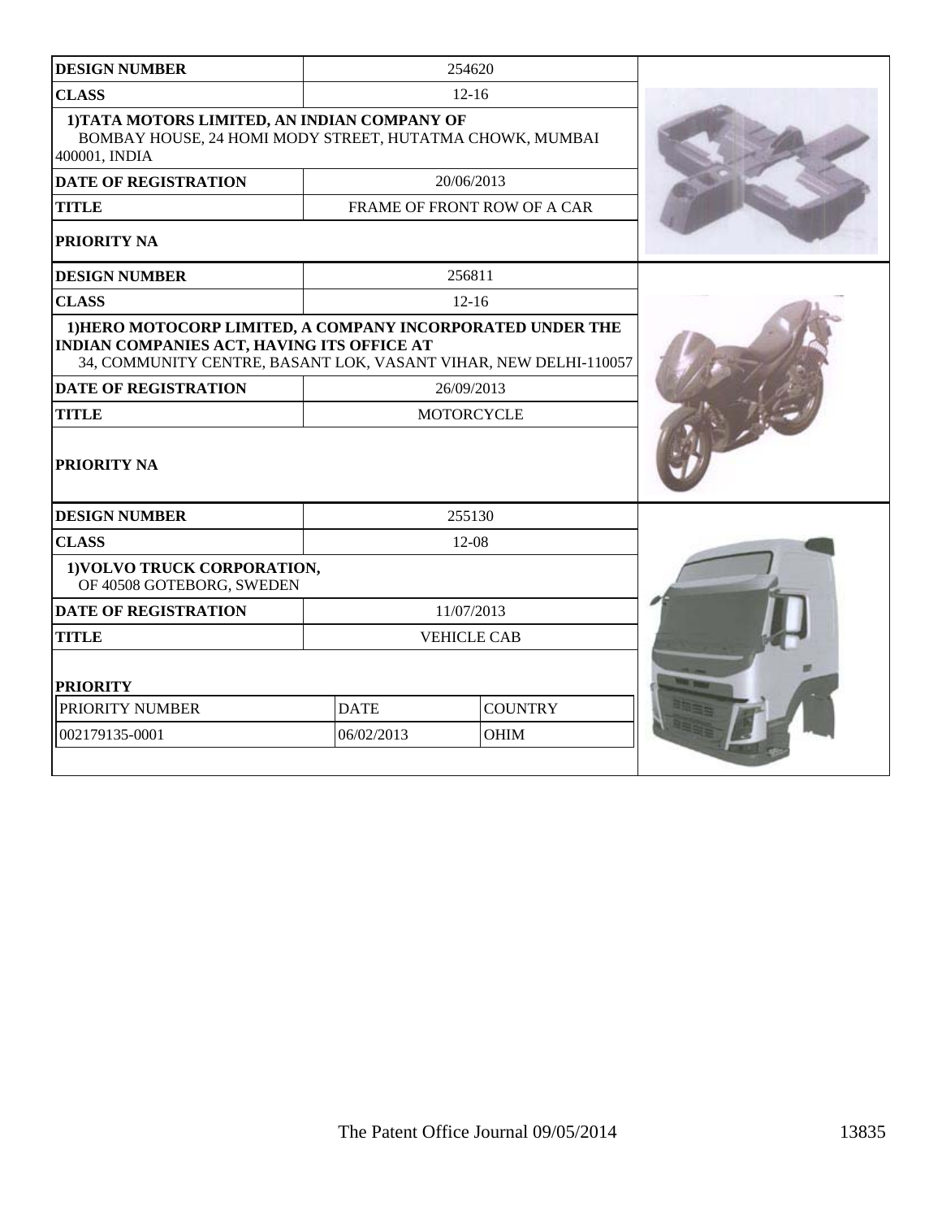| | |
|---|---|
| **DESIGN NUMBER** | 254620 |
| **CLASS** | 12-16 |
| **1)TATA MOTORS LIMITED, AN INDIAN COMPANY OF** BOMBAY HOUSE, 24 HOMI MODY STREET, HUTATMA CHOWK, MUMBAI 400001, INDIA | |
| **DATE OF REGISTRATION** | 20/06/2013 |
| **TITLE** | FRAME OF FRONT ROW OF A CAR |
| **PRIORITY NA** | |

| | |
|---|---|
| **DESIGN NUMBER** | 256811 |
| **CLASS** | 12-16 |
| **1)HERO MOTOCORP LIMITED, A COMPANY INCORPORATED UNDER THE INDIAN COMPANIES ACT, HAVING ITS OFFICE AT** 34, COMMUNITY CENTRE, BASANT LOK, VASANT VIHAR, NEW DELHI-110057 | |
| **DATE OF REGISTRATION** | 26/09/2013 |
| **TITLE** | MOTORCYCLE |
| **PRIORITY NA** | |

| | | |
|---|---|---|
| **DESIGN NUMBER** | 255130 | |
| **CLASS** | 12-08 | |
| **1)VOLVO TRUCK CORPORATION,** OF 40508 GOTEBORG, SWEDEN | | |
| **DATE OF REGISTRATION** | 11/07/2013 | |
| **TITLE** | VEHICLE CAB | |
| **PRIORITY** | | |
| PRIORITY NUMBER | DATE | COUNTRY |
| 002179135-0001 | 06/02/2013 | OHIM |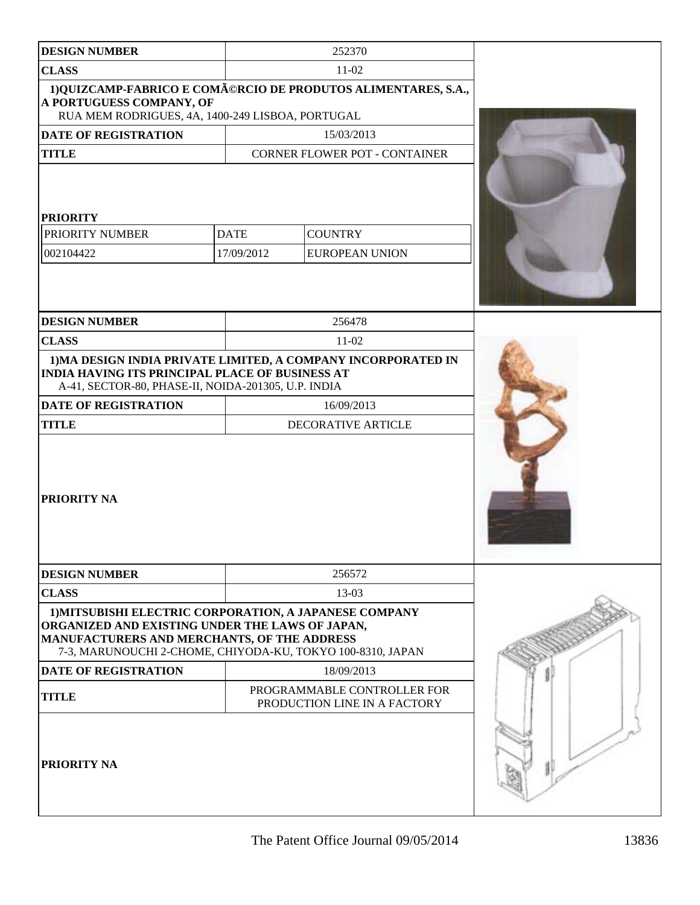| | | |
|---|---|---|
| **DESIGN NUMBER** | 252370 | |
| **CLASS** | 11-02 | |
| **1)QUIZCAMP-FABRICO E COMÃ©RCIO DE PRODUTOS ALIMENTARES, S.A., A PORTUGUESS COMPANY, OF** RUA MEM RODRIGUES, 4A, 1400-249 LISBOA, PORTUGAL | | |
| **DATE OF REGISTRATION** | 15/03/2013 | |
| **TITLE** | CORNER FLOWER POT - CONTAINER | |
| **PRIORITY** | | |
| PRIORITY NUMBER | DATE | COUNTRY |
| 002104422 | 17/09/2012 | EUROPEAN UNION |

| | |
|---|---|
| **DESIGN NUMBER** | 256478 |
| **CLASS** | 11-02 |
| **1)MA DESIGN INDIA PRIVATE LIMITED, A COMPANY INCORPORATED IN INDIA HAVING ITS PRINCIPAL PLACE OF BUSINESS AT** A-41, SECTOR-80, PHASE-II, NOIDA-201305, U.P. INDIA | |
| **DATE OF REGISTRATION** | 16/09/2013 |
| **TITLE** | DECORATIVE ARTICLE |
| **PRIORITY NA** | |

| | |
|---|---|
| **DESIGN NUMBER** | 256572 |
| **CLASS** | 13-03 |
| **1)MITSUBISHI ELECTRIC CORPORATION, A JAPANESE COMPANY ORGANIZED AND EXISTING UNDER THE LAWS OF JAPAN, MANUFACTURERS AND MERCHANTS, OF THE ADDRESS** 7-3, MARUNOUCHI 2-CHOME, CHIYODA-KU, TOKYO 100-8310, JAPAN | |
| **DATE OF REGISTRATION** | 18/09/2013 |
| **TITLE** | PROGRAMMABLE CONTROLLER FOR PRODUCTION LINE IN A FACTORY |
| **PRIORITY NA** | |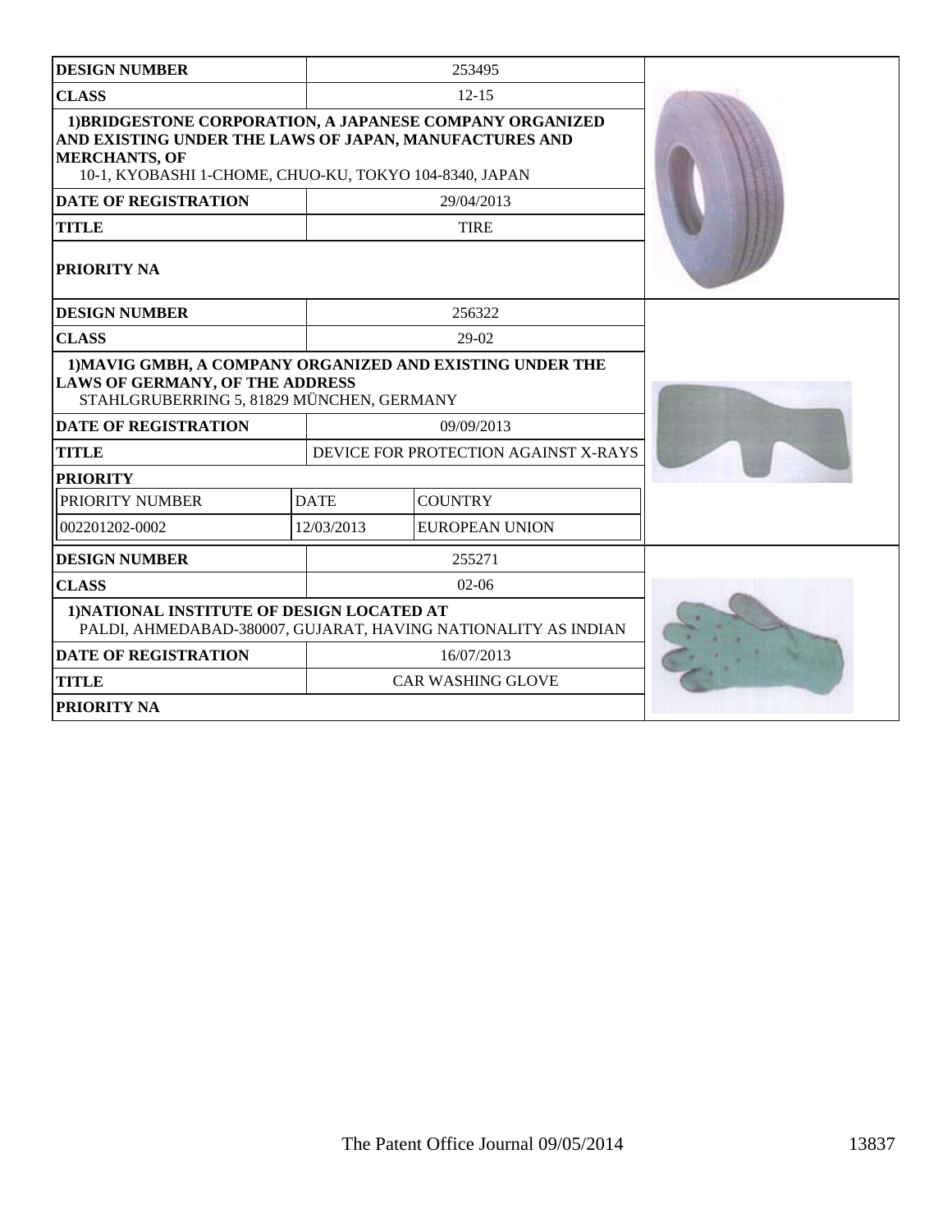| | | |
|---|---|---|
| **DESIGN NUMBER** | 253495 | |
| **CLASS** | 12-15 | |
| **1)BRIDGESTONE CORPORATION, A JAPANESE COMPANY ORGANIZED AND EXISTING UNDER THE LAWS OF JAPAN, MANUFACTURES AND MERCHANTS, OF** 10-1, KYOBASHI 1-CHOME, CHUO-KU, TOKYO 104-8340, JAPAN | | |
| **DATE OF REGISTRATION** | 29/04/2013 | |
| **TITLE** | TIRE | |
| **PRIORITY NA** | | |

| | | |
|---|---|---|
| **DESIGN NUMBER** | 256322 | |
| **CLASS** | 29-02 | |
| **1)MAVIG GMBH, A COMPANY ORGANIZED AND EXISTING UNDER THE LAWS OF GERMANY, OF THE ADDRESS** STAHLGRUBERRING 5, 81829 MÜNCHEN, GERMANY | | |
| **DATE OF REGISTRATION** | 09/09/2013 | |
| **TITLE** | DEVICE FOR PROTECTION AGAINST X-RAYS | |
| **PRIORITY** | | |
| PRIORITY NUMBER | DATE | COUNTRY |
| 002201202-0002 | 12/03/2013 | EUROPEAN UNION |

| | | |
|---|---|---|
| **DESIGN NUMBER** | 255271 | |
| **CLASS** | 02-06 | |
| **1)NATIONAL INSTITUTE OF DESIGN LOCATED AT** PALDI, AHMEDABAD-380007, GUJARAT, HAVING NATIONALITY AS INDIAN | | |
| **DATE OF REGISTRATION** | 16/07/2013 | |
| **TITLE** | CAR WASHING GLOVE | |
| **PRIORITY NA** | | |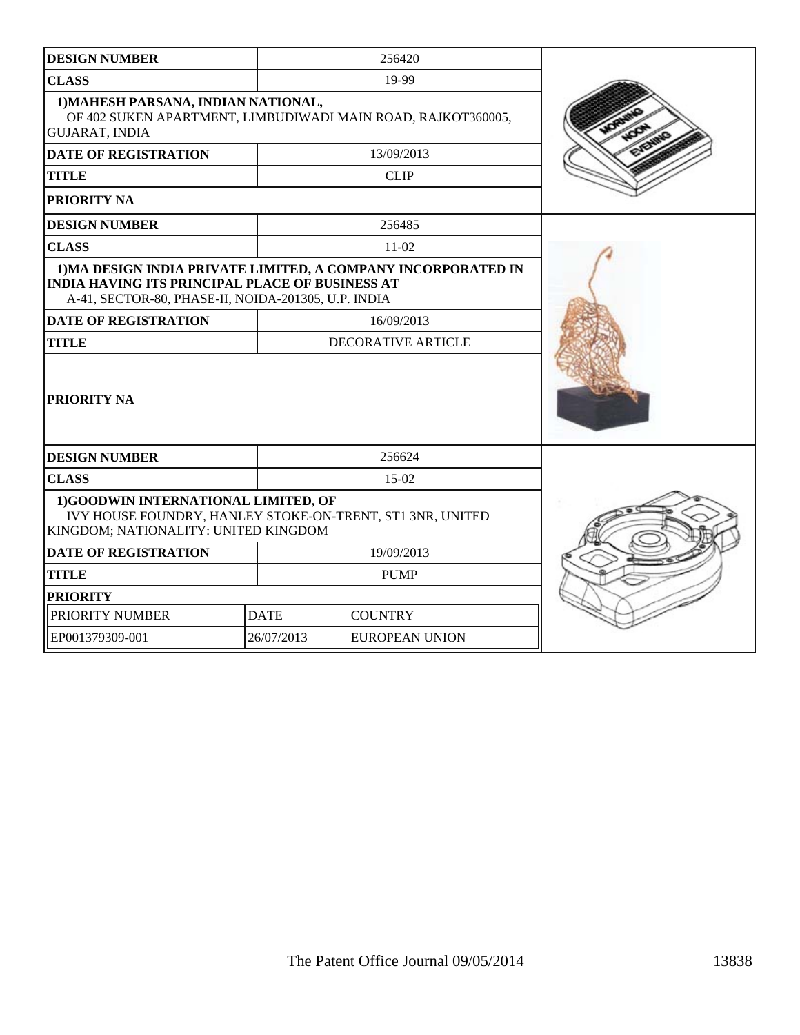| | | |
|---|---|---|
| **DESIGN NUMBER** | 256420 | |
| **CLASS** | 19-99 | |
| **1)MAHESH PARSANA, INDIAN NATIONAL,** OF 402 SUKEN APARTMENT, LIMBUDIWADI MAIN ROAD, RAJKOT360005, GUJARAT, INDIA | | |
| **DATE OF REGISTRATION** | 13/09/2013 | |
| **TITLE** | CLIP | |
| **PRIORITY NA** | | |

| | | |
|---|---|---|
| **DESIGN NUMBER** | 256485 | |
| **CLASS** | 11-02 | |
| **1)MA DESIGN INDIA PRIVATE LIMITED, A COMPANY INCORPORATED IN INDIA HAVING ITS PRINCIPAL PLACE OF BUSINESS AT** A-41, SECTOR-80, PHASE-II, NOIDA-201305, U.P. INDIA | | |
| **DATE OF REGISTRATION** | 16/09/2013 | |
| **TITLE** | DECORATIVE ARTICLE | |
| **PRIORITY NA** | | |

| | | |
|---|---|---|
| **DESIGN NUMBER** | 256624 | |
| **CLASS** | 15-02 | |
| **1)GOODWIN INTERNATIONAL LIMITED, OF** IVY HOUSE FOUNDRY, HANLEY STOKE-ON-TRENT, ST1 3NR, UNITED KINGDOM; NATIONALITY: UNITED KINGDOM | | |
| **DATE OF REGISTRATION** | 19/09/2013 | |
| **TITLE** | PUMP | |
| **PRIORITY** | | |
| PRIORITY NUMBER | DATE | COUNTRY |
| EP001379309-001 | 26/07/2013 | EUROPEAN UNION |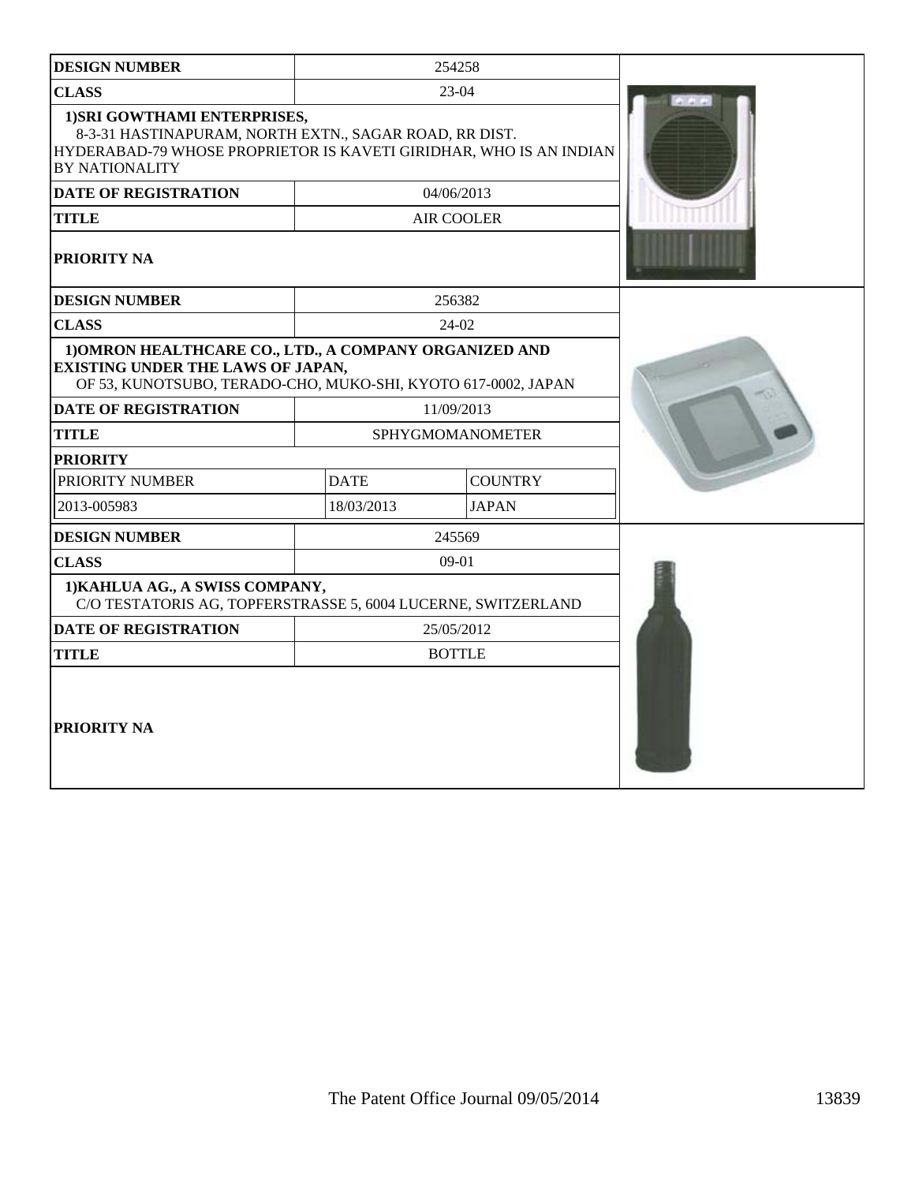| | |
|---|---|
| **DESIGN NUMBER** | 254258 |
| **CLASS** | 23-04 |
| **1)SRI GOWTHAMI ENTERPRISES,** 8-3-31 HASTINAPURAM, NORTH EXTN., SAGAR ROAD, RR DIST. HYDERABAD-79 WHOSE PROPRIETOR IS KAVETI GIRIDHAR, WHO IS AN INDIAN BY NATIONALITY | |
| **DATE OF REGISTRATION** | 04/06/2013 |
| **TITLE** | AIR COOLER |
| **PRIORITY NA** | |

| | |
|---|---|
| **DESIGN NUMBER** | 256382 |
| **CLASS** | 24-02 |
| **1)OMRON HEALTHCARE CO., LTD., A COMPANY ORGANIZED AND EXISTING UNDER THE LAWS OF JAPAN,** OF 53, KUNOTSUBO, TERADO-CHO, MUKO-SHI, KYOTO 617-0002, JAPAN | |
| **DATE OF REGISTRATION** | 11/09/2013 |
| **TITLE** | SPHYGMOMANOMETER |
| **PRIORITY** | |

| PRIORITY NUMBER | DATE | COUNTRY |
|---|---|---|
| 2013-005983 | 18/03/2013 | JAPAN |

| | |
|---|---|
| **DESIGN NUMBER** | 245569 |
| **CLASS** | 09-01 |
| **1)KAHLUA AG., A SWISS COMPANY,** C/O TESTATORIS AG, TOPFERSTRASSE 5, 6004 LUCERNE, SWITZERLAND | |
| **DATE OF REGISTRATION** | 25/05/2012 |
| **TITLE** | BOTTLE |
| **PRIORITY NA** | |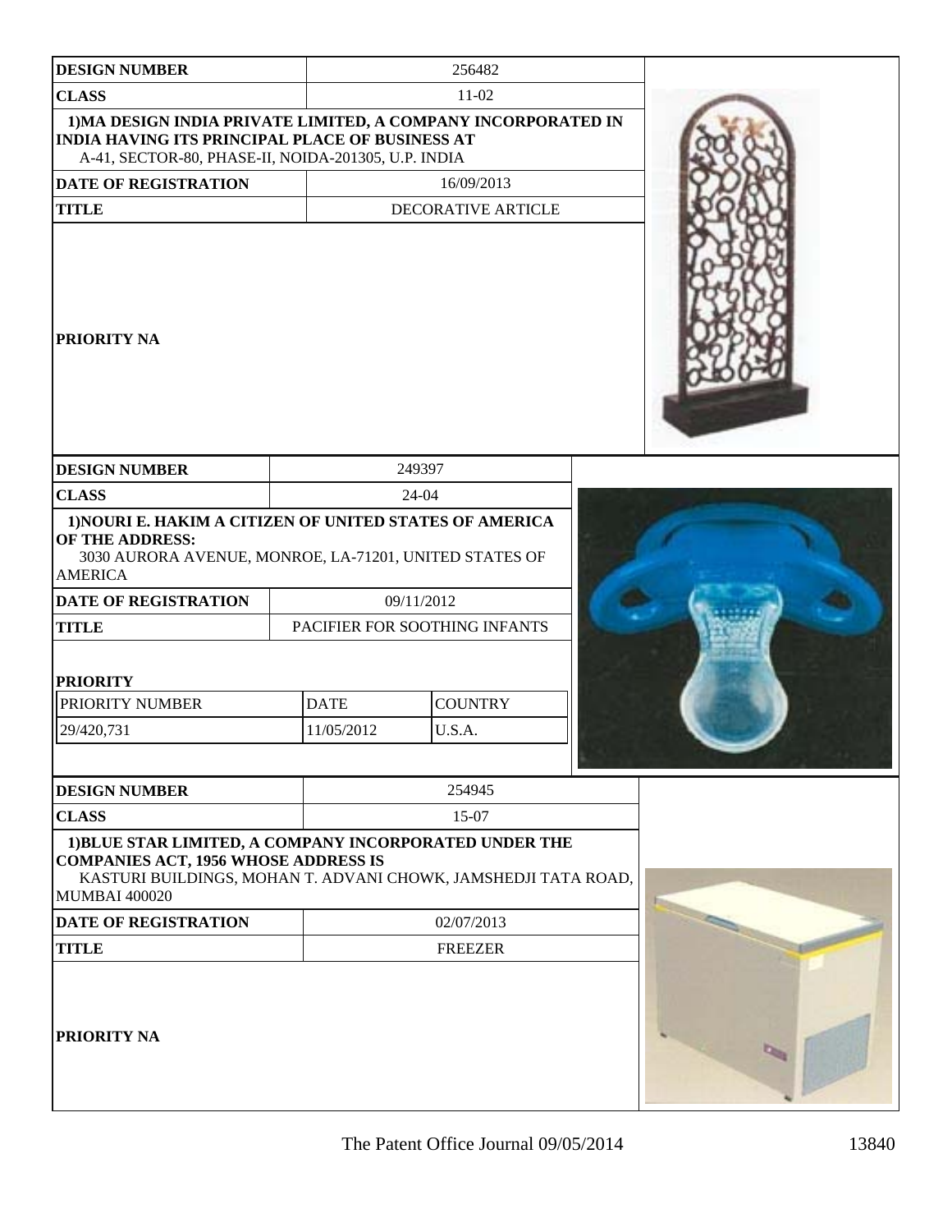| DESIGN NUMBER | 256482 |
| --- | --- |
| CLASS | 11-02 |
| 1)MA DESIGN INDIA PRIVATE LIMITED, A COMPANY INCORPORATED IN INDIA HAVING ITS PRINCIPAL PLACE OF BUSINESS AT A-41, SECTOR-80, PHASE-II, NOIDA-201305, U.P. INDIA | |
| DATE OF REGISTRATION | 16/09/2013 |
| TITLE | DECORATIVE ARTICLE |
| PRIORITY NA | |

| DESIGN NUMBER | 249397 | |
| --- | --- | --- |
| CLASS | 24-04 | |
| 1)NOURI E. HAKIM A CITIZEN OF UNITED STATES OF AMERICA OF THE ADDRESS: 3030 AURORA AVENUE, MONROE, LA-71201, UNITED STATES OF AMERICA | | |
| DATE OF REGISTRATION | 09/11/2012 | |
| TITLE | PACIFIER FOR SOOTHING INFANTS | |
| PRIORITY | | |
| PRIORITY NUMBER | DATE | COUNTRY |
| 29/420,731 | 11/05/2012 | U.S.A. |

| DESIGN NUMBER | 254945 |
| --- | --- |
| CLASS | 15-07 |
| 1)BLUE STAR LIMITED, A COMPANY INCORPORATED UNDER THE COMPANIES ACT, 1956 WHOSE ADDRESS IS KASTURI BUILDINGS, MOHAN T. ADVANI CHOWK, JAMSHEDJI TATA ROAD, MUMBAI 400020 | |
| DATE OF REGISTRATION | 02/07/2013 |
| TITLE | FREEZER |
| PRIORITY NA | |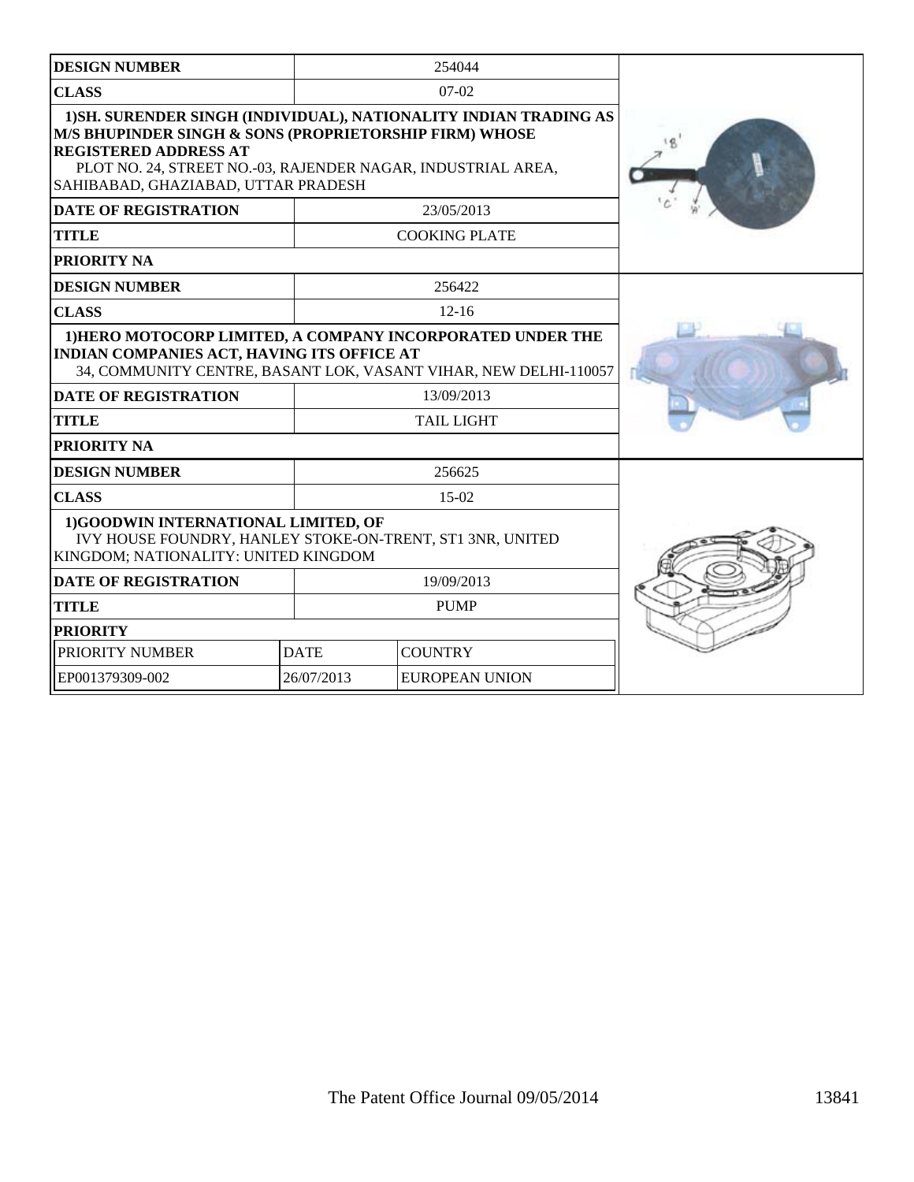| | | |
|---|---|---|
| **DESIGN NUMBER** | 254044 | |
| **CLASS** | 07-02 | |
| **1)SH. SURENDER SINGH (INDIVIDUAL), NATIONALITY INDIAN TRADING AS M/S BHUPINDER SINGH & SONS (PROPRIETORSHIP FIRM) WHOSE REGISTERED ADDRESS AT** PLOT NO. 24, STREET NO.-03, RAJENDER NAGAR, INDUSTRIAL AREA, SAHIBABAD, GHAZIABAD, UTTAR PRADESH | | |
| **DATE OF REGISTRATION** | 23/05/2013 | |
| **TITLE** | COOKING PLATE | |
| **PRIORITY NA** | | |

| | | |
|---|---|---|
| **DESIGN NUMBER** | 256422 | |
| **CLASS** | 12-16 | |
| **1)HERO MOTOCORP LIMITED, A COMPANY INCORPORATED UNDER THE INDIAN COMPANIES ACT, HAVING ITS OFFICE AT** 34, COMMUNITY CENTRE, BASANT LOK, VASANT VIHAR, NEW DELHI-110057 | | |
| **DATE OF REGISTRATION** | 13/09/2013 | |
| **TITLE** | TAIL LIGHT | |
| **PRIORITY NA** | | |

| | | |
|---|---|---|
| **DESIGN NUMBER** | 256625 | |
| **CLASS** | 15-02 | |
| **1)GOODWIN INTERNATIONAL LIMITED, OF** IVY HOUSE FOUNDRY, HANLEY STOKE-ON-TRENT, ST1 3NR, UNITED KINGDOM; NATIONALITY: UNITED KINGDOM | | |
| **DATE OF REGISTRATION** | 19/09/2013 | |
| **TITLE** | PUMP | |
| **PRIORITY** | | |
| PRIORITY NUMBER | DATE | COUNTRY |
| EP001379309-002 | 26/07/2013 | EUROPEAN UNION |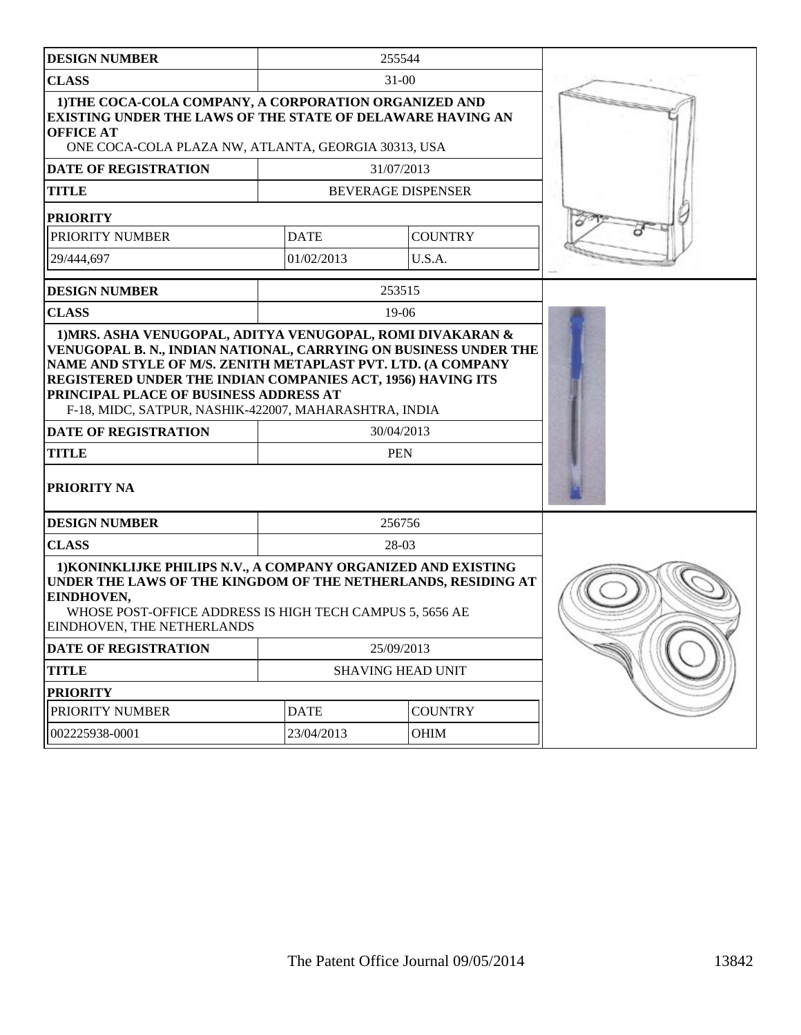| | | |
|---|---|---|
| **DESIGN NUMBER** | 255544 | |
| **CLASS** | 31-00 | |
| **1)THE COCA-COLA COMPANY, A CORPORATION ORGANIZED AND EXISTING UNDER THE LAWS OF THE STATE OF DELAWARE HAVING AN OFFICE AT** ONE COCA-COLA PLAZA NW, ATLANTA, GEORGIA 30313, USA | | |
| **DATE OF REGISTRATION** | 31/07/2013 | |
| **TITLE** | BEVERAGE DISPENSER | |
| **PRIORITY** | | |
| PRIORITY NUMBER | DATE | COUNTRY |
| 29/444,697 | 01/02/2013 | U.S.A. |

| | |
|---|---|
| **DESIGN NUMBER** | 253515 |
| **CLASS** | 19-06 |
| **1)MRS. ASHA VENUGOPAL, ADITYA VENUGOPAL, ROMI DIVAKARAN & VENUGOPAL B. N., INDIAN NATIONAL, CARRYING ON BUSINESS UNDER THE NAME AND STYLE OF M/S. ZENITH METAPLAST PVT. LTD. (A COMPANY REGISTERED UNDER THE INDIAN COMPANIES ACT, 1956) HAVING ITS PRINCIPAL PLACE OF BUSINESS ADDRESS AT** F-18, MIDC, SATPUR, NASHIK-422007, MAHARASHTRA, INDIA | |
| **DATE OF REGISTRATION** | 30/04/2013 |
| **TITLE** | PEN |
| **PRIORITY NA** | |

| | | |
|---|---|---|
| **DESIGN NUMBER** | 256756 | |
| **CLASS** | 28-03 | |
| **1)KONINKLIJKE PHILIPS N.V., A COMPANY ORGANIZED AND EXISTING UNDER THE LAWS OF THE KINGDOM OF THE NETHERLANDS, RESIDING AT EINDHOVEN,** WHOSE POST-OFFICE ADDRESS IS HIGH TECH CAMPUS 5, 5656 AE EINDHOVEN, THE NETHERLANDS | | |
| **DATE OF REGISTRATION** | 25/09/2013 | |
| **TITLE** | SHAVING HEAD UNIT | |
| **PRIORITY** | | |
| PRIORITY NUMBER | DATE | COUNTRY |
| 002225938-0001 | 23/04/2013 | OHIM |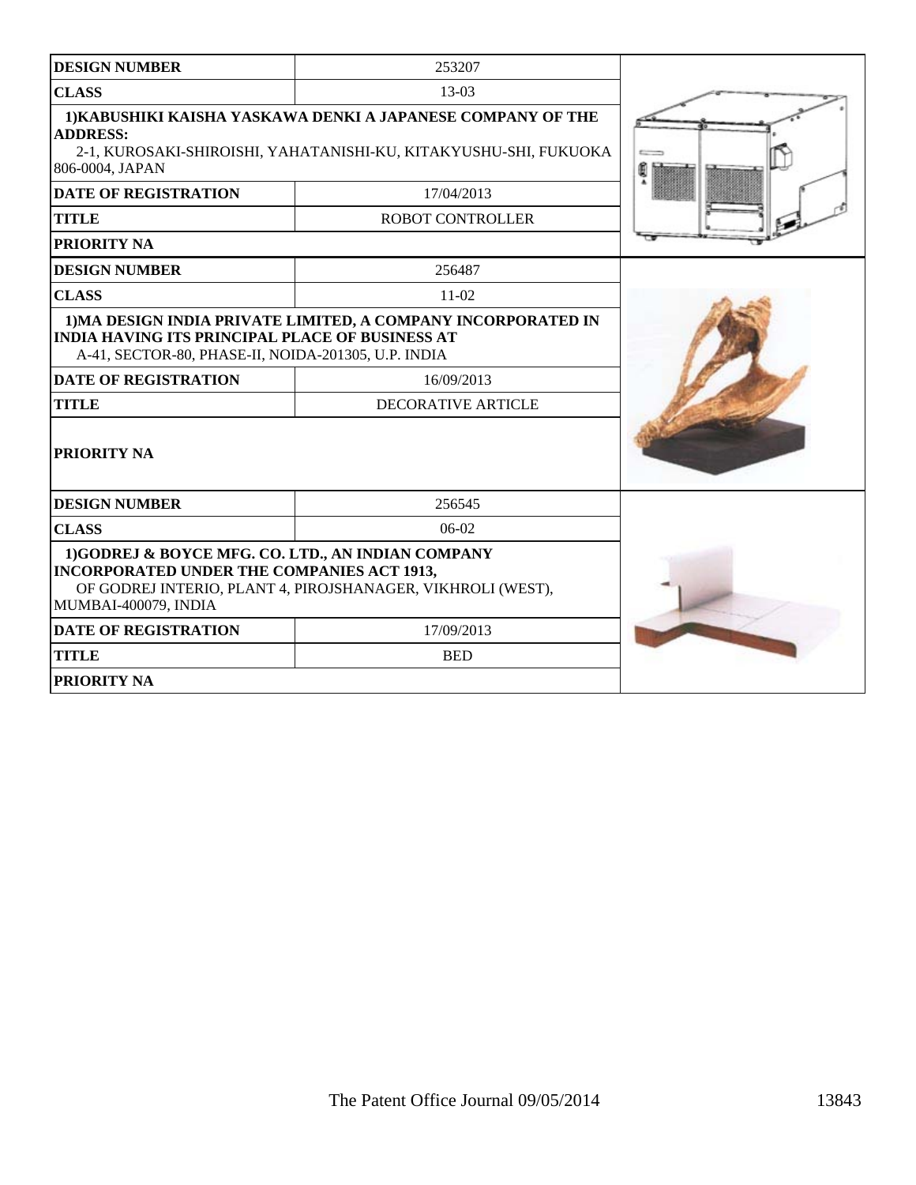| DESIGN NUMBER | 253207 |
| --- | --- |
| CLASS | 13-03 |
| 1)KABUSHIKI KAISHA YASKAWA DENKI A JAPANESE COMPANY OF THE **ADDRESS:** 2-1, KUROSAKI-SHIROISHI, YAHATANISHI-KU, KITAKYUSHU-SHI, FUKUOKA 806-0004, JAPAN | |
| DATE OF REGISTRATION | 17/04/2013 |
| TITLE | ROBOT CONTROLLER |
| PRIORITY NA | |

| DESIGN NUMBER | 256487 |
| --- | --- |
| CLASS | 11-02 |
| 1)MA DESIGN INDIA PRIVATE LIMITED, A COMPANY INCORPORATED IN INDIA HAVING ITS PRINCIPAL PLACE OF BUSINESS AT A-41, SECTOR-80, PHASE-II, NOIDA-201305, U.P. INDIA | |
| DATE OF REGISTRATION | 16/09/2013 |
| TITLE | DECORATIVE ARTICLE |
| PRIORITY NA | |

| DESIGN NUMBER | 256545 |
| --- | --- |
| CLASS | 06-02 |
| 1)GODREJ & BOYCE MFG. CO. LTD., AN INDIAN COMPANY INCORPORATED UNDER THE COMPANIES ACT 1913, OF GODREJ INTERIO, PLANT 4, PIROJSHANAGER, VIKHROLI (WEST), MUMBAI-400079, INDIA | |
| DATE OF REGISTRATION | 17/09/2013 |
| TITLE | BED |
| PRIORITY NA | |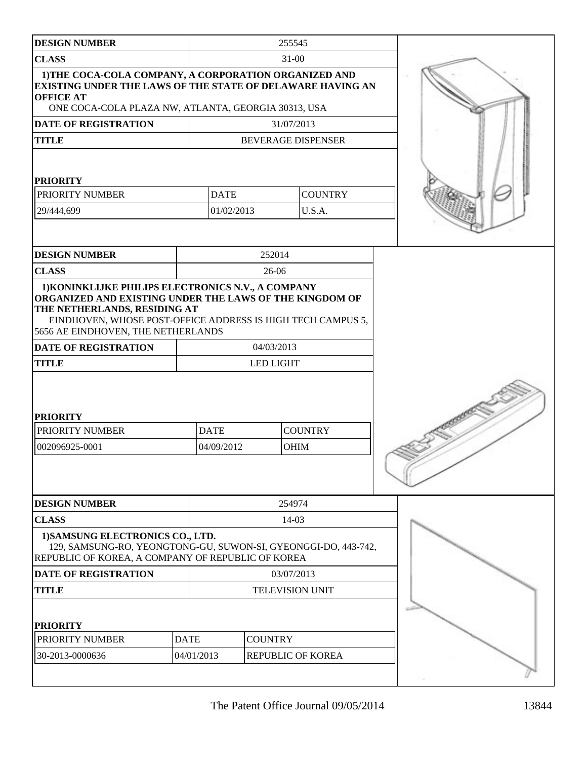| DESIGN NUMBER | 255545 | |
|---|---|---|
| CLASS | 31-00 | |

**1)THE COCA-COLA COMPANY, A CORPORATION ORGANIZED AND EXISTING UNDER THE LAWS OF THE STATE OF DELAWARE HAVING AN OFFICE AT**
ONE COCA-COLA PLAZA NW, ATLANTA, GEORGIA 30313, USA

| DATE OF REGISTRATION | 31/07/2013 |
|---|---|
| TITLE | BEVERAGE DISPENSER |

**PRIORITY**

| PRIORITY NUMBER | DATE | COUNTRY |
|---|---|---|
| 29/444,699 | 01/02/2013 | U.S.A. |

| DESIGN NUMBER | 252014 |
|---|---|
| CLASS | 26-06 |

**1)KONINKLIJKE PHILIPS ELECTRONICS N.V., A COMPANY ORGANIZED AND EXISTING UNDER THE LAWS OF THE KINGDOM OF THE NETHERLANDS, RESIDING AT**
EINDHOVEN, WHOSE POST-OFFICE ADDRESS IS HIGH TECH CAMPUS 5, 5656 AE EINDHOVEN, THE NETHERLANDS

| DATE OF REGISTRATION | 04/03/2013 |
|---|---|
| TITLE | LED LIGHT |

**PRIORITY**

| PRIORITY NUMBER | DATE | COUNTRY |
|---|---|---|
| 002096925-0001 | 04/09/2012 | OHIM |

| DESIGN NUMBER | 254974 |
|---|---|
| CLASS | 14-03 |

**1)SAMSUNG ELECTRONICS CO., LTD.**
129, SAMSUNG-RO, YEONGTONG-GU, SUWON-SI, GYEONGGI-DO, 443-742, REPUBLIC OF KOREA, A COMPANY OF REPUBLIC OF KOREA

| DATE OF REGISTRATION | 03/07/2013 |
|---|---|
| TITLE | TELEVISION UNIT |

**PRIORITY**

| PRIORITY NUMBER | DATE | COUNTRY |
|---|---|---|
| 30-2013-0000636 | 04/01/2013 | REPUBLIC OF KOREA |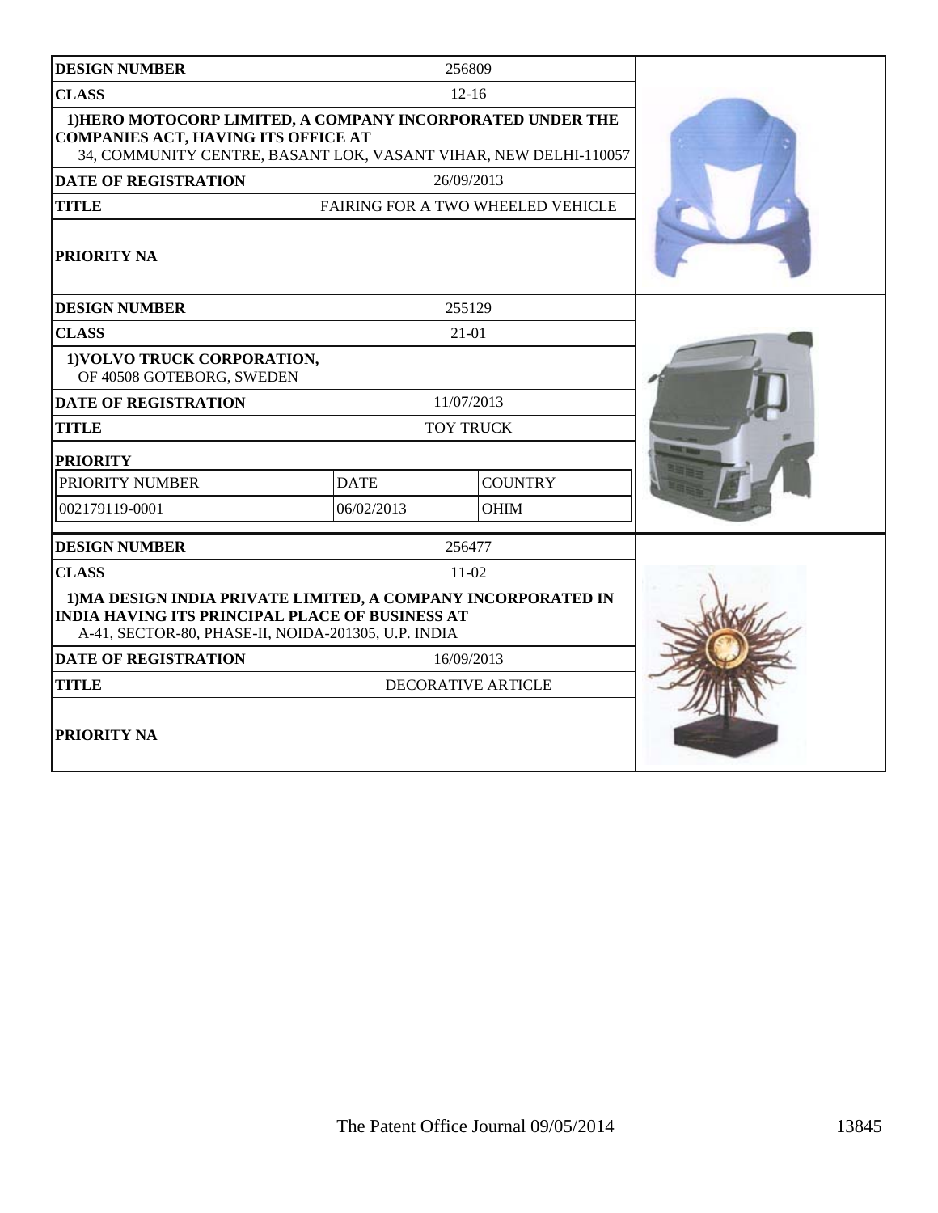| | |
|---|---|
| **DESIGN NUMBER** | 256809 |
| **CLASS** | 12-16 |
| **1)HERO MOTOCORP LIMITED, A COMPANY INCORPORATED UNDER THE COMPANIES ACT, HAVING ITS OFFICE AT** 34, COMMUNITY CENTRE, BASANT LOK, VASANT VIHAR, NEW DELHI-110057 | |
| **DATE OF REGISTRATION** | 26/09/2013 |
| **TITLE** | FAIRING FOR A TWO WHEELED VEHICLE |
| **PRIORITY NA** | |

| | |
|---|---|
| **DESIGN NUMBER** | 255129 |
| **CLASS** | 21-01 |
| **1)VOLVO TRUCK CORPORATION,** OF 40508 GOTEBORG, SWEDEN | |
| **DATE OF REGISTRATION** | 11/07/2013 |
| **TITLE** | TOY TRUCK |

**PRIORITY**

| PRIORITY NUMBER | DATE | COUNTRY |
|---|---|---|
| 002179119-0001 | 06/02/2013 | OHIM |

| | |
|---|---|
| **DESIGN NUMBER** | 256477 |
| **CLASS** | 11-02 |
| **1)MA DESIGN INDIA PRIVATE LIMITED, A COMPANY INCORPORATED IN INDIA HAVING ITS PRINCIPAL PLACE OF BUSINESS AT** A-41, SECTOR-80, PHASE-II, NOIDA-201305, U.P. INDIA | |
| **DATE OF REGISTRATION** | 16/09/2013 |
| **TITLE** | DECORATIVE ARTICLE |
| **PRIORITY NA** | |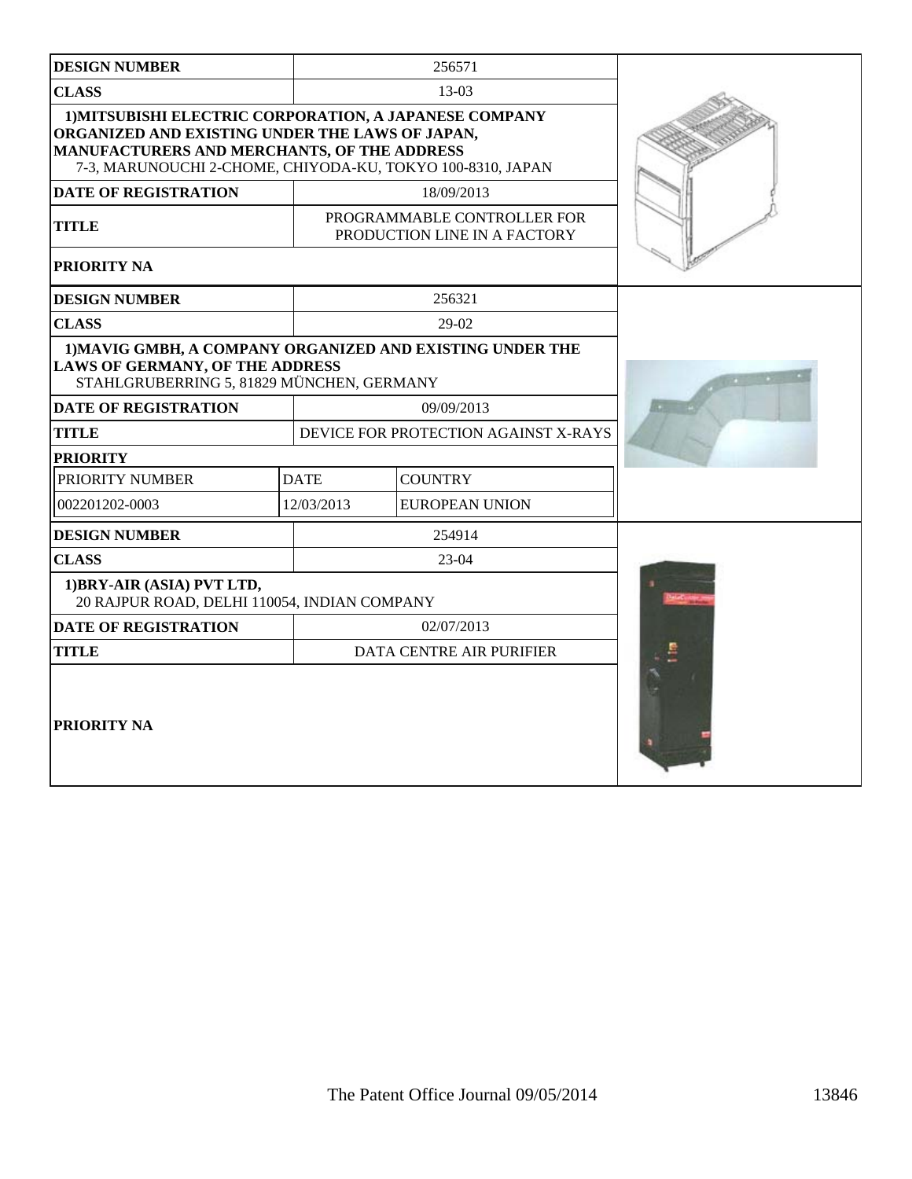| DESIGN NUMBER | 256571 |
| --- | --- |
| CLASS | 13-03 |
| 1)MITSUBISHI ELECTRIC CORPORATION, A JAPANESE COMPANY ORGANIZED AND EXISTING UNDER THE LAWS OF JAPAN, MANUFACTURERS AND MERCHANTS, OF THE ADDRESS 7-3, MARUNOUCHI 2-CHOME, CHIYODA-KU, TOKYO 100-8310, JAPAN | |
| DATE OF REGISTRATION | 18/09/2013 |
| TITLE | PROGRAMMABLE CONTROLLER FOR PRODUCTION LINE IN A FACTORY |
| PRIORITY NA | |

| DESIGN NUMBER | 256321 | |
| --- | --- | --- |
| CLASS | 29-02 | |
| 1)MAVIG GMBH, A COMPANY ORGANIZED AND EXISTING UNDER THE LAWS OF GERMANY, OF THE ADDRESS STAHLGRUBERRING 5, 81829 MÜNCHEN, GERMANY | | |
| DATE OF REGISTRATION | 09/09/2013 | |
| TITLE | DEVICE FOR PROTECTION AGAINST X-RAYS | |
| PRIORITY | | |
| PRIORITY NUMBER | DATE | COUNTRY |
| 002201202-0003 | 12/03/2013 | EUROPEAN UNION |

| DESIGN NUMBER | 254914 |
| --- | --- |
| CLASS | 23-04 |
| 1)BRY-AIR (ASIA) PVT LTD, 20 RAJPUR ROAD, DELHI 110054, INDIAN COMPANY | |
| DATE OF REGISTRATION | 02/07/2013 |
| TITLE | DATA CENTRE AIR PURIFIER |
| PRIORITY NA | |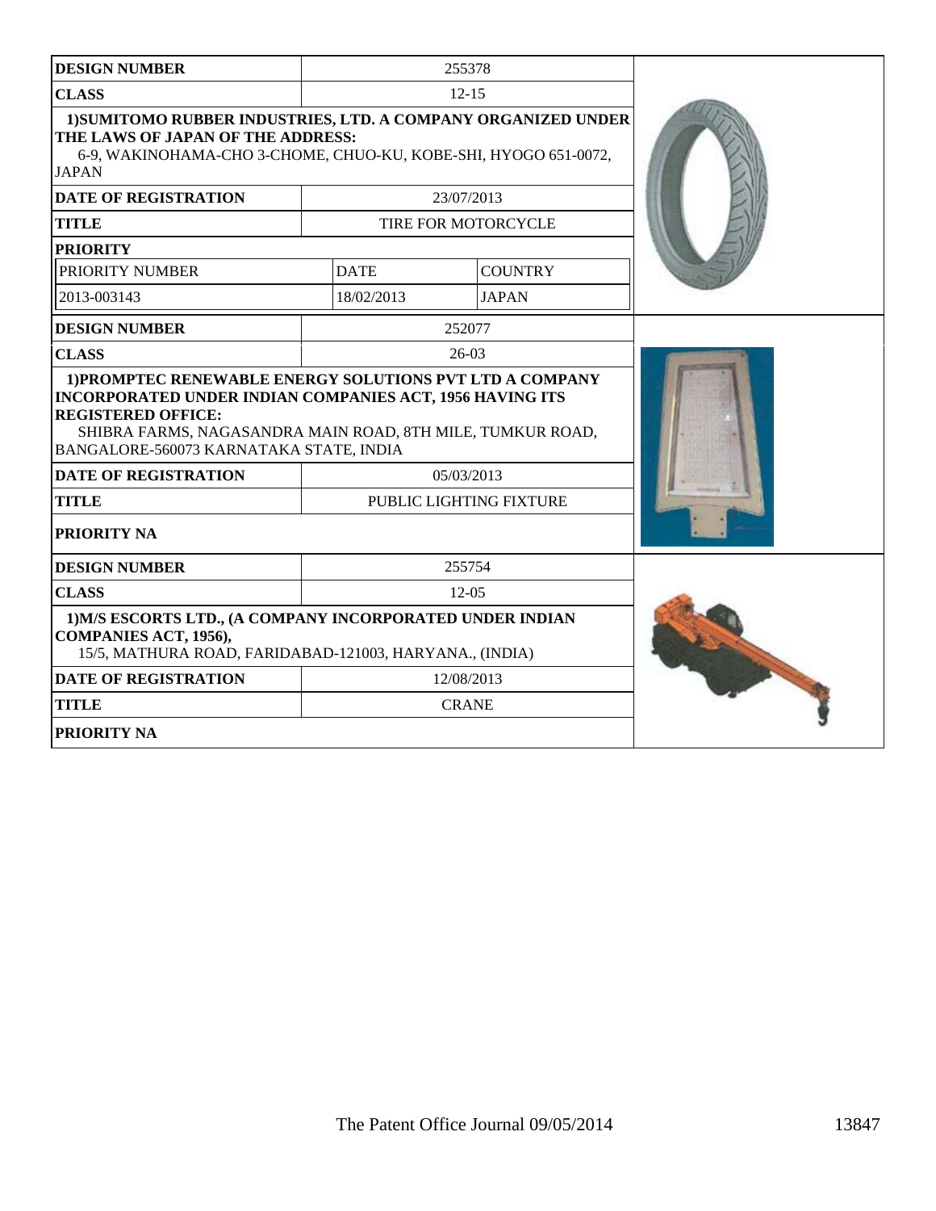| | | |
|---|---|---|
| **DESIGN NUMBER** | 255378 | |
| **CLASS** | 12-15 | |
| **1)SUMITOMO RUBBER INDUSTRIES, LTD. A COMPANY ORGANIZED UNDER THE LAWS OF JAPAN OF THE ADDRESS:** 6-9, WAKINOHAMA-CHO 3-CHOME, CHUO-KU, KOBE-SHI, HYOGO 651-0072, JAPAN | | |
| **DATE OF REGISTRATION** | 23/07/2013 | |
| **TITLE** | TIRE FOR MOTORCYCLE | |
| **PRIORITY** | | |
| PRIORITY NUMBER | DATE | COUNTRY |
| 2013-003143 | 18/02/2013 | JAPAN |

| | |
|---|---|
| **DESIGN NUMBER** | 252077 |
| **CLASS** | 26-03 |
| **1)PROMPTEC RENEWABLE ENERGY SOLUTIONS PVT LTD A COMPANY INCORPORATED UNDER INDIAN COMPANIES ACT, 1956 HAVING ITS REGISTERED OFFICE:** SHIBRA FARMS, NAGASANDRA MAIN ROAD, 8TH MILE, TUMKUR ROAD, BANGALORE-560073 KARNATAKA STATE, INDIA | |
| **DATE OF REGISTRATION** | 05/03/2013 |
| **TITLE** | PUBLIC LIGHTING FIXTURE |
| **PRIORITY NA** | |

| | |
|---|---|
| **DESIGN NUMBER** | 255754 |
| **CLASS** | 12-05 |
| **1)M/S ESCORTS LTD., (A COMPANY INCORPORATED UNDER INDIAN COMPANIES ACT, 1956),** 15/5, MATHURA ROAD, FARIDABAD-121003, HARYANA., (INDIA) | |
| **DATE OF REGISTRATION** | 12/08/2013 |
| **TITLE** | CRANE |
| **PRIORITY NA** | |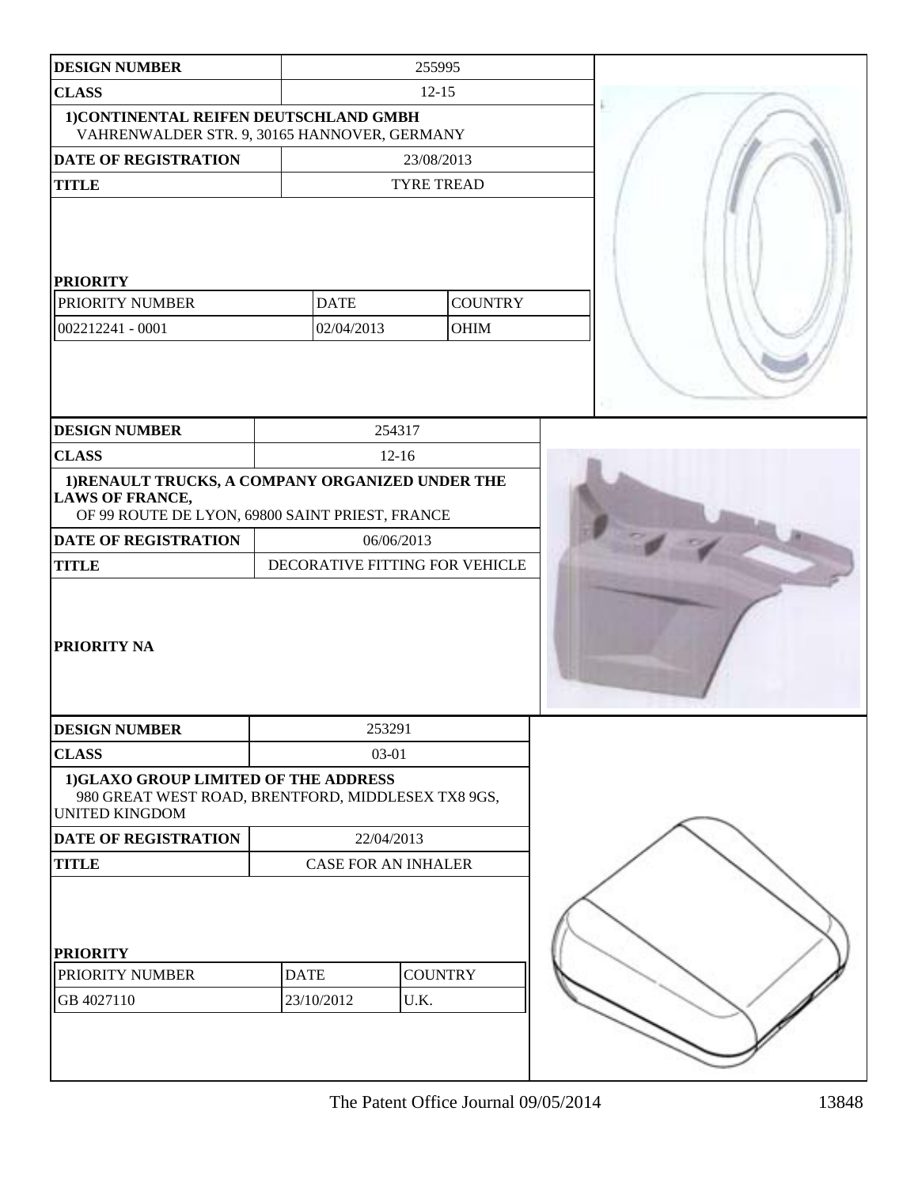| | |
|---|---|
| **DESIGN NUMBER** | 255995 |
| **CLASS** | 12-15 |
| **1)CONTINENTAL REIFEN DEUTSCHLAND GMBH** VAHRENWALDER STR. 9, 30165 HANNOVER, GERMANY | |
| **DATE OF REGISTRATION** | 23/08/2013 |
| **TITLE** | TYRE TREAD |

**PRIORITY**

| PRIORITY NUMBER | DATE | COUNTRY |
|---|---|---|
| 002212241 - 0001 | 02/04/2013 | OHIM |

| | |
|---|---|
| **DESIGN NUMBER** | 254317 |
| **CLASS** | 12-16 |
| **1)RENAULT TRUCKS, A COMPANY ORGANIZED UNDER THE LAWS OF FRANCE,** OF 99 ROUTE DE LYON, 69800 SAINT PRIEST, FRANCE | |
| **DATE OF REGISTRATION** | 06/06/2013 |
| **TITLE** | DECORATIVE FITTING FOR VEHICLE |

**PRIORITY NA**

| | |
|---|---|
| **DESIGN NUMBER** | 253291 |
| **CLASS** | 03-01 |
| **1)GLAXO GROUP LIMITED OF THE ADDRESS** 980 GREAT WEST ROAD, BRENTFORD, MIDDLESEX TX8 9GS, UNITED KINGDOM | |
| **DATE OF REGISTRATION** | 22/04/2013 |
| **TITLE** | CASE FOR AN INHALER |

**PRIORITY**

| PRIORITY NUMBER | DATE | COUNTRY |
|---|---|---|
| GB 4027110 | 23/10/2012 | U.K. |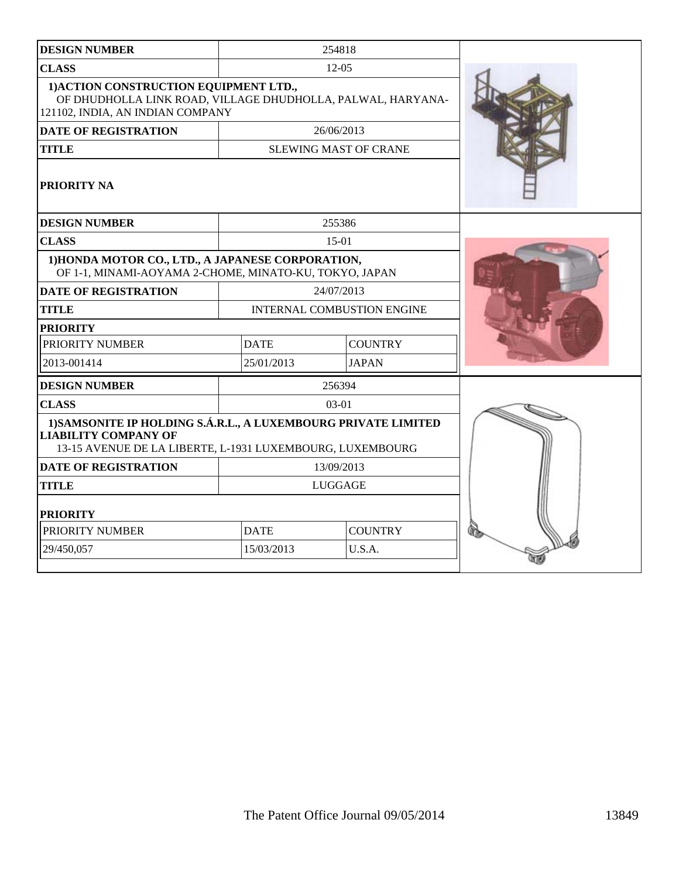| | | | |
|---|---|---|---|
| **DESIGN NUMBER** | 254818 | | |
| **CLASS** | 12-05 | | |
| **1)ACTION CONSTRUCTION EQUIPMENT LTD.,** OF DHUDHOLLA LINK ROAD, VILLAGE DHUDHOLLA, PALWAL, HARYANA-121102, INDIA, AN INDIAN COMPANY | | | |
| **DATE OF REGISTRATION** | 26/06/2013 | | |
| **TITLE** | SLEWING MAST OF CRANE | | |
| **PRIORITY NA** | | | |

| | | | |
|---|---|---|---|
| **DESIGN NUMBER** | 255386 | | |
| **CLASS** | 15-01 | | |
| **1)HONDA MOTOR CO., LTD., A JAPANESE CORPORATION,** OF 1-1, MINAMI-AOYAMA 2-CHOME, MINATO-KU, TOKYO, JAPAN | | | |
| **DATE OF REGISTRATION** | 24/07/2013 | | |
| **TITLE** | INTERNAL COMBUSTION ENGINE | | |
| **PRIORITY** | | | |
| PRIORITY NUMBER | DATE | COUNTRY | |
| 2013-001414 | 25/01/2013 | JAPAN | |

| | | | |
|---|---|---|---|
| **DESIGN NUMBER** | 256394 | | |
| **CLASS** | 03-01 | | |
| **1)SAMSONITE IP HOLDING S.Á.R.L., A LUXEMBOURG PRIVATE LIMITED LIABILITY COMPANY OF** 13-15 AVENUE DE LA LIBERTE, L-1931 LUXEMBOURG, LUXEMBOURG | | | |
| **DATE OF REGISTRATION** | 13/09/2013 | | |
| **TITLE** | LUGGAGE | | |
| **PRIORITY** | | | |
| PRIORITY NUMBER | DATE | COUNTRY | |
| 29/450,057 | 15/03/2013 | U.S.A. | |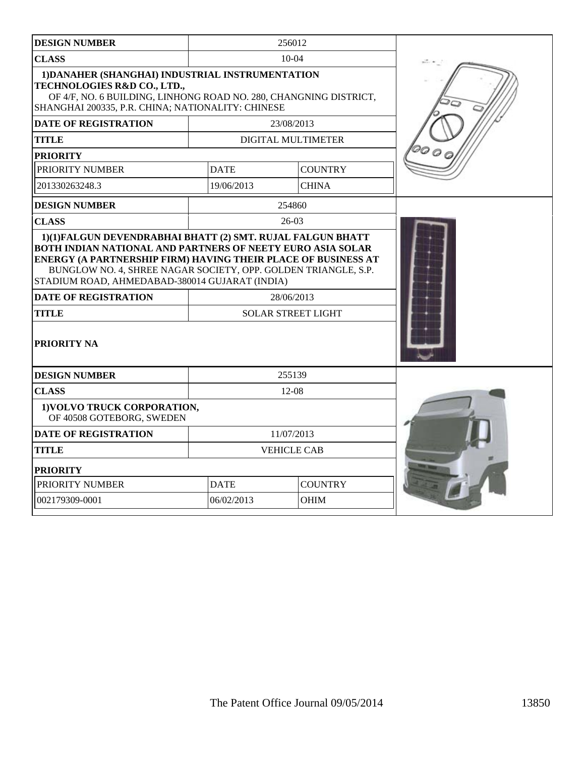| DESIGN NUMBER | 256012 | |
|---|---|---|
| CLASS | 10-04 | |
| 1)DANAHER (SHANGHAI) INDUSTRIAL INSTRUMENTATION TECHNOLOGIES R&D CO., LTD., OF 4/F, NO. 6 BUILDING, LINHONG ROAD NO. 280, CHANGNING DISTRICT, SHANGHAI 200335, P.R. CHINA; NATIONALITY: CHINESE | | |
| DATE OF REGISTRATION | 23/08/2013 | |
| TITLE | DIGITAL MULTIMETER | |
| PRIORITY | | |
| PRIORITY NUMBER | DATE | COUNTRY |
| 201330263248.3 | 19/06/2013 | CHINA |

| DESIGN NUMBER | 254860 |
|---|---|
| CLASS | 26-03 |
| 1)(1)FALGUN DEVENDRABHAI BHATT (2) SMT. RUJAL FALGUN BHATT BOTH INDIAN NATIONAL AND PARTNERS OF NEETY EURO ASIA SOLAR ENERGY (A PARTNERSHIP FIRM) HAVING THEIR PLACE OF BUSINESS AT BUNGLOW NO. 4, SHREE NAGAR SOCIETY, OPP. GOLDEN TRIANGLE, S.P. STADIUM ROAD, AHMEDABAD-380014 GUJARAT (INDIA) | |
| DATE OF REGISTRATION | 28/06/2013 |
| TITLE | SOLAR STREET LIGHT |
| PRIORITY NA | |

| DESIGN NUMBER | 255139 | |
|---|---|---|
| CLASS | 12-08 | |
| 1)VOLVO TRUCK CORPORATION, OF 40508 GOTEBORG, SWEDEN | | |
| DATE OF REGISTRATION | 11/07/2013 | |
| TITLE | VEHICLE CAB | |
| PRIORITY | | |
| PRIORITY NUMBER | DATE | COUNTRY |
| 002179309-0001 | 06/02/2013 | OHIM |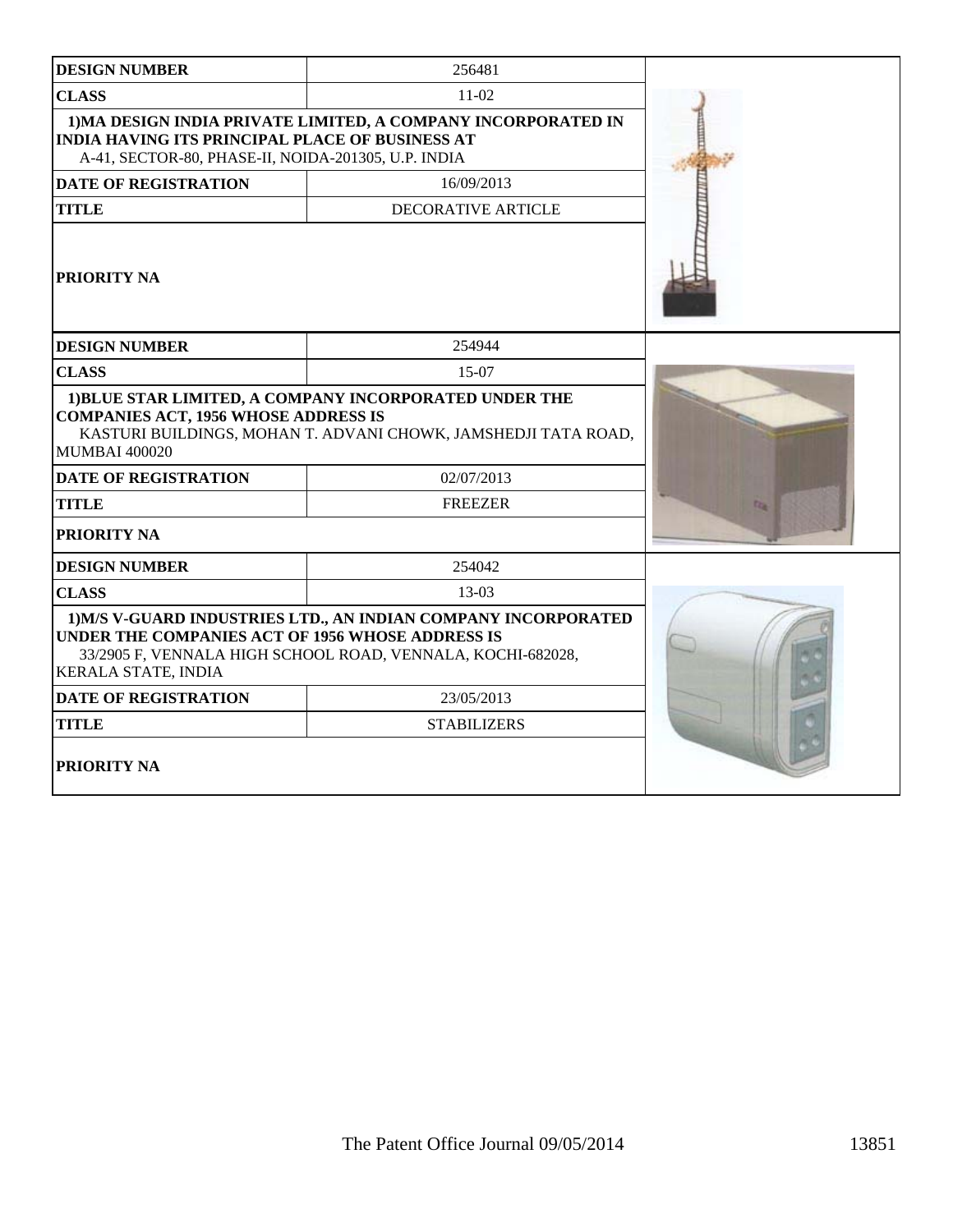| | |
|---|---|
| **DESIGN NUMBER** | 256481 |
| **CLASS** | 11-02 |
| **1)MA DESIGN INDIA PRIVATE LIMITED, A COMPANY INCORPORATED IN INDIA HAVING ITS PRINCIPAL PLACE OF BUSINESS AT** A-41, SECTOR-80, PHASE-II, NOIDA-201305, U.P. INDIA | |
| **DATE OF REGISTRATION** | 16/09/2013 |
| **TITLE** | DECORATIVE ARTICLE |
| **PRIORITY NA** | |

| | |
|---|---|
| **DESIGN NUMBER** | 254944 |
| **CLASS** | 15-07 |
| **1)BLUE STAR LIMITED, A COMPANY INCORPORATED UNDER THE COMPANIES ACT, 1956 WHOSE ADDRESS IS** KASTURI BUILDINGS, MOHAN T. ADVANI CHOWK, JAMSHEDJI TATA ROAD, MUMBAI 400020 | |
| **DATE OF REGISTRATION** | 02/07/2013 |
| **TITLE** | FREEZER |
| **PRIORITY NA** | |

| | |
|---|---|
| **DESIGN NUMBER** | 254042 |
| **CLASS** | 13-03 |
| **1)M/S V-GUARD INDUSTRIES LTD., AN INDIAN COMPANY INCORPORATED UNDER THE COMPANIES ACT OF 1956 WHOSE ADDRESS IS** 33/2905 F, VENNALA HIGH SCHOOL ROAD, VENNALA, KOCHI-682028, KERALA STATE, INDIA | |
| **DATE OF REGISTRATION** | 23/05/2013 |
| **TITLE** | STABILIZERS |
| **PRIORITY NA** | |